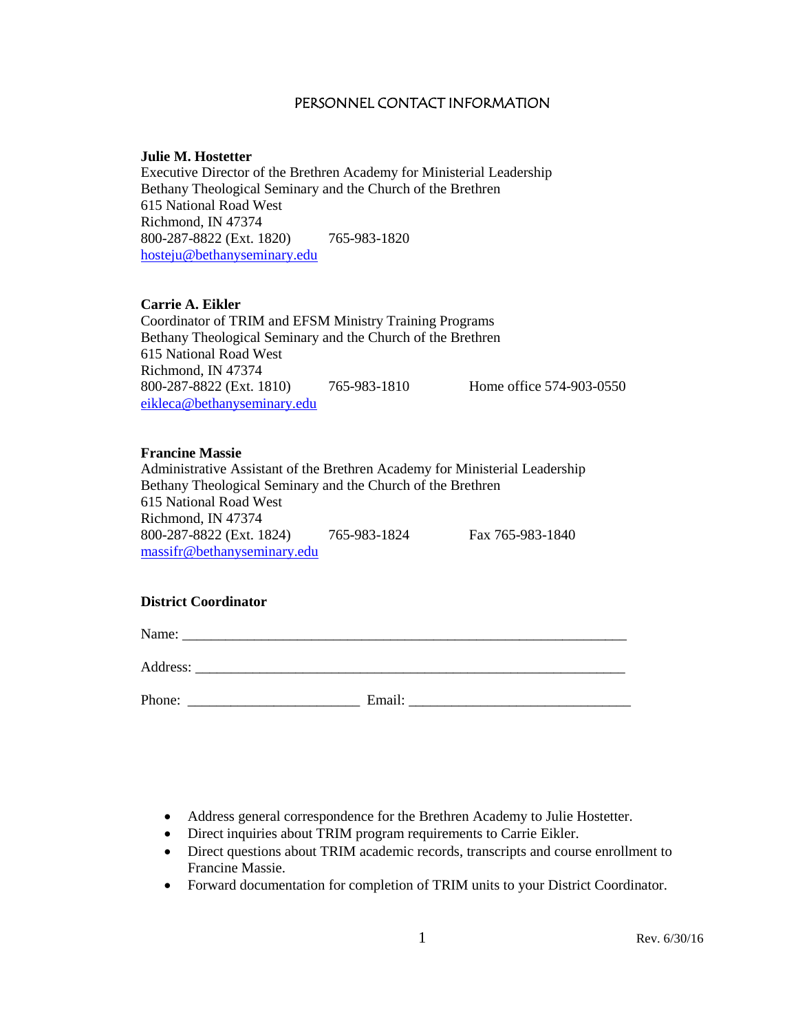# PERSONNEL CONTACT INFORMATION

**Julie M. Hostetter**
Executive Director of the Brethren Academy for Ministerial Leadership
Bethany Theological Seminary and the Church of the Brethren
615 National Road West
Richmond, IN 47374
800-287-8822 (Ext. 1820) 765-983-1820
hosteju@bethanyseminary.edu

**Carrie A. Eikler**
Coordinator of TRIM and EFSM Ministry Training Programs
Bethany Theological Seminary and the Church of the Brethren
615 National Road West
Richmond, IN 47374
800-287-8822 (Ext. 1810) 765-983-1810 Home office 574-903-0550
eikleca@bethanyseminary.edu

**Francine Massie**
Administrative Assistant of the Brethren Academy for Ministerial Leadership
Bethany Theological Seminary and the Church of the Brethren
615 National Road West
Richmond, IN 47374
800-287-8822 (Ext. 1824) 765-983-1824 Fax 765-983-1840
massifr@bethanyseminary.edu

**District Coordinator**

Name: ______________________________________________________________

Address: ____________________________________________________________

Phone: ________________________ Email: ______________________________

- Address general correspondence for the Brethren Academy to Julie Hostetter.
- Direct inquiries about TRIM program requirements to Carrie Eikler.
- Direct questions about TRIM academic records, transcripts and course enrollment to Francine Massie.
- Forward documentation for completion of TRIM units to your District Coordinator.

Rev. 6/30/16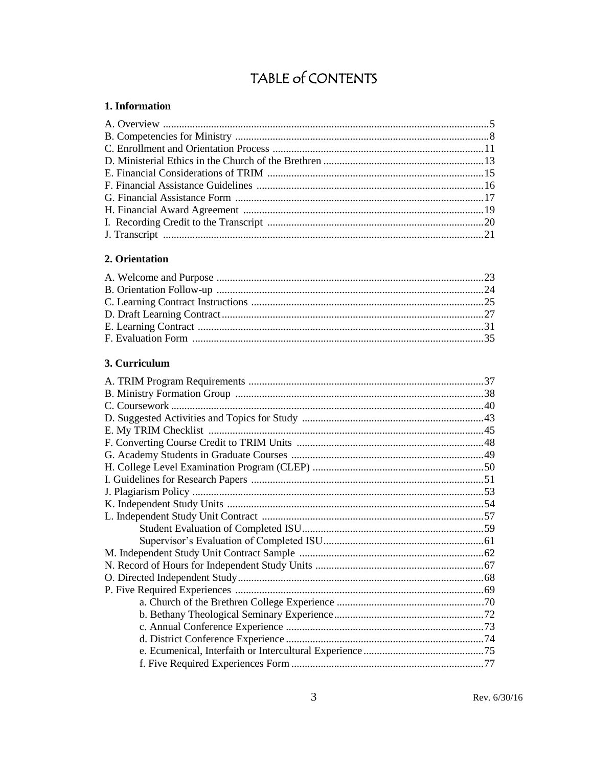# TABLE of CONTENTS

## 1. Information

A. Overview ..........................................................................................................5
B. Competencies for Ministry ..............................................................................8
C. Enrollment and Orientation Process ..............................................................11
D. Ministerial Ethics in the Church of the Brethren ............................................13
E. Financial Considerations of TRIM .................................................................15
F. Financial Assistance Guidelines ....................................................................16
G. Financial Assistance Form .............................................................................17
H. Financial Award Agreement ..........................................................................19
I. Recording Credit to the Transcript .................................................................20
J. Transcript .......................................................................................................21

## 2. Orientation

A. Welcome and Purpose ....................................................................................23
B. Orientation Follow-up ....................................................................................24
C. Learning Contract Instructions .......................................................................25
D. Draft Learning Contract..................................................................................27
E. Learning Contract ...........................................................................................31
F. Evaluation Form .............................................................................................35

## 3. Curriculum

A. TRIM Program Requirements ........................................................................37
B. Ministry Formation Group .............................................................................38
C. Coursework.....................................................................................................40
D. Suggested Activities and Topics for Study ....................................................43
E. My TRIM Checklist .......................................................................................45
F. Converting Course Credit to TRIM Units ......................................................48
G. Academy Students in Graduate Courses ........................................................49
H. College Level Examination Program (CLEP) ................................................50
I. Guidelines for Research Papers ......................................................................51
J. Plagiarism Policy .............................................................................................53
K. Independent Study Units ................................................................................54
L. Independent Study Unit Contract ..................................................................57
- Student Evaluation of Completed ISU....................................................59
- Supervisor's Evaluation of Completed ISU............................................61

M. Independent Study Unit Contract Sample .....................................................62
N. Record of Hours for Independent Study Units ...............................................67
O. Directed Independent Study............................................................................68
P. Five Required Experiences .............................................................................69
- a. Church of the Brethren College Experience .......................................70
- b. Bethany Theological Seminary Experience........................................72
- c. Annual Conference Experience ..........................................................73
- d. District Conference Experience...........................................................74
- e. Ecumenical, Interfaith or Intercultural Experience.............................75
- f. Five Required Experiences Form........................................................77

Rev. 6/30/16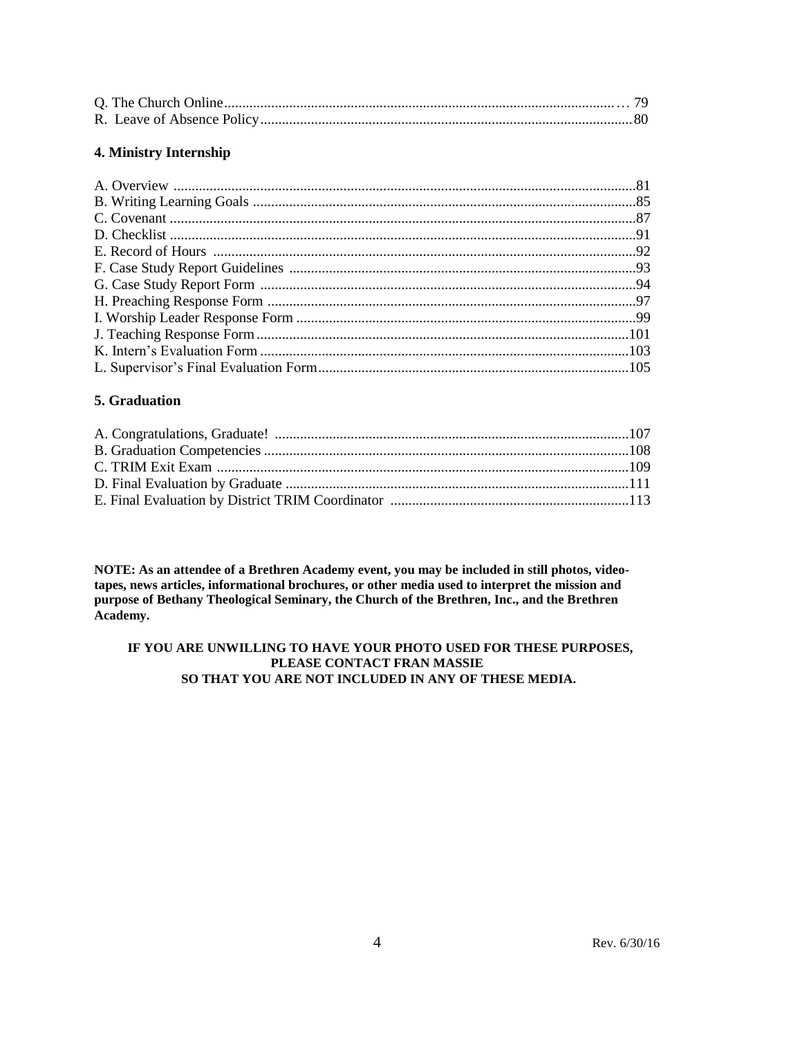Q. The Church Online.............................................................................................................… 79
R. Leave of Absence Policy......................................................................................................80

**4. Ministry Internship**

A. Overview ...............................................................................................................................81
B. Writing Learning Goals .........................................................................................................85
C. Covenant ................................................................................................................................87
D. Checklist ................................................................................................................................91
E. Record of Hours ....................................................................................................................92
F. Case Study Report Guidelines ...............................................................................................93
G. Case Study Report Form .......................................................................................................94
H. Preaching Response Form .....................................................................................................97
I. Worship Leader Response Form .............................................................................................99
J. Teaching Response Form.......................................................................................................101
K. Intern's Evaluation Form ......................................................................................................103
L. Supervisor's Final Evaluation Form......................................................................................105

**5. Graduation**

A. Congratulations, Graduate! ..................................................................................................107
B. Graduation Competencies .....................................................................................................108
C. TRIM Exit Exam ..................................................................................................................109
D. Final Evaluation by Graduate ...............................................................................................111
E. Final Evaluation by District TRIM Coordinator ..................................................................113

**NOTE: As an attendee of a Brethren Academy event, you may be included in still photos, video-tapes, news articles, informational brochures, or other media used to interpret the mission and purpose of Bethany Theological Seminary, the Church of the Brethren, Inc., and the Brethren Academy.**

**IF YOU ARE UNWILLING TO HAVE YOUR PHOTO USED FOR THESE PURPOSES, PLEASE CONTACT FRAN MASSIE SO THAT YOU ARE NOT INCLUDED IN ANY OF THESE MEDIA.**

Rev. 6/30/16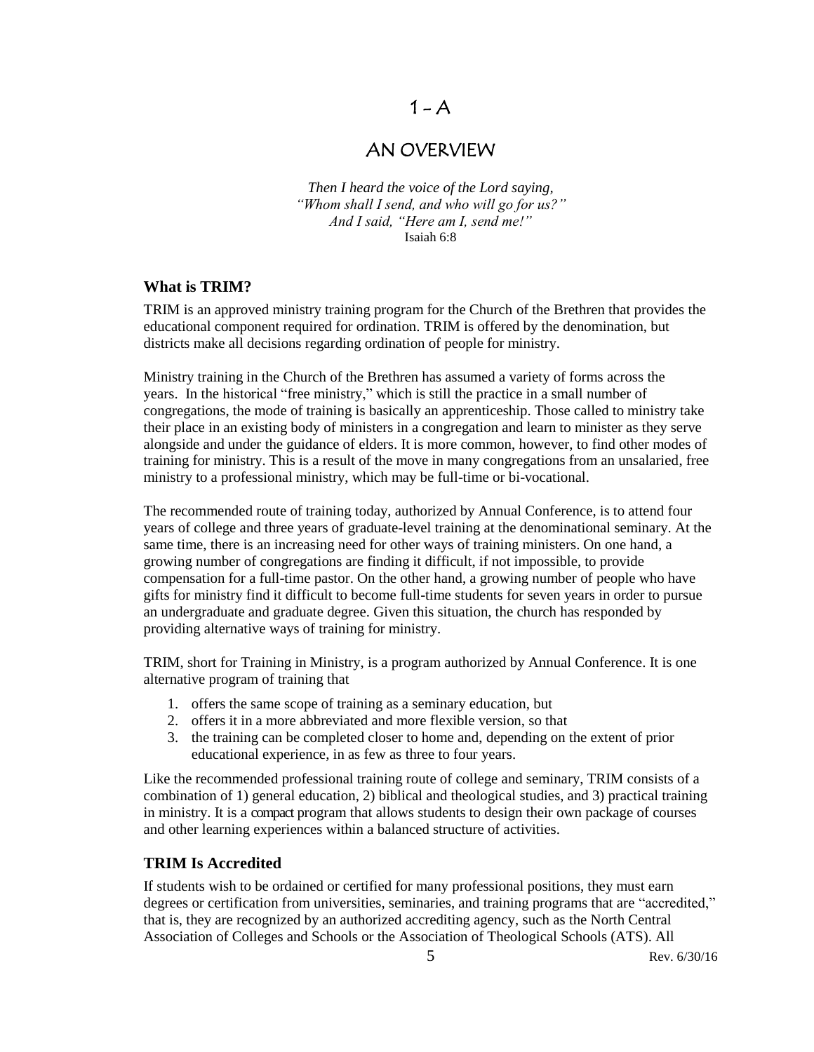# 1 – A

# AN OVERVIEW

*Then I heard the voice of the Lord saying,*
*"Whom shall I send, and who will go for us?"*
*And I said, "Here am I, send me!"*
Isaiah 6:8

### What is TRIM?

TRIM is an approved ministry training program for the Church of the Brethren that provides the educational component required for ordination. TRIM is offered by the denomination, but districts make all decisions regarding ordination of people for ministry.

Ministry training in the Church of the Brethren has assumed a variety of forms across the years. In the historical "free ministry," which is still the practice in a small number of congregations, the mode of training is basically an apprenticeship. Those called to ministry take their place in an existing body of ministers in a congregation and learn to minister as they serve alongside and under the guidance of elders. It is more common, however, to find other modes of training for ministry. This is a result of the move in many congregations from an unsalaried, free ministry to a professional ministry, which may be full-time or bi-vocational.

The recommended route of training today, authorized by Annual Conference, is to attend four years of college and three years of graduate-level training at the denominational seminary. At the same time, there is an increasing need for other ways of training ministers. On one hand, a growing number of congregations are finding it difficult, if not impossible, to provide compensation for a full-time pastor. On the other hand, a growing number of people who have gifts for ministry find it difficult to become full-time students for seven years in order to pursue an undergraduate and graduate degree. Given this situation, the church has responded by providing alternative ways of training for ministry.

TRIM, short for Training in Ministry, is a program authorized by Annual Conference. It is one alternative program of training that

1. offers the same scope of training as a seminary education, but
2. offers it in a more abbreviated and more flexible version, so that
3. the training can be completed closer to home and, depending on the extent of prior educational experience, in as few as three to four years.

Like the recommended professional training route of college and seminary, TRIM consists of a combination of 1) general education, 2) biblical and theological studies, and 3) practical training in ministry. It is a compact program that allows students to design their own package of courses and other learning experiences within a balanced structure of activities.

### TRIM Is Accredited

If students wish to be ordained or certified for many professional positions, they must earn degrees or certification from universities, seminaries, and training programs that are "accredited," that is, they are recognized by an authorized accrediting agency, such as the North Central Association of Colleges and Schools or the Association of Theological Schools (ATS). All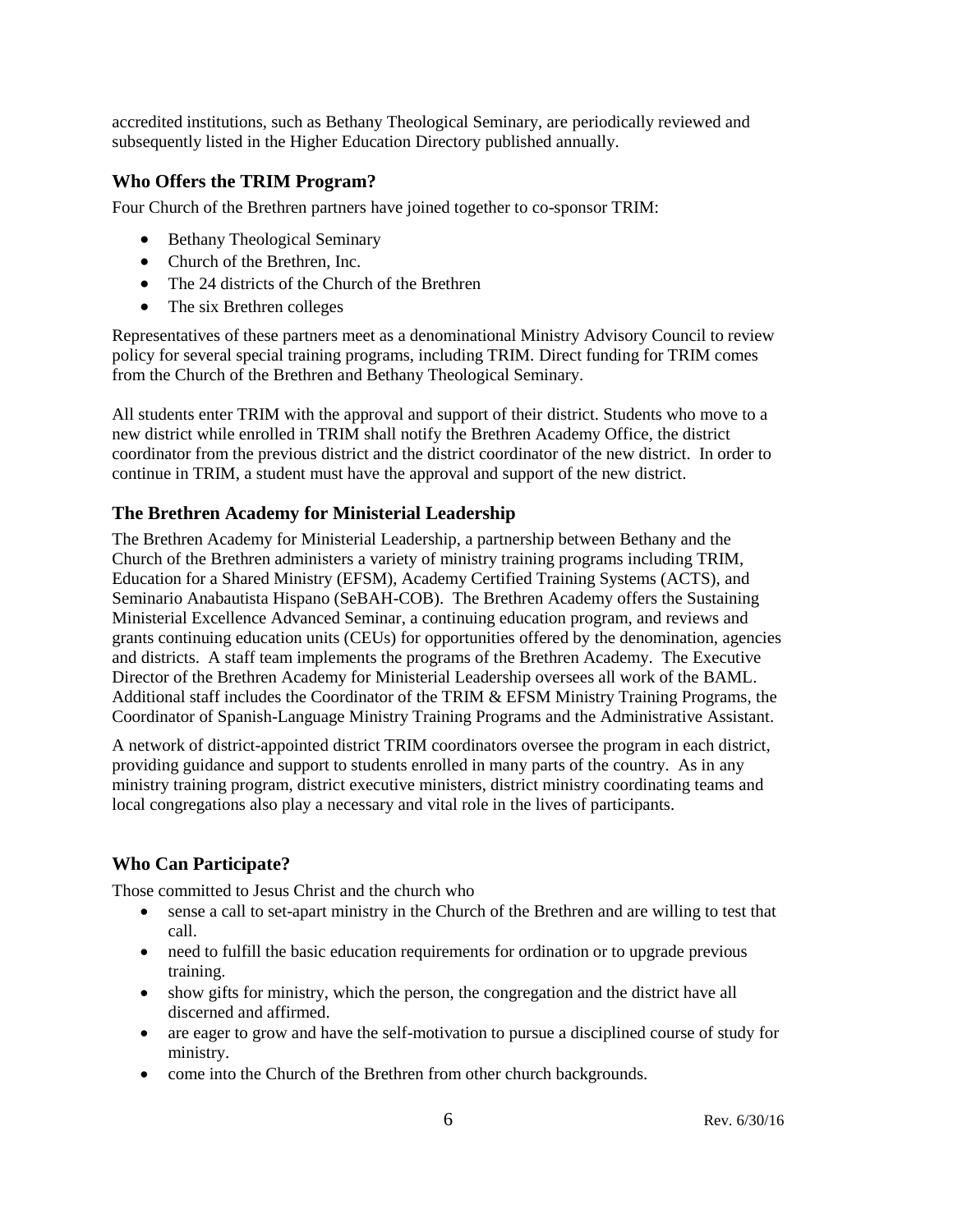accredited institutions, such as Bethany Theological Seminary, are periodically reviewed and subsequently listed in the Higher Education Directory published annually.

### Who Offers the TRIM Program?

Four Church of the Brethren partners have joined together to co-sponsor TRIM:

- Bethany Theological Seminary
- Church of the Brethren, Inc.
- The 24 districts of the Church of the Brethren
- The six Brethren colleges

Representatives of these partners meet as a denominational Ministry Advisory Council to review policy for several special training programs, including TRIM. Direct funding for TRIM comes from the Church of the Brethren and Bethany Theological Seminary.

All students enter TRIM with the approval and support of their district. Students who move to a new district while enrolled in TRIM shall notify the Brethren Academy Office, the district coordinator from the previous district and the district coordinator of the new district. In order to continue in TRIM, a student must have the approval and support of the new district.

### The Brethren Academy for Ministerial Leadership

The Brethren Academy for Ministerial Leadership, a partnership between Bethany and the Church of the Brethren administers a variety of ministry training programs including TRIM, Education for a Shared Ministry (EFSM), Academy Certified Training Systems (ACTS), and Seminario Anabautista Hispano (SeBAH-COB). The Brethren Academy offers the Sustaining Ministerial Excellence Advanced Seminar, a continuing education program, and reviews and grants continuing education units (CEUs) for opportunities offered by the denomination, agencies and districts. A staff team implements the programs of the Brethren Academy. The Executive Director of the Brethren Academy for Ministerial Leadership oversees all work of the BAML. Additional staff includes the Coordinator of the TRIM & EFSM Ministry Training Programs, the Coordinator of Spanish-Language Ministry Training Programs and the Administrative Assistant.

A network of district-appointed district TRIM coordinators oversee the program in each district, providing guidance and support to students enrolled in many parts of the country. As in any ministry training program, district executive ministers, district ministry coordinating teams and local congregations also play a necessary and vital role in the lives of participants.

### Who Can Participate?

Those committed to Jesus Christ and the church who

- sense a call to set-apart ministry in the Church of the Brethren and are willing to test that call.
- need to fulfill the basic education requirements for ordination or to upgrade previous training.
- show gifts for ministry, which the person, the congregation and the district have all discerned and affirmed.
- are eager to grow and have the self-motivation to pursue a disciplined course of study for ministry.
- come into the Church of the Brethren from other church backgrounds.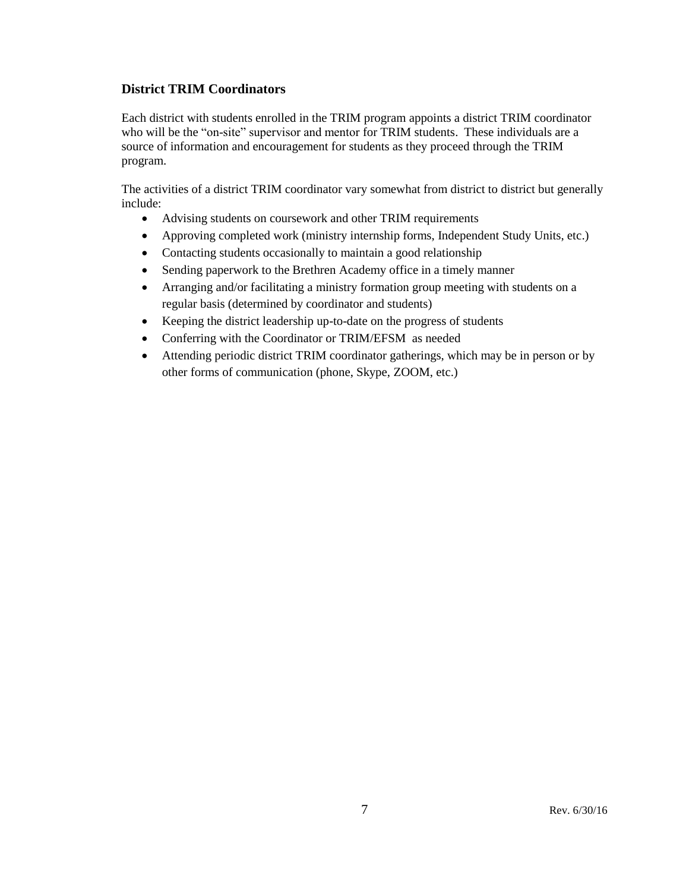### District TRIM Coordinators

Each district with students enrolled in the TRIM program appoints a district TRIM coordinator who will be the "on-site" supervisor and mentor for TRIM students. These individuals are a source of information and encouragement for students as they proceed through the TRIM program.

The activities of a district TRIM coordinator vary somewhat from district to district but generally include:

- Advising students on coursework and other TRIM requirements
- Approving completed work (ministry internship forms, Independent Study Units, etc.)
- Contacting students occasionally to maintain a good relationship
- Sending paperwork to the Brethren Academy office in a timely manner
- Arranging and/or facilitating a ministry formation group meeting with students on a regular basis (determined by coordinator and students)
- Keeping the district leadership up-to-date on the progress of students
- Conferring with the Coordinator or TRIM/EFSM as needed
- Attending periodic district TRIM coordinator gatherings, which may be in person or by other forms of communication (phone, Skype, ZOOM, etc.)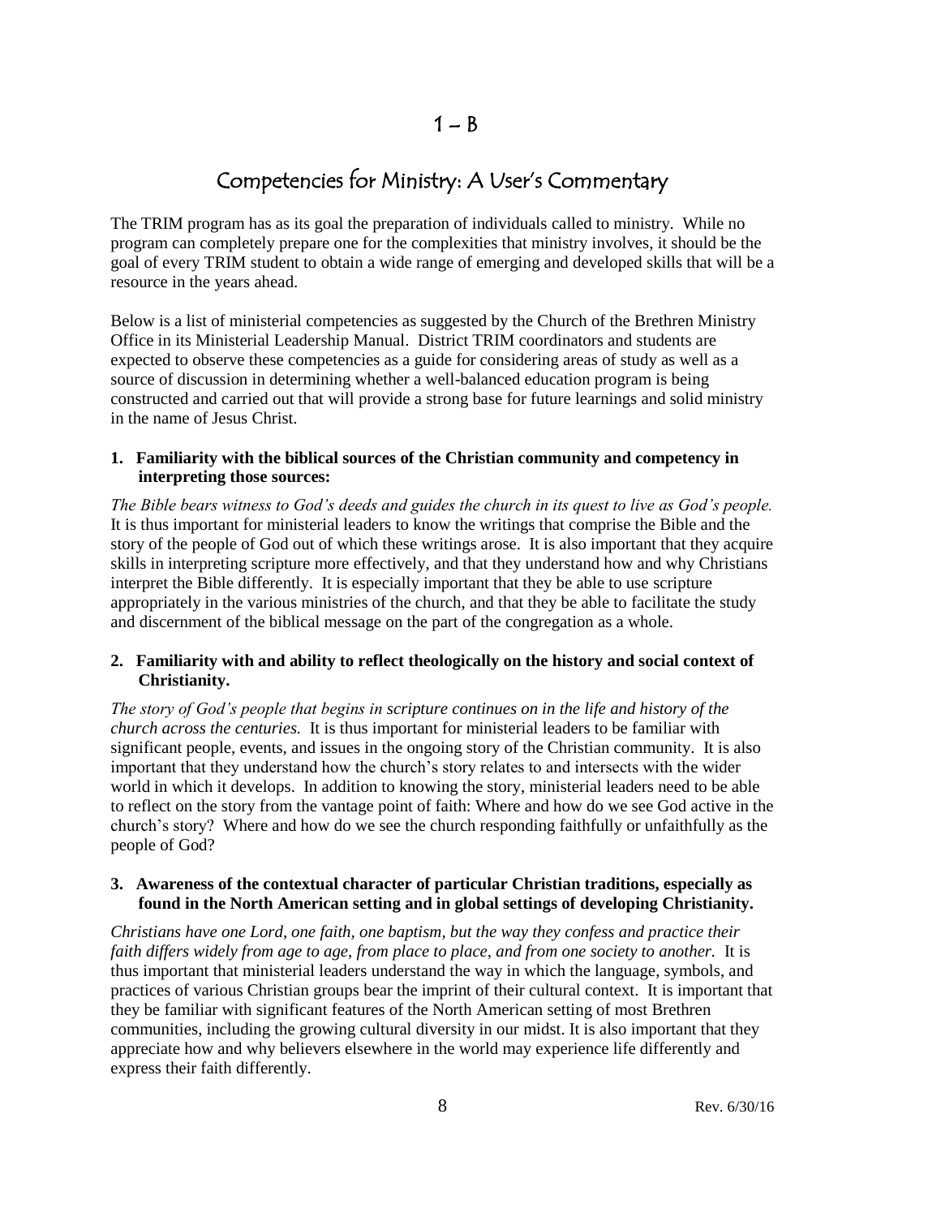# 1 – B

## Competencies for Ministry: A User's Commentary

The TRIM program has as its goal the preparation of individuals called to ministry. While no program can completely prepare one for the complexities that ministry involves, it should be the goal of every TRIM student to obtain a wide range of emerging and developed skills that will be a resource in the years ahead.

Below is a list of ministerial competencies as suggested by the Church of the Brethren Ministry Office in its Ministerial Leadership Manual. District TRIM coordinators and students are expected to observe these competencies as a guide for considering areas of study as well as a source of discussion in determining whether a well-balanced education program is being constructed and carried out that will provide a strong base for future learnings and solid ministry in the name of Jesus Christ.

**1. Familiarity with the biblical sources of the Christian community and competency in interpreting those sources:**

*The Bible bears witness to God's deeds and guides the church in its quest to live as God's people.* It is thus important for ministerial leaders to know the writings that comprise the Bible and the story of the people of God out of which these writings arose. It is also important that they acquire skills in interpreting scripture more effectively, and that they understand how and why Christians interpret the Bible differently. It is especially important that they be able to use scripture appropriately in the various ministries of the church, and that they be able to facilitate the study and discernment of the biblical message on the part of the congregation as a whole.

**2. Familiarity with and ability to reflect theologically on the history and social context of Christianity.**

*The story of God's people that begins in scripture continues on in the life and history of the church across the centuries.* It is thus important for ministerial leaders to be familiar with significant people, events, and issues in the ongoing story of the Christian community. It is also important that they understand how the church's story relates to and intersects with the wider world in which it develops. In addition to knowing the story, ministerial leaders need to be able to reflect on the story from the vantage point of faith: Where and how do we see God active in the church's story? Where and how do we see the church responding faithfully or unfaithfully as the people of God?

**3. Awareness of the contextual character of particular Christian traditions, especially as found in the North American setting and in global settings of developing Christianity.**

*Christians have one Lord, one faith, one baptism, but the way they confess and practice their faith differs widely from age to age, from place to place, and from one society to another.* It is thus important that ministerial leaders understand the way in which the language, symbols, and practices of various Christian groups bear the imprint of their cultural context. It is important that they be familiar with significant features of the North American setting of most Brethren communities, including the growing cultural diversity in our midst. It is also important that they appreciate how and why believers elsewhere in the world may experience life differently and express their faith differently.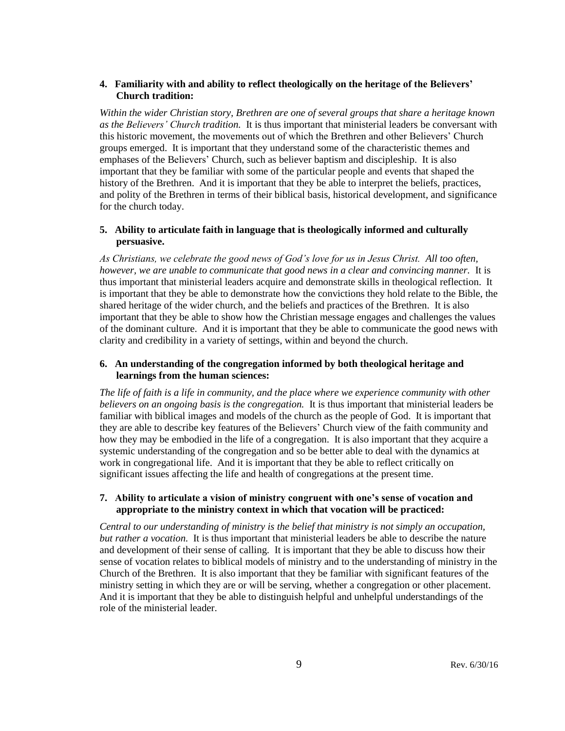**4. Familiarity with and ability to reflect theologically on the heritage of the Believers' Church tradition:**

*Within the wider Christian story, Brethren are one of several groups that share a heritage known as the Believers' Church tradition.* It is thus important that ministerial leaders be conversant with this historic movement, the movements out of which the Brethren and other Believers' Church groups emerged. It is important that they understand some of the characteristic themes and emphases of the Believers' Church, such as believer baptism and discipleship. It is also important that they be familiar with some of the particular people and events that shaped the history of the Brethren. And it is important that they be able to interpret the beliefs, practices, and polity of the Brethren in terms of their biblical basis, historical development, and significance for the church today.

**5. Ability to articulate faith in language that is theologically informed and culturally persuasive.**

*As Christians, we celebrate the good news of God's love for us in Jesus Christ. All too often, however, we are unable to communicate that good news in a clear and convincing manner.* It is thus important that ministerial leaders acquire and demonstrate skills in theological reflection. It is important that they be able to demonstrate how the convictions they hold relate to the Bible, the shared heritage of the wider church, and the beliefs and practices of the Brethren. It is also important that they be able to show how the Christian message engages and challenges the values of the dominant culture. And it is important that they be able to communicate the good news with clarity and credibility in a variety of settings, within and beyond the church.

**6. An understanding of the congregation informed by both theological heritage and learnings from the human sciences:**

*The life of faith is a life in community, and the place where we experience community with other believers on an ongoing basis is the congregation.* It is thus important that ministerial leaders be familiar with biblical images and models of the church as the people of God. It is important that they are able to describe key features of the Believers' Church view of the faith community and how they may be embodied in the life of a congregation. It is also important that they acquire a systemic understanding of the congregation and so be better able to deal with the dynamics at work in congregational life. And it is important that they be able to reflect critically on significant issues affecting the life and health of congregations at the present time.

**7. Ability to articulate a vision of ministry congruent with one's sense of vocation and appropriate to the ministry context in which that vocation will be practiced:**

*Central to our understanding of ministry is the belief that ministry is not simply an occupation, but rather a vocation.* It is thus important that ministerial leaders be able to describe the nature and development of their sense of calling. It is important that they be able to discuss how their sense of vocation relates to biblical models of ministry and to the understanding of ministry in the Church of the Brethren. It is also important that they be familiar with significant features of the ministry setting in which they are or will be serving, whether a congregation or other placement. And it is important that they be able to distinguish helpful and unhelpful understandings of the role of the ministerial leader.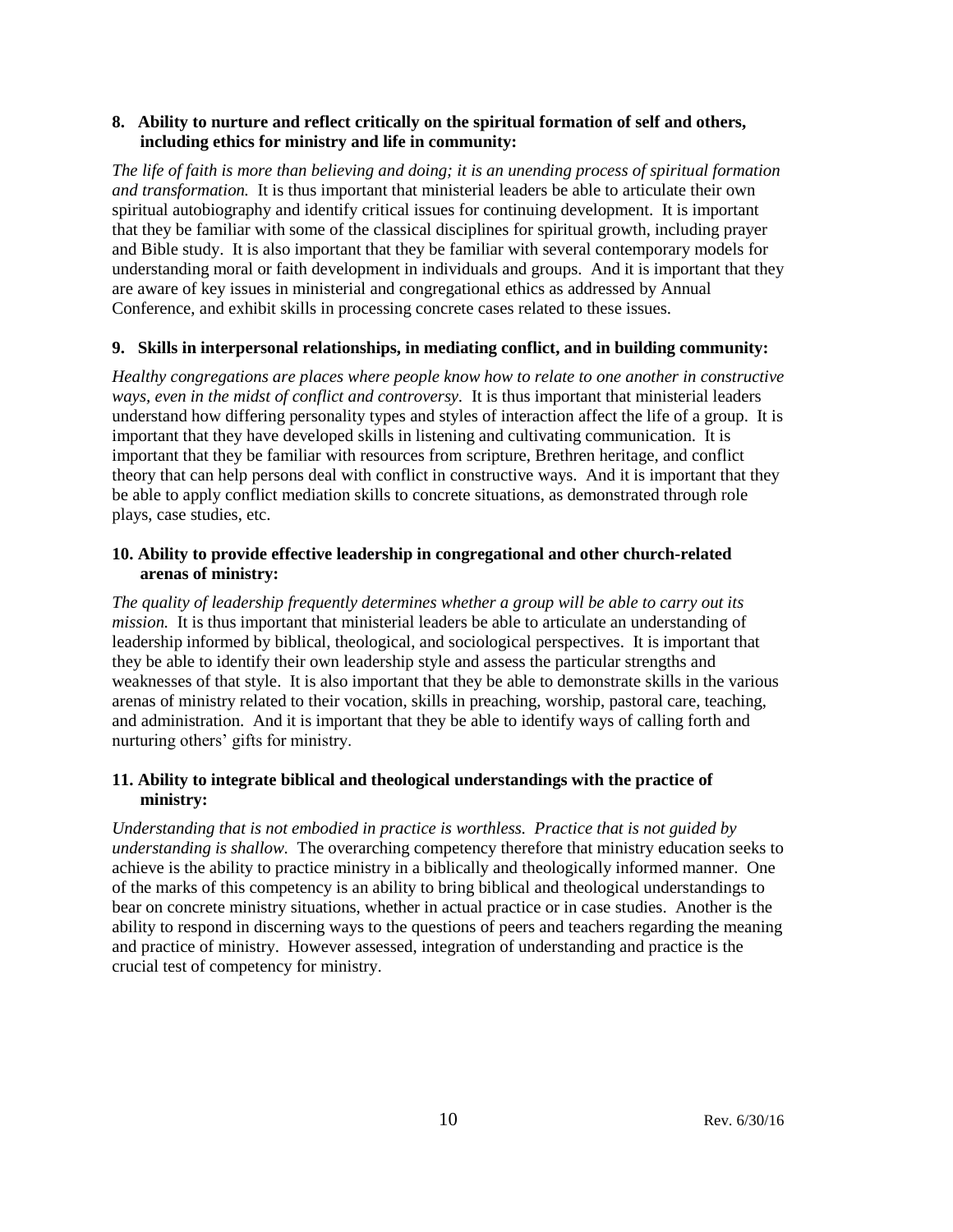**8. Ability to nurture and reflect critically on the spiritual formation of self and others, including ethics for ministry and life in community:**

*The life of faith is more than believing and doing; it is an unending process of spiritual formation and transformation.* It is thus important that ministerial leaders be able to articulate their own spiritual autobiography and identify critical issues for continuing development. It is important that they be familiar with some of the classical disciplines for spiritual growth, including prayer and Bible study. It is also important that they be familiar with several contemporary models for understanding moral or faith development in individuals and groups. And it is important that they are aware of key issues in ministerial and congregational ethics as addressed by Annual Conference, and exhibit skills in processing concrete cases related to these issues.

**9. Skills in interpersonal relationships, in mediating conflict, and in building community:**

*Healthy congregations are places where people know how to relate to one another in constructive ways, even in the midst of conflict and controversy.* It is thus important that ministerial leaders understand how differing personality types and styles of interaction affect the life of a group. It is important that they have developed skills in listening and cultivating communication. It is important that they be familiar with resources from scripture, Brethren heritage, and conflict theory that can help persons deal with conflict in constructive ways. And it is important that they be able to apply conflict mediation skills to concrete situations, as demonstrated through role plays, case studies, etc.

**10. Ability to provide effective leadership in congregational and other church-related arenas of ministry:**

*The quality of leadership frequently determines whether a group will be able to carry out its mission.* It is thus important that ministerial leaders be able to articulate an understanding of leadership informed by biblical, theological, and sociological perspectives. It is important that they be able to identify their own leadership style and assess the particular strengths and weaknesses of that style. It is also important that they be able to demonstrate skills in the various arenas of ministry related to their vocation, skills in preaching, worship, pastoral care, teaching, and administration. And it is important that they be able to identify ways of calling forth and nurturing others' gifts for ministry.

**11. Ability to integrate biblical and theological understandings with the practice of ministry:**

*Understanding that is not embodied in practice is worthless. Practice that is not guided by understanding is shallow.* The overarching competency therefore that ministry education seeks to achieve is the ability to practice ministry in a biblically and theologically informed manner. One of the marks of this competency is an ability to bring biblical and theological understandings to bear on concrete ministry situations, whether in actual practice or in case studies. Another is the ability to respond in discerning ways to the questions of peers and teachers regarding the meaning and practice of ministry. However assessed, integration of understanding and practice is the crucial test of competency for ministry.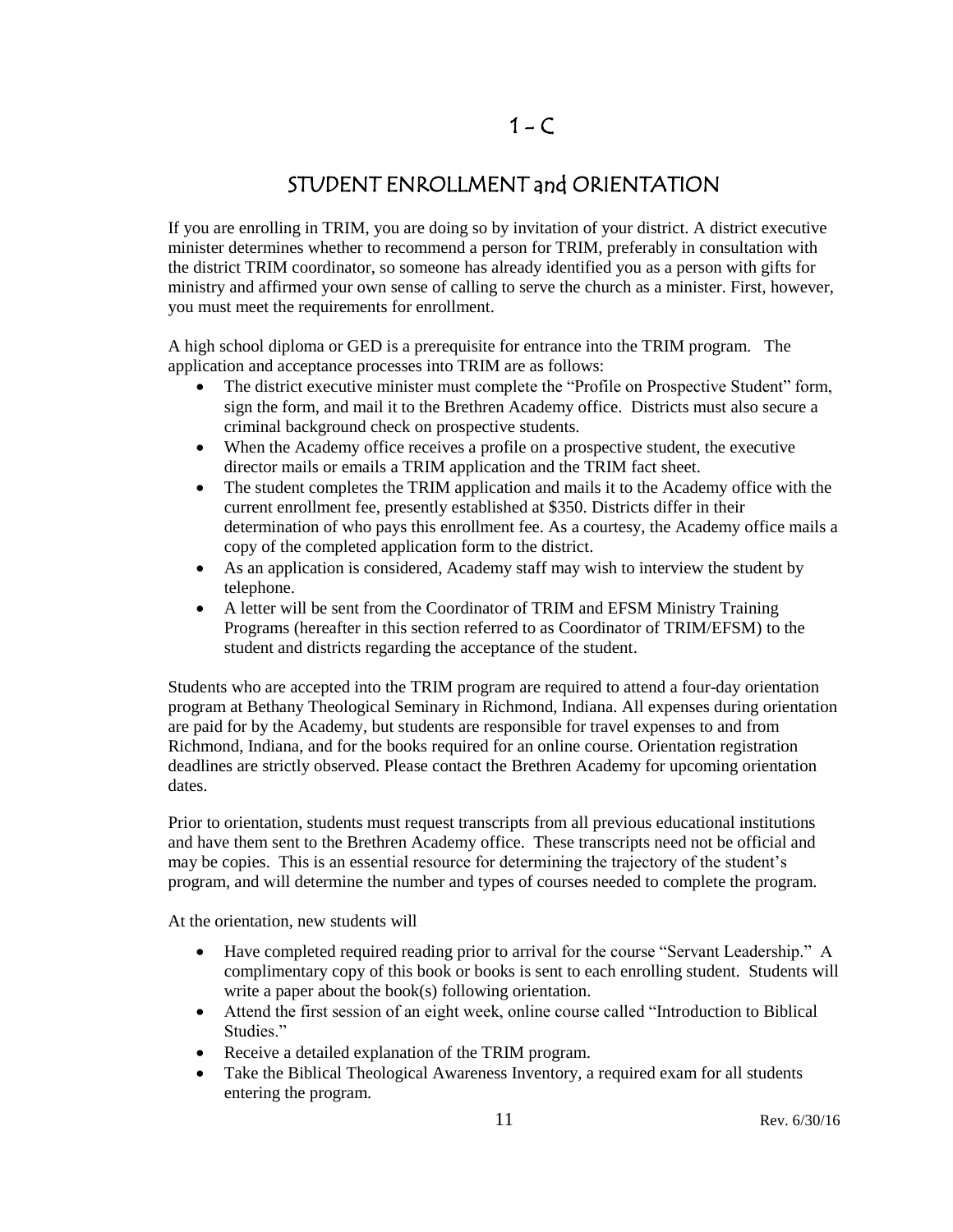# 1 – C

## STUDENT ENROLLMENT and ORIENTATION

If you are enrolling in TRIM, you are doing so by invitation of your district. A district executive minister determines whether to recommend a person for TRIM, preferably in consultation with the district TRIM coordinator, so someone has already identified you as a person with gifts for ministry and affirmed your own sense of calling to serve the church as a minister. First, however, you must meet the requirements for enrollment.

A high school diploma or GED is a prerequisite for entrance into the TRIM program. The application and acceptance processes into TRIM are as follows:

- The district executive minister must complete the "Profile on Prospective Student" form, sign the form, and mail it to the Brethren Academy office. Districts must also secure a criminal background check on prospective students.
- When the Academy office receives a profile on a prospective student, the executive director mails or emails a TRIM application and the TRIM fact sheet.
- The student completes the TRIM application and mails it to the Academy office with the current enrollment fee, presently established at $350. Districts differ in their determination of who pays this enrollment fee. As a courtesy, the Academy office mails a copy of the completed application form to the district.
- As an application is considered, Academy staff may wish to interview the student by telephone.
- A letter will be sent from the Coordinator of TRIM and EFSM Ministry Training Programs (hereafter in this section referred to as Coordinator of TRIM/EFSM) to the student and districts regarding the acceptance of the student.

Students who are accepted into the TRIM program are required to attend a four-day orientation program at Bethany Theological Seminary in Richmond, Indiana. All expenses during orientation are paid for by the Academy, but students are responsible for travel expenses to and from Richmond, Indiana, and for the books required for an online course. Orientation registration deadlines are strictly observed. Please contact the Brethren Academy for upcoming orientation dates.

Prior to orientation, students must request transcripts from all previous educational institutions and have them sent to the Brethren Academy office. These transcripts need not be official and may be copies. This is an essential resource for determining the trajectory of the student's program, and will determine the number and types of courses needed to complete the program.

At the orientation, new students will

- Have completed required reading prior to arrival for the course "Servant Leadership." A complimentary copy of this book or books is sent to each enrolling student. Students will write a paper about the book(s) following orientation.
- Attend the first session of an eight week, online course called "Introduction to Biblical Studies."
- Receive a detailed explanation of the TRIM program.
- Take the Biblical Theological Awareness Inventory, a required exam for all students entering the program.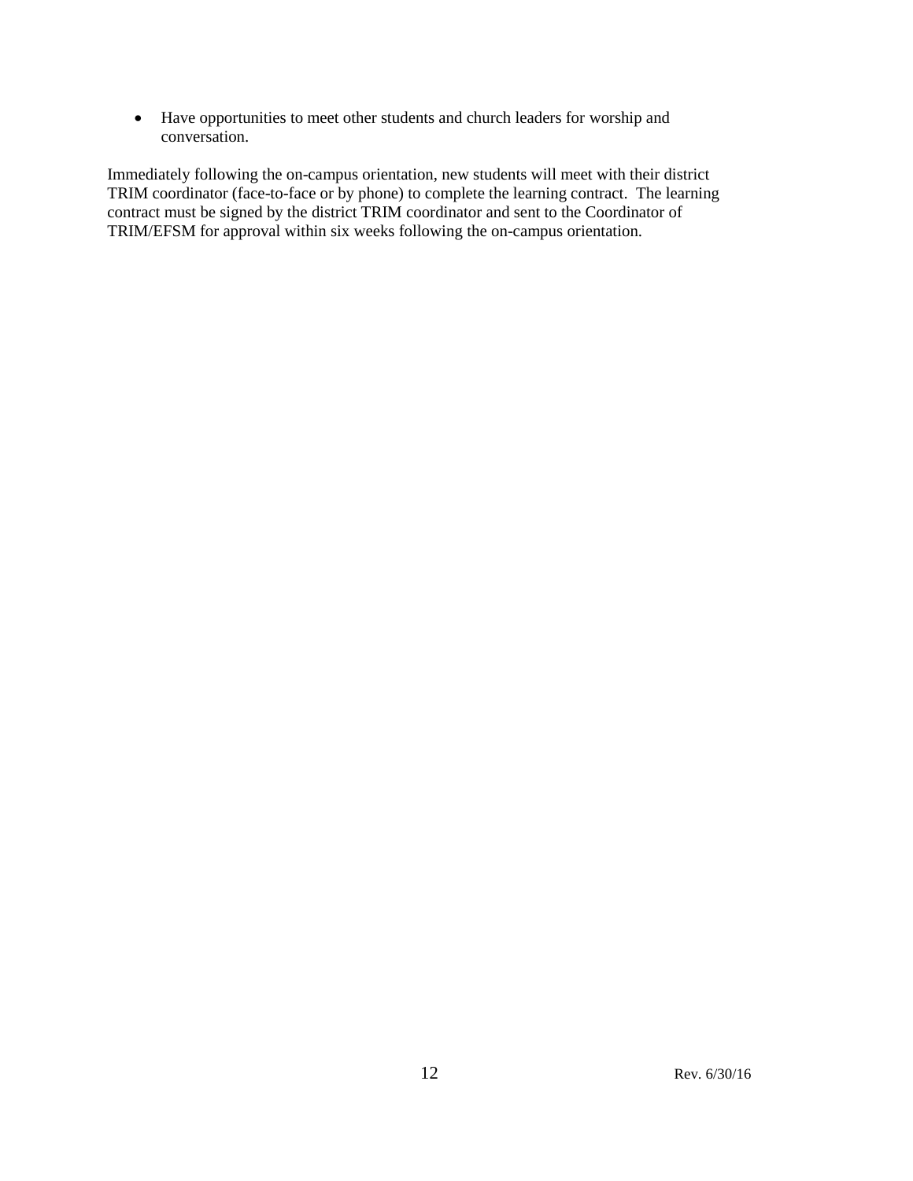- Have opportunities to meet other students and church leaders for worship and conversation.

Immediately following the on-campus orientation, new students will meet with their district TRIM coordinator (face-to-face or by phone) to complete the learning contract. The learning contract must be signed by the district TRIM coordinator and sent to the Coordinator of TRIM/EFSM for approval within six weeks following the on-campus orientation.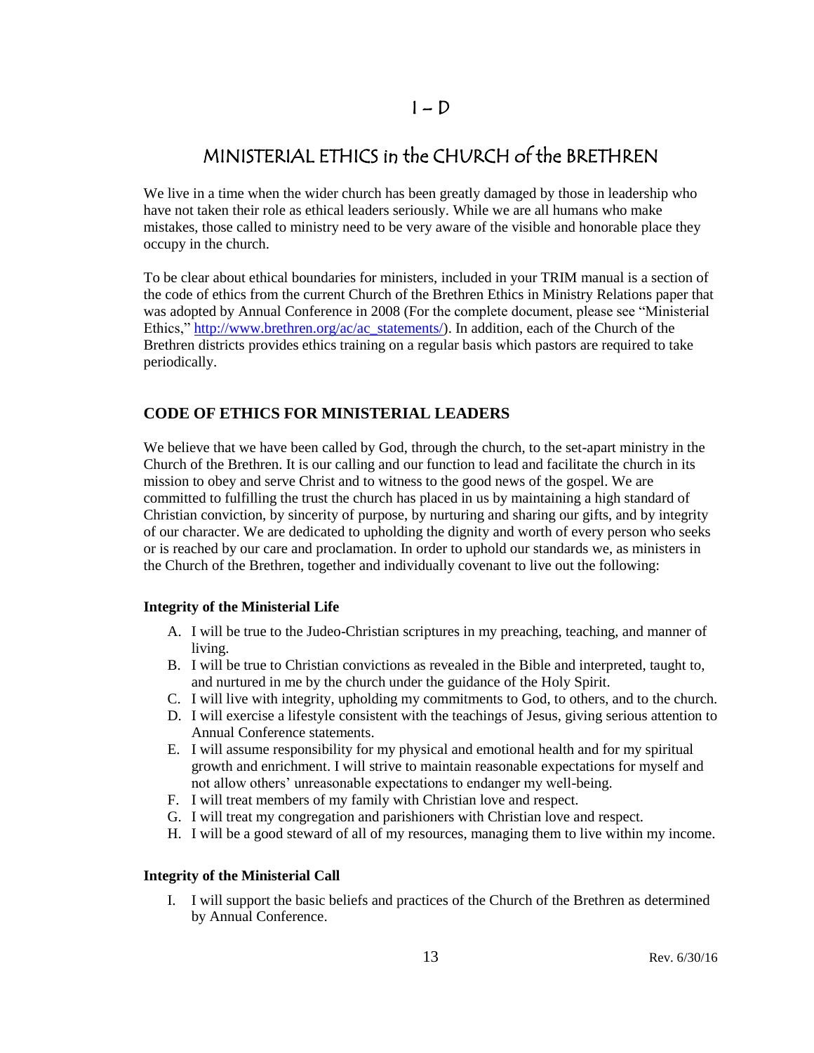# I – D

# MINISTERIAL ETHICS in the CHURCH of the BRETHREN

We live in a time when the wider church has been greatly damaged by those in leadership who have not taken their role as ethical leaders seriously. While we are all humans who make mistakes, those called to ministry need to be very aware of the visible and honorable place they occupy in the church.

To be clear about ethical boundaries for ministers, included in your TRIM manual is a section of the code of ethics from the current Church of the Brethren Ethics in Ministry Relations paper that was adopted by Annual Conference in 2008 (For the complete document, please see "Ministerial Ethics," http://www.brethren.org/ac/ac_statements/). In addition, each of the Church of the Brethren districts provides ethics training on a regular basis which pastors are required to take periodically.

## CODE OF ETHICS FOR MINISTERIAL LEADERS

We believe that we have been called by God, through the church, to the set-apart ministry in the Church of the Brethren. It is our calling and our function to lead and facilitate the church in its mission to obey and serve Christ and to witness to the good news of the gospel. We are committed to fulfilling the trust the church has placed in us by maintaining a high standard of Christian conviction, by sincerity of purpose, by nurturing and sharing our gifts, and by integrity of our character. We are dedicated to upholding the dignity and worth of every person who seeks or is reached by our care and proclamation. In order to uphold our standards we, as ministers in the Church of the Brethren, together and individually covenant to live out the following:

### Integrity of the Ministerial Life

A. I will be true to the Judeo-Christian scriptures in my preaching, teaching, and manner of living.
B. I will be true to Christian convictions as revealed in the Bible and interpreted, taught to, and nurtured in me by the church under the guidance of the Holy Spirit.
C. I will live with integrity, upholding my commitments to God, to others, and to the church.
D. I will exercise a lifestyle consistent with the teachings of Jesus, giving serious attention to Annual Conference statements.
E. I will assume responsibility for my physical and emotional health and for my spiritual growth and enrichment. I will strive to maintain reasonable expectations for myself and not allow others' unreasonable expectations to endanger my well-being.
F. I will treat members of my family with Christian love and respect.
G. I will treat my congregation and parishioners with Christian love and respect.
H. I will be a good steward of all of my resources, managing them to live within my income.

### Integrity of the Ministerial Call

I. I will support the basic beliefs and practices of the Church of the Brethren as determined by Annual Conference.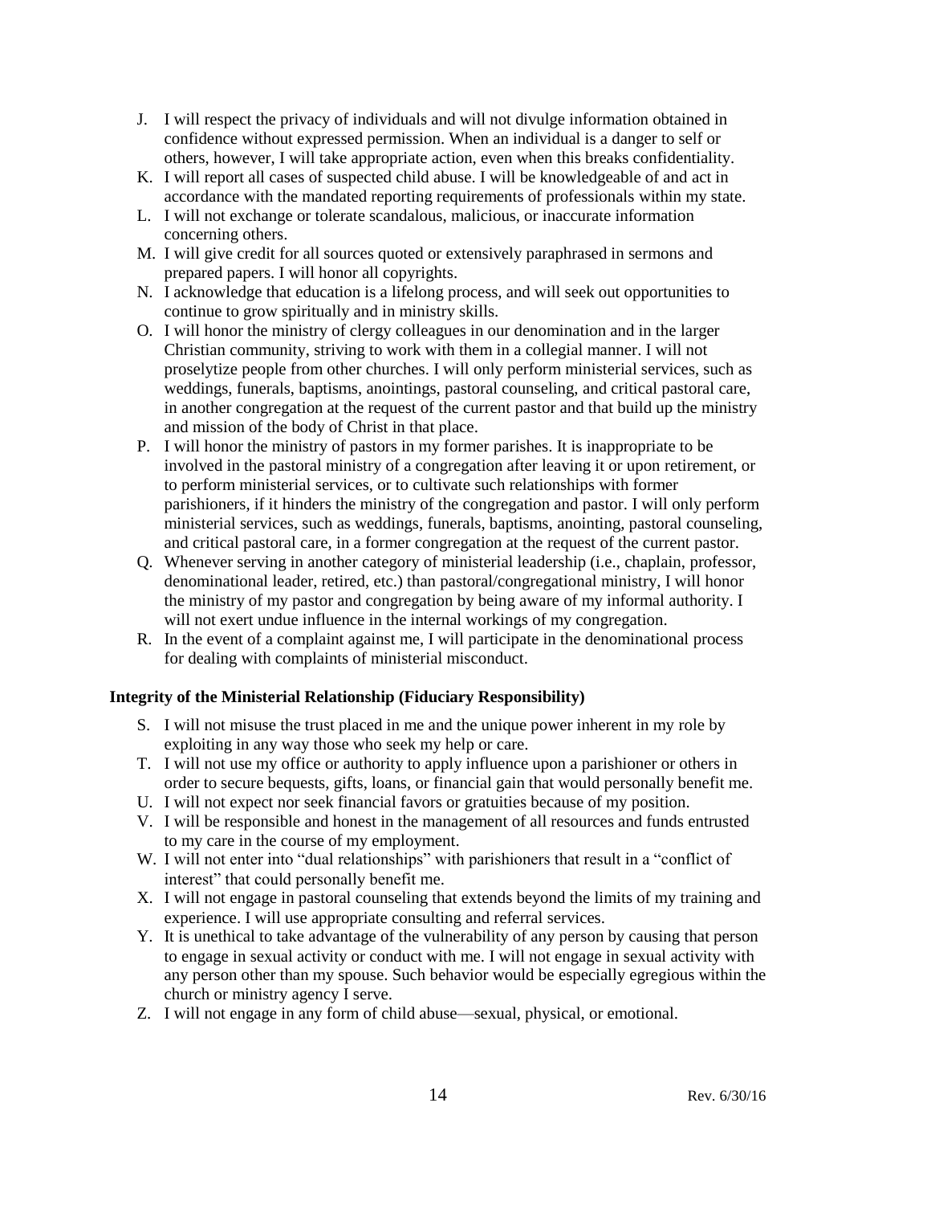J. I will respect the privacy of individuals and will not divulge information obtained in confidence without expressed permission. When an individual is a danger to self or others, however, I will take appropriate action, even when this breaks confidentiality.
K. I will report all cases of suspected child abuse. I will be knowledgeable of and act in accordance with the mandated reporting requirements of professionals within my state.
L. I will not exchange or tolerate scandalous, malicious, or inaccurate information concerning others.
M. I will give credit for all sources quoted or extensively paraphrased in sermons and prepared papers. I will honor all copyrights.
N. I acknowledge that education is a lifelong process, and will seek out opportunities to continue to grow spiritually and in ministry skills.
O. I will honor the ministry of clergy colleagues in our denomination and in the larger Christian community, striving to work with them in a collegial manner. I will not proselytize people from other churches. I will only perform ministerial services, such as weddings, funerals, baptisms, anointings, pastoral counseling, and critical pastoral care, in another congregation at the request of the current pastor and that build up the ministry and mission of the body of Christ in that place.
P. I will honor the ministry of pastors in my former parishes. It is inappropriate to be involved in the pastoral ministry of a congregation after leaving it or upon retirement, or to perform ministerial services, or to cultivate such relationships with former parishioners, if it hinders the ministry of the congregation and pastor. I will only perform ministerial services, such as weddings, funerals, baptisms, anointing, pastoral counseling, and critical pastoral care, in a former congregation at the request of the current pastor.
Q. Whenever serving in another category of ministerial leadership (i.e., chaplain, professor, denominational leader, retired, etc.) than pastoral/congregational ministry, I will honor the ministry of my pastor and congregation by being aware of my informal authority. I will not exert undue influence in the internal workings of my congregation.
R. In the event of a complaint against me, I will participate in the denominational process for dealing with complaints of ministerial misconduct.

**Integrity of the Ministerial Relationship (Fiduciary Responsibility)**

S. I will not misuse the trust placed in me and the unique power inherent in my role by exploiting in any way those who seek my help or care.
T. I will not use my office or authority to apply influence upon a parishioner or others in order to secure bequests, gifts, loans, or financial gain that would personally benefit me.
U. I will not expect nor seek financial favors or gratuities because of my position.
V. I will be responsible and honest in the management of all resources and funds entrusted to my care in the course of my employment.
W. I will not enter into "dual relationships" with parishioners that result in a "conflict of interest" that could personally benefit me.
X. I will not engage in pastoral counseling that extends beyond the limits of my training and experience. I will use appropriate consulting and referral services.
Y. It is unethical to take advantage of the vulnerability of any person by causing that person to engage in sexual activity or conduct with me. I will not engage in sexual activity with any person other than my spouse. Such behavior would be especially egregious within the church or ministry agency I serve.
Z. I will not engage in any form of child abuse—sexual, physical, or emotional.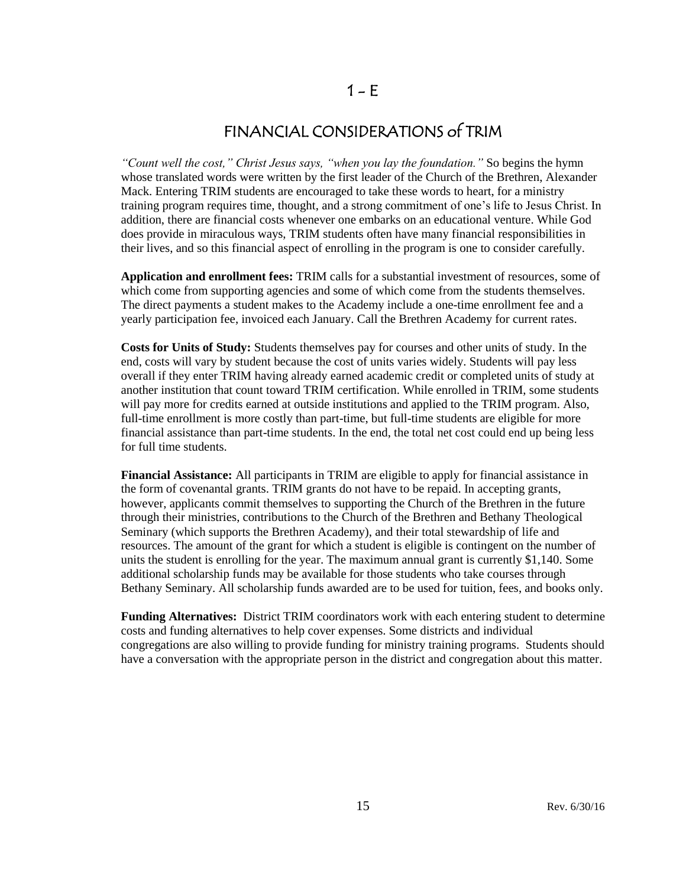# 1 – E

## FINANCIAL CONSIDERATIONS of TRIM

*"Count well the cost," Christ Jesus says, "when you lay the foundation."* So begins the hymn whose translated words were written by the first leader of the Church of the Brethren, Alexander Mack. Entering TRIM students are encouraged to take these words to heart, for a ministry training program requires time, thought, and a strong commitment of one's life to Jesus Christ. In addition, there are financial costs whenever one embarks on an educational venture. While God does provide in miraculous ways, TRIM students often have many financial responsibilities in their lives, and so this financial aspect of enrolling in the program is one to consider carefully.

**Application and enrollment fees:** TRIM calls for a substantial investment of resources, some of which come from supporting agencies and some of which come from the students themselves. The direct payments a student makes to the Academy include a one-time enrollment fee and a yearly participation fee, invoiced each January. Call the Brethren Academy for current rates.

**Costs for Units of Study:** Students themselves pay for courses and other units of study. In the end, costs will vary by student because the cost of units varies widely. Students will pay less overall if they enter TRIM having already earned academic credit or completed units of study at another institution that count toward TRIM certification. While enrolled in TRIM, some students will pay more for credits earned at outside institutions and applied to the TRIM program. Also, full-time enrollment is more costly than part-time, but full-time students are eligible for more financial assistance than part-time students. In the end, the total net cost could end up being less for full time students.

**Financial Assistance:** All participants in TRIM are eligible to apply for financial assistance in the form of covenantal grants. TRIM grants do not have to be repaid. In accepting grants, however, applicants commit themselves to supporting the Church of the Brethren in the future through their ministries, contributions to the Church of the Brethren and Bethany Theological Seminary (which supports the Brethren Academy), and their total stewardship of life and resources. The amount of the grant for which a student is eligible is contingent on the number of units the student is enrolling for the year. The maximum annual grant is currently $1,140. Some additional scholarship funds may be available for those students who take courses through Bethany Seminary. All scholarship funds awarded are to be used for tuition, fees, and books only.

**Funding Alternatives:** District TRIM coordinators work with each entering student to determine costs and funding alternatives to help cover expenses. Some districts and individual congregations are also willing to provide funding for ministry training programs. Students should have a conversation with the appropriate person in the district and congregation about this matter.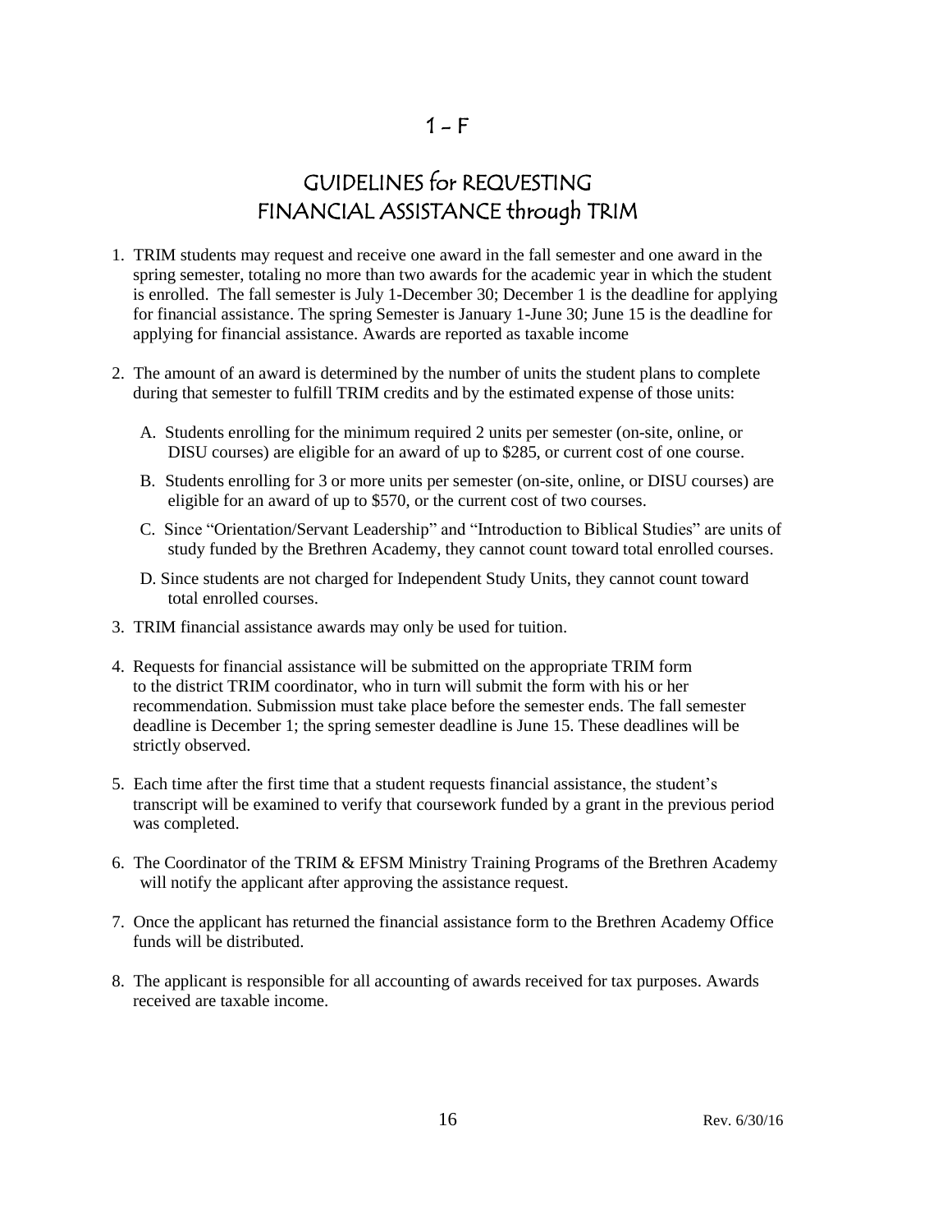# 1 – F

## GUIDELINES for REQUESTING FINANCIAL ASSISTANCE through TRIM

1. TRIM students may request and receive one award in the fall semester and one award in the spring semester, totaling no more than two awards for the academic year in which the student is enrolled. The fall semester is July 1-December 30; December 1 is the deadline for applying for financial assistance. The spring Semester is January 1-June 30; June 15 is the deadline for applying for financial assistance. Awards are reported as taxable income

2. The amount of an award is determined by the number of units the student plans to complete during that semester to fulfill TRIM credits and by the estimated expense of those units:

   A. Students enrolling for the minimum required 2 units per semester (on-site, online, or DISU courses) are eligible for an award of up to $285, or current cost of one course.

   B. Students enrolling for 3 or more units per semester (on-site, online, or DISU courses) are eligible for an award of up to $570, or the current cost of two courses.

   C. Since "Orientation/Servant Leadership" and "Introduction to Biblical Studies" are units of study funded by the Brethren Academy, they cannot count toward total enrolled courses.

   D. Since students are not charged for Independent Study Units, they cannot count toward total enrolled courses.

3. TRIM financial assistance awards may only be used for tuition.

4. Requests for financial assistance will be submitted on the appropriate TRIM form to the district TRIM coordinator, who in turn will submit the form with his or her recommendation. Submission must take place before the semester ends. The fall semester deadline is December 1; the spring semester deadline is June 15. These deadlines will be strictly observed.

5. Each time after the first time that a student requests financial assistance, the student's transcript will be examined to verify that coursework funded by a grant in the previous period was completed.

6. The Coordinator of the TRIM & EFSM Ministry Training Programs of the Brethren Academy will notify the applicant after approving the assistance request.

7. Once the applicant has returned the financial assistance form to the Brethren Academy Office funds will be distributed.

8. The applicant is responsible for all accounting of awards received for tax purposes. Awards received are taxable income.

Rev. 6/30/16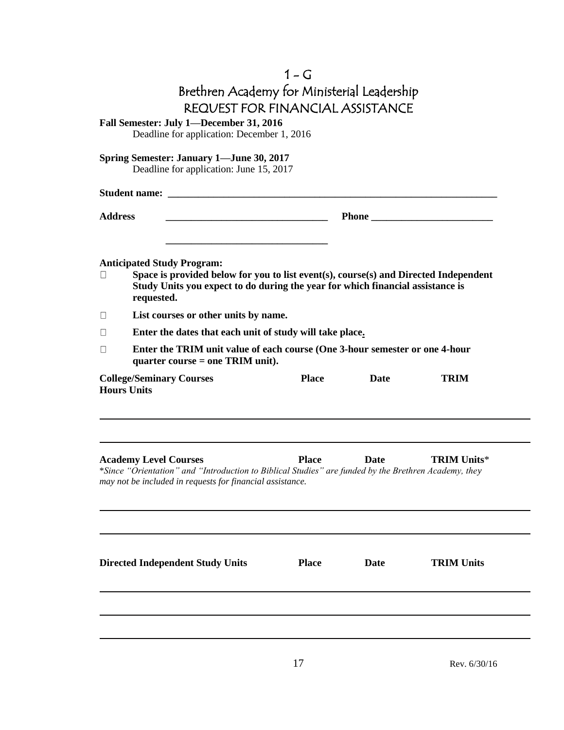# 1 – G

# Brethren Academy for Ministerial Leadership

# REQUEST FOR FINANCIAL ASSISTANCE

**Fall Semester: July 1—December 31, 2016**
Deadline for application: December 1, 2016

**Spring Semester: January 1—June 30, 2017**
Deadline for application: June 15, 2017

**Student name:** ___________________________________________________________________

**Address** ________________________________ **Phone** ________________________

________________________________

**Anticipated Study Program:**

- **Space is provided below for you to list event(s), course(s) and Directed Independent Study Units you expect to do during the year for which financial assistance is requested.**
- **List courses or other units by name.**
- **Enter the dates that each unit of study will take place.**
- **Enter the TRIM unit value of each course (One 3-hour semester or one 4-hour quarter course = one TRIM unit).**

| College/Seminary Courses Hours Units | Place | Date | TRIM |
|---|---|---|---|
| | | | |
| | | | |

| Academy Level Courses | Place | Date | TRIM Units* |
|---|---|---|---|
| | | | |
| | | | |

*\*Since "Orientation" and "Introduction to Biblical Studies" are funded by the Brethren Academy, they may not be included in requests for financial assistance.*

| Directed Independent Study Units | Place | Date | TRIM Units |
|---|---|---|---|
| | | | |
| | | | |
| | | | |

Rev. 6/30/16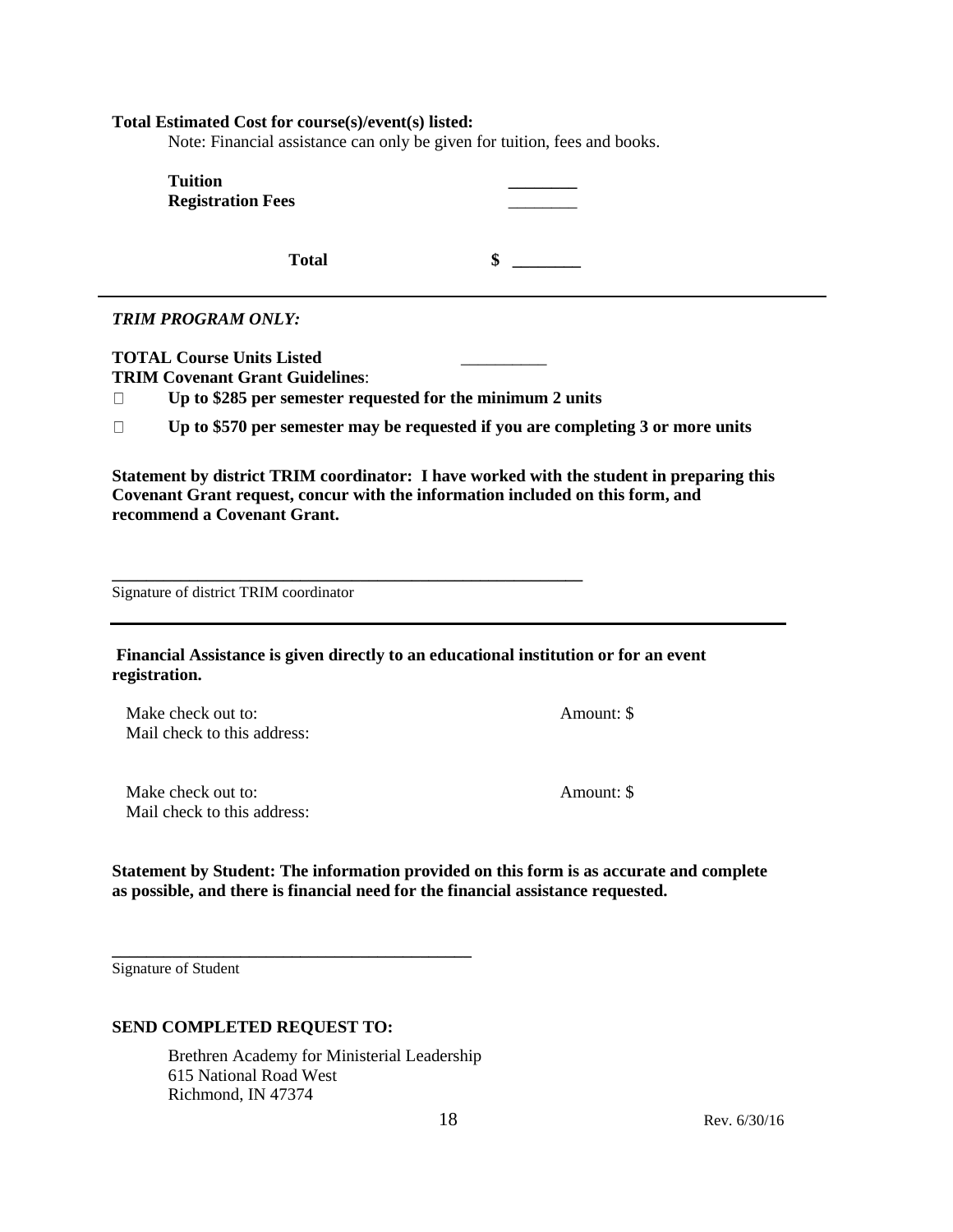**Total Estimated Cost for course(s)/event(s) listed:**

Note: Financial assistance can only be given for tuition, fees and books.

**Tuition** ________
**Registration Fees** ________

**Total** **$ ________**

---

***TRIM PROGRAM ONLY:***

**TOTAL Course Units Listed** __________
**TRIM Covenant Grant Guidelines**:

- **Up to $285 per semester requested for the minimum 2 units**
- **Up to $570 per semester may be requested if you are completing 3 or more units**

**Statement by district TRIM coordinator: I have worked with the student in preparing this Covenant Grant request, concur with the information included on this form, and recommend a Covenant Grant.**

______________________________________________________
Signature of district TRIM coordinator

---

**Financial Assistance is given directly to an educational institution or for an event registration.**

Make check out to: Amount: $
Mail check to this address:

Make check out to: Amount: $
Mail check to this address:

**Statement by Student: The information provided on this form is as accurate and complete as possible, and there is financial need for the financial assistance requested.**

________________________________________
Signature of Student

**SEND COMPLETED REQUEST TO:**

Brethren Academy for Ministerial Leadership
615 National Road West
Richmond, IN 47374

Rev. 6/30/16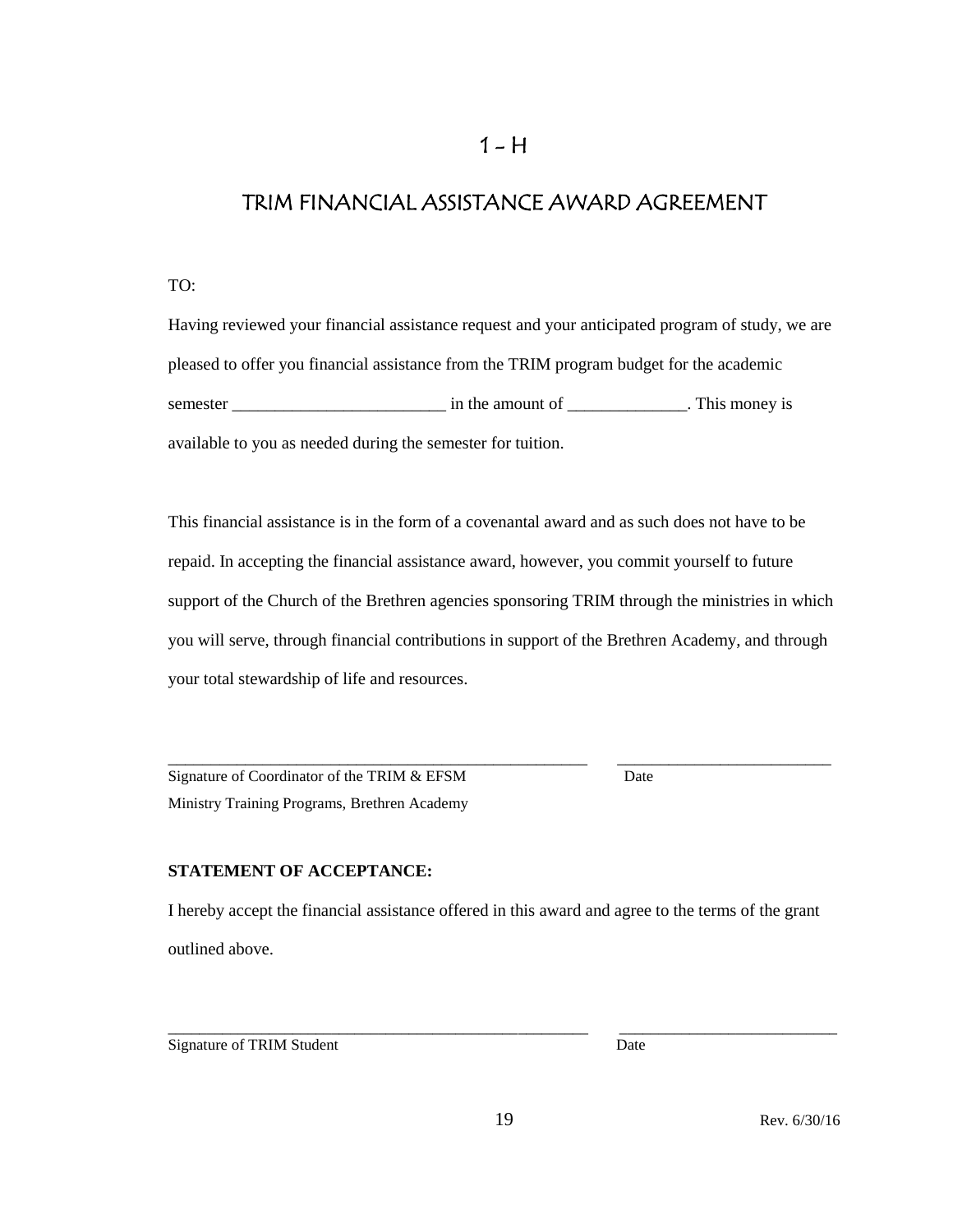# 1 - H

## TRIM FINANCIAL ASSISTANCE AWARD AGREEMENT

TO:

Having reviewed your financial assistance request and your anticipated program of study, we are pleased to offer you financial assistance from the TRIM program budget for the academic semester _________________________ in the amount of ______________. This money is available to you as needed during the semester for tuition.

This financial assistance is in the form of a covenantal award and as such does not have to be repaid. In accepting the financial assistance award, however, you commit yourself to future support of the Church of the Brethren agencies sponsoring TRIM through the ministries in which you will serve, through financial contributions in support of the Brethren Academy, and through your total stewardship of life and resources.

_____________________________________________________ ___________________________

Signature of Coordinator of the TRIM & EFSM Ministry Training Programs, Brethren Academy — Date

**STATEMENT OF ACCEPTANCE:**

I hereby accept the financial assistance offered in this award and agree to the terms of the grant outlined above.

_____________________________________________________ ___________________________

Signature of TRIM Student — Date

Rev. 6/30/16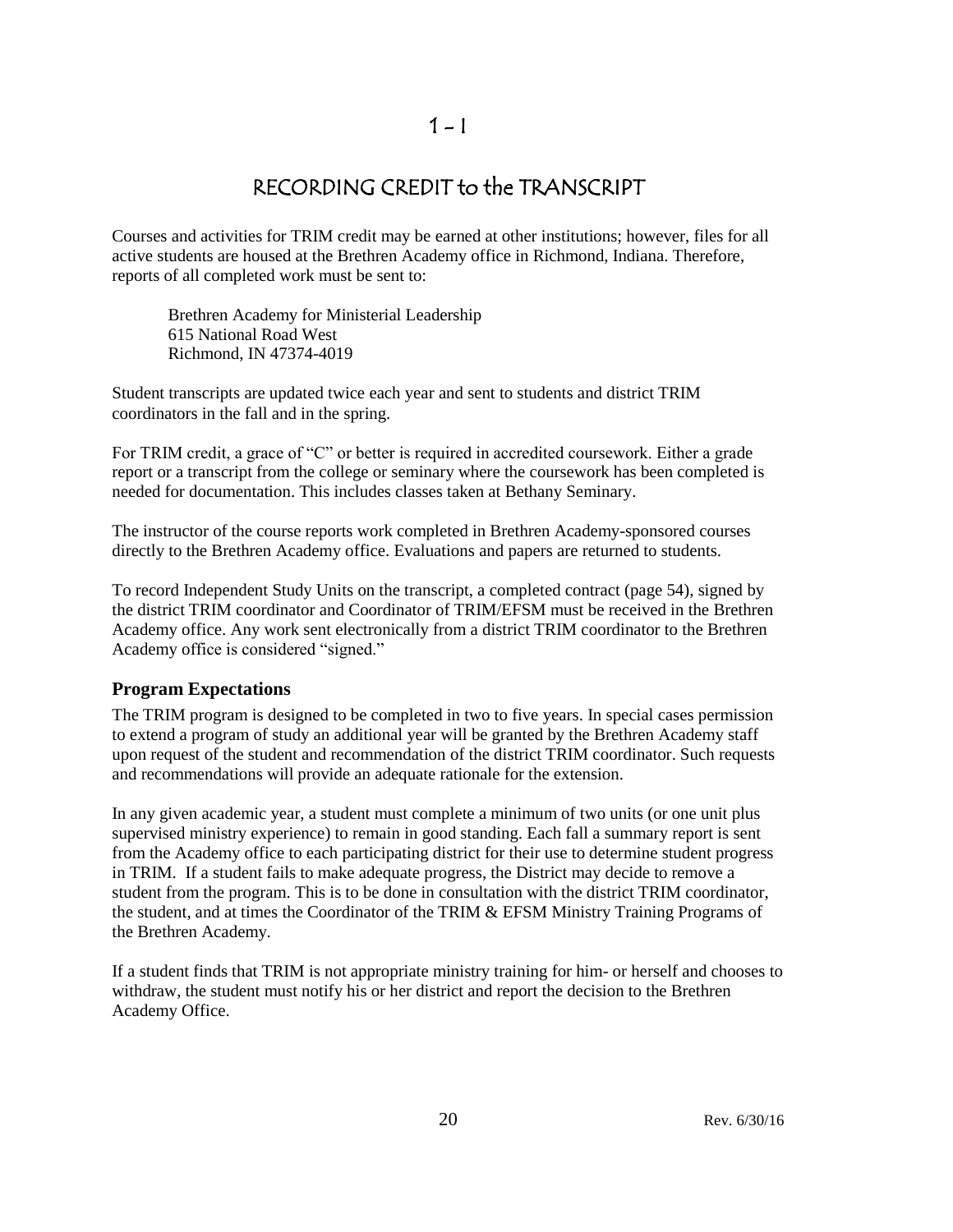# 1 - I

## RECORDING CREDIT to the TRANSCRIPT

Courses and activities for TRIM credit may be earned at other institutions; however, files for all active students are housed at the Brethren Academy office in Richmond, Indiana. Therefore, reports of all completed work must be sent to:

> Brethren Academy for Ministerial Leadership
> 615 National Road West
> Richmond, IN 47374-4019

Student transcripts are updated twice each year and sent to students and district TRIM coordinators in the fall and in the spring.

For TRIM credit, a grace of "C" or better is required in accredited coursework. Either a grade report or a transcript from the college or seminary where the coursework has been completed is needed for documentation. This includes classes taken at Bethany Seminary.

The instructor of the course reports work completed in Brethren Academy-sponsored courses directly to the Brethren Academy office. Evaluations and papers are returned to students.

To record Independent Study Units on the transcript, a completed contract (page 54), signed by the district TRIM coordinator and Coordinator of TRIM/EFSM must be received in the Brethren Academy office. Any work sent electronically from a district TRIM coordinator to the Brethren Academy office is considered "signed."

### Program Expectations

The TRIM program is designed to be completed in two to five years. In special cases permission to extend a program of study an additional year will be granted by the Brethren Academy staff upon request of the student and recommendation of the district TRIM coordinator. Such requests and recommendations will provide an adequate rationale for the extension.

In any given academic year, a student must complete a minimum of two units (or one unit plus supervised ministry experience) to remain in good standing. Each fall a summary report is sent from the Academy office to each participating district for their use to determine student progress in TRIM. If a student fails to make adequate progress, the District may decide to remove a student from the program. This is to be done in consultation with the district TRIM coordinator, the student, and at times the Coordinator of the TRIM & EFSM Ministry Training Programs of the Brethren Academy.

If a student finds that TRIM is not appropriate ministry training for him- or herself and chooses to withdraw, the student must notify his or her district and report the decision to the Brethren Academy Office.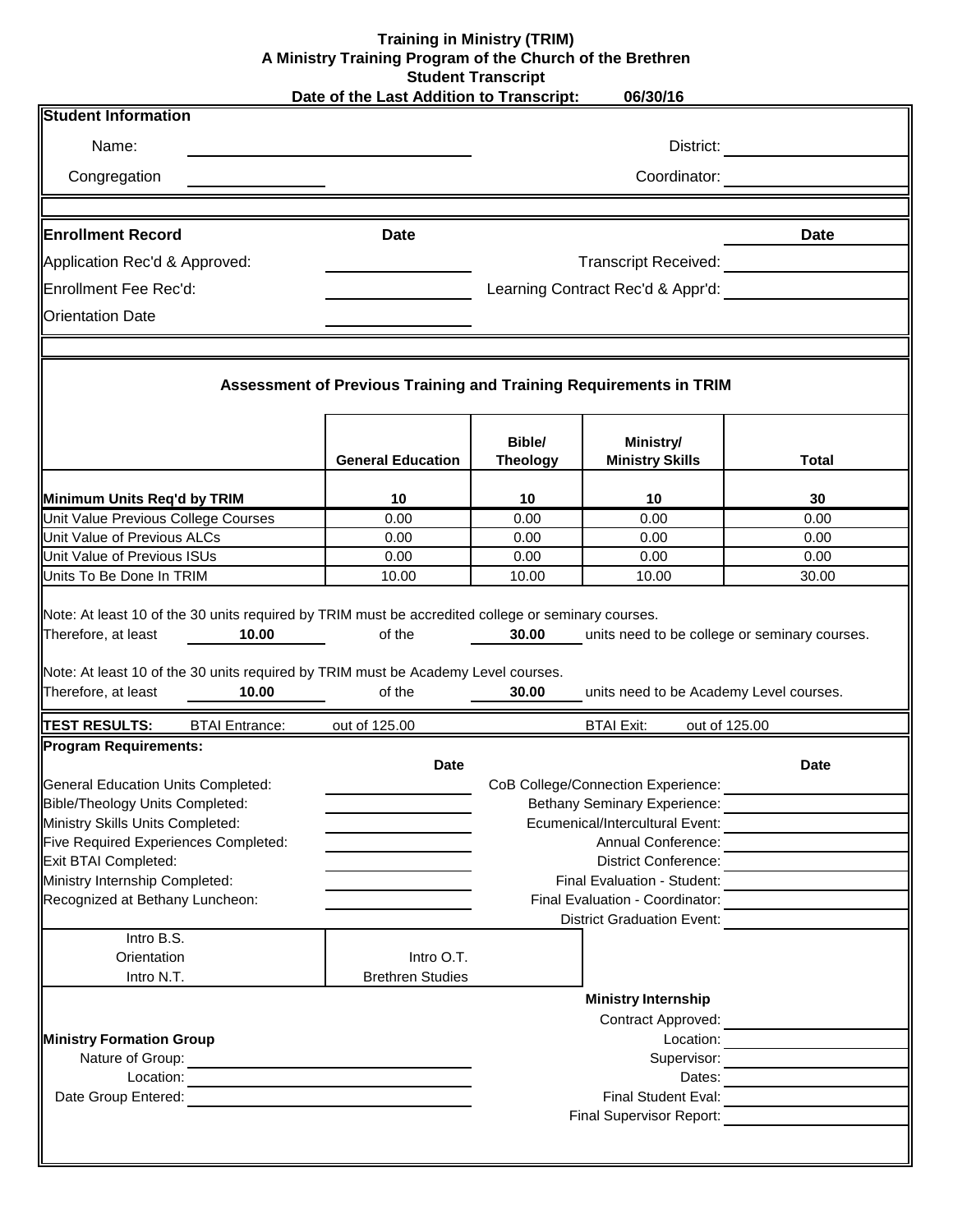**Training in Ministry (TRIM)**
**A Ministry Training Program of the Church of the Brethren**
**Student Transcript**
**Date of the Last Addition to Transcript: 06/30/16**

**Student Information**

Name: ____________________ District: ____________________

Congregation ____________________ Coordinator: ____________________

| **Enrollment Record** | **Date** | | **Date** |
|---|---|---|---|
| Application Rec'd & Approved: | | Transcript Received: | |
| Enrollment Fee Rec'd: | | Learning Contract Rec'd & Appr'd: | |
| Orientation Date | | | |

**Assessment of Previous Training and Training Requirements in TRIM**

| | General Education | Bible/ Theology | Ministry/ Ministry Skills | Total |
|---|---|---|---|---|
| **Minimum Units Req'd by TRIM** | 10 | 10 | 10 | 30 |
| Unit Value Previous College Courses | 0.00 | 0.00 | 0.00 | 0.00 |
| Unit Value of Previous ALCs | 0.00 | 0.00 | 0.00 | 0.00 |
| Unit Value of Previous ISUs | 0.00 | 0.00 | 0.00 | 0.00 |
| Units To Be Done In TRIM | 10.00 | 10.00 | 10.00 | 30.00 |

Note: At least 10 of the 30 units required by TRIM must be accredited college or seminary courses.
Therefore, at least **10.00** of the **30.00** units need to be college or seminary courses.

Note: At least 10 of the 30 units required by TRIM must be Academy Level courses.
Therefore, at least **10.00** of the **30.00** units need to be Academy Level courses.

**TEST RESULTS:** BTAI Entrance: out of 125.00 BTAI Exit: out of 125.00

**Program Requirements:**

| | **Date** | | **Date** |
|---|---|---|---|
| General Education Units Completed: | | CoB College/Connection Experience: | |
| Bible/Theology Units Completed: | | Bethany Seminary Experience: | |
| Ministry Skills Units Completed: | | Ecumenical/Intercultural Event: | |
| Five Required Experiences Completed: | | Annual Conference: | |
| Exit BTAI Completed: | | District Conference: | |
| Ministry Internship Completed: | | Final Evaluation - Student: | |
| Recognized at Bethany Luncheon: | | Final Evaluation - Coordinator: | |
| | | District Graduation Event: | |

| | |
|---|---|
| Intro B.S. | |
| Orientation | Intro O.T. |
| Intro N.T. | Brethren Studies |

**Ministry Internship**

Contract Approved: ____________________
Location: ____________________
Supervisor: ____________________
Dates: ____________________
Final Student Eval: ____________________
Final Supervisor Report: ____________________

**Ministry Formation Group**

Nature of Group: ____________________
Location: ____________________
Date Group Entered: ____________________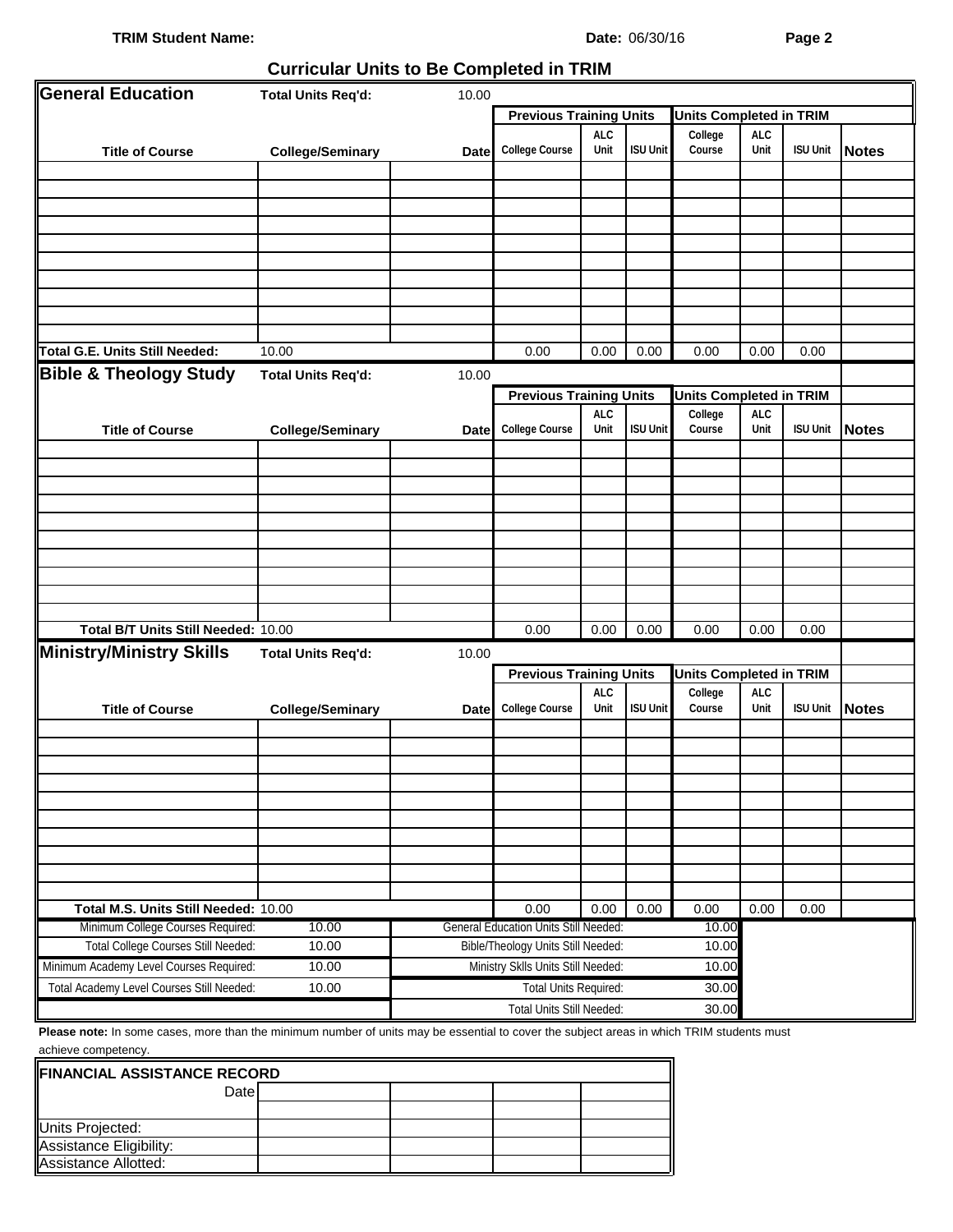**TRIM Student Name:** **Date:** 06/30/16

## Curricular Units to Be Completed in TRIM

### General Education

**Total Units Req'd:** 10.00

| | | | Previous Training Units | | | Units Completed in TRIM | | | |
|---|---|---|---|---|---|---|---|---|---|
| **Title of Course** | **College/Seminary** | **Date** | College Course | ALC Unit | ISU Unit | College Course | ALC Unit | ISU Unit | **Notes** |
| | | | | | | | | | |
| | | | | | | | | | |
| | | | | | | | | | |
| | | | | | | | | | |
| | | | | | | | | | |
| | | | | | | | | | |
| | | | | | | | | | |
| | | | | | | | | | |
| | | | | | | | | | |
| | | | | | | | | | |
| **Total G.E. Units Still Needed:** | 10.00 | | 0.00 | 0.00 | 0.00 | 0.00 | 0.00 | 0.00 | |

### Bible & Theology Study

**Total Units Req'd:** 10.00

| | | | Previous Training Units | | | Units Completed in TRIM | | | |
|---|---|---|---|---|---|---|---|---|---|
| **Title of Course** | **College/Seminary** | **Date** | College Course | ALC Unit | ISU Unit | College Course | ALC Unit | ISU Unit | **Notes** |
| | | | | | | | | | |
| | | | | | | | | | |
| | | | | | | | | | |
| | | | | | | | | | |
| | | | | | | | | | |
| | | | | | | | | | |
| | | | | | | | | | |
| | | | | | | | | | |
| | | | | | | | | | |
| | | | | | | | | | |
| **Total B/T Units Still Needed:** | 10.00 | | 0.00 | 0.00 | 0.00 | 0.00 | 0.00 | 0.00 | |

### Ministry/Ministry Skills

**Total Units Req'd:** 10.00

| | | | Previous Training Units | | | Units Completed in TRIM | | | |
|---|---|---|---|---|---|---|---|---|---|
| **Title of Course** | **College/Seminary** | **Date** | College Course | ALC Unit | ISU Unit | College Course | ALC Unit | ISU Unit | **Notes** |
| | | | | | | | | | |
| | | | | | | | | | |
| | | | | | | | | | |
| | | | | | | | | | |
| | | | | | | | | | |
| | | | | | | | | | |
| | | | | | | | | | |
| | | | | | | | | | |
| | | | | | | | | | |
| | | | | | | | | | |
| **Total M.S. Units Still Needed:** | 10.00 | | 0.00 | 0.00 | 0.00 | 0.00 | 0.00 | 0.00 | |

| | | | |
|---|---|---|---|
| Minimum College Courses Required: | 10.00 | General Education Units Still Needed: | 10.00 |
| Total College Courses Still Needed: | 10.00 | Bible/Theology Units Still Needed: | 10.00 |
| Minimum Academy Level Courses Required: | 10.00 | Ministry Sklls Units Still Needed: | 10.00 |
| Total Academy Level Courses Still Needed: | 10.00 | Total Units Required: | 30.00 |
| | | Total Units Still Needed: | 30.00 |

**Please note:** In some cases, more than the minimum number of units may be essential to cover the subject areas in which TRIM students must achieve competency.

| FINANCIAL ASSISTANCE RECORD | | | | |
|---|---|---|---|---|
| Date | | | | |
| | | | | |
| Units Projected: | | | | |
| Assistance Eligibility: | | | | |
| Assistance Allotted: | | | | |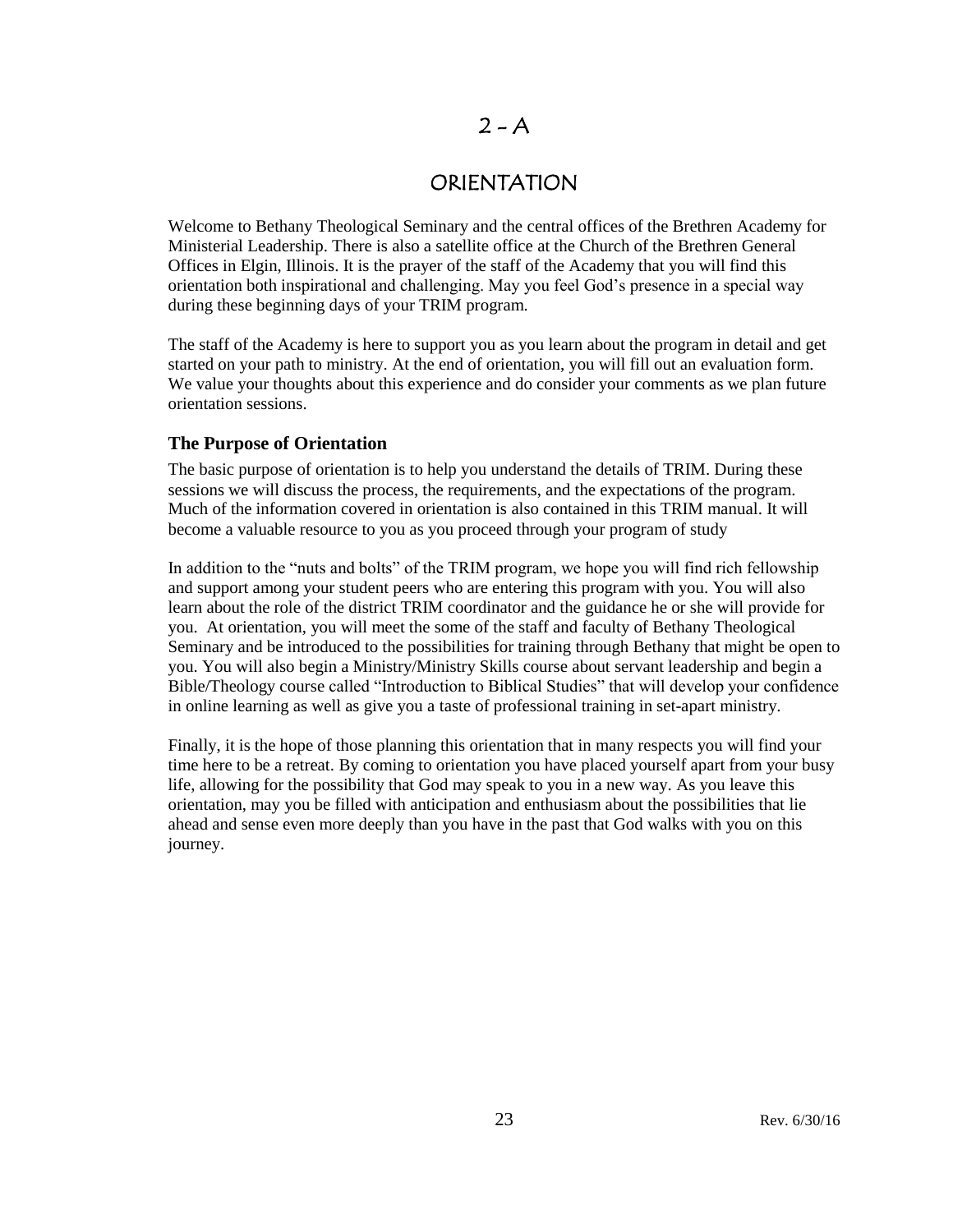# 2 – A

# ORIENTATION

Welcome to Bethany Theological Seminary and the central offices of the Brethren Academy for Ministerial Leadership. There is also a satellite office at the Church of the Brethren General Offices in Elgin, Illinois. It is the prayer of the staff of the Academy that you will find this orientation both inspirational and challenging. May you feel God's presence in a special way during these beginning days of your TRIM program.

The staff of the Academy is here to support you as you learn about the program in detail and get started on your path to ministry. At the end of orientation, you will fill out an evaluation form. We value your thoughts about this experience and do consider your comments as we plan future orientation sessions.

### The Purpose of Orientation

The basic purpose of orientation is to help you understand the details of TRIM. During these sessions we will discuss the process, the requirements, and the expectations of the program. Much of the information covered in orientation is also contained in this TRIM manual. It will become a valuable resource to you as you proceed through your program of study

In addition to the "nuts and bolts" of the TRIM program, we hope you will find rich fellowship and support among your student peers who are entering this program with you. You will also learn about the role of the district TRIM coordinator and the guidance he or she will provide for you. At orientation, you will meet the some of the staff and faculty of Bethany Theological Seminary and be introduced to the possibilities for training through Bethany that might be open to you. You will also begin a Ministry/Ministry Skills course about servant leadership and begin a Bible/Theology course called "Introduction to Biblical Studies" that will develop your confidence in online learning as well as give you a taste of professional training in set-apart ministry.

Finally, it is the hope of those planning this orientation that in many respects you will find your time here to be a retreat. By coming to orientation you have placed yourself apart from your busy life, allowing for the possibility that God may speak to you in a new way. As you leave this orientation, may you be filled with anticipation and enthusiasm about the possibilities that lie ahead and sense even more deeply than you have in the past that God walks with you on this journey.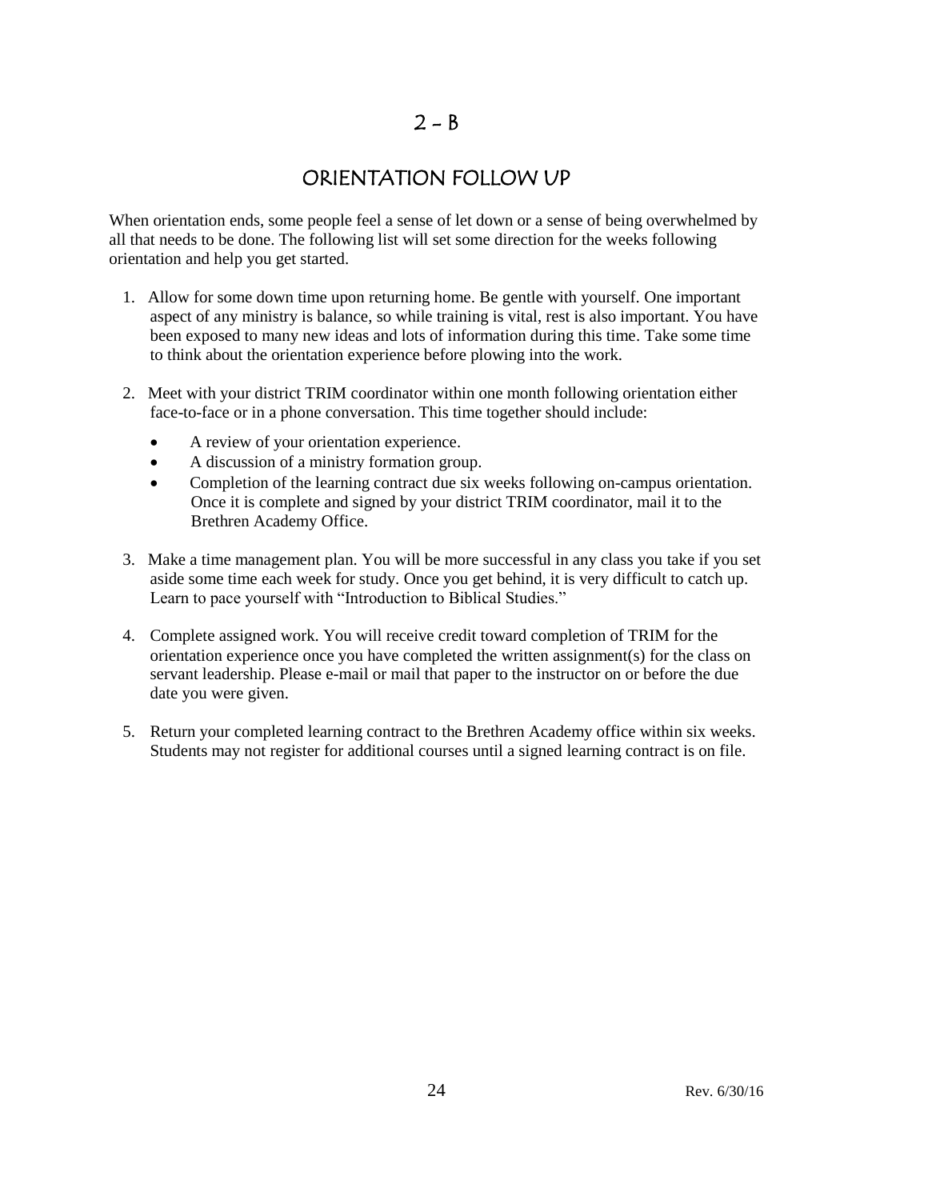# 2 - B

# ORIENTATION FOLLOW UP

When orientation ends, some people feel a sense of let down or a sense of being overwhelmed by all that needs to be done. The following list will set some direction for the weeks following orientation and help you get started.

1. Allow for some down time upon returning home. Be gentle with yourself. One important aspect of any ministry is balance, so while training is vital, rest is also important. You have been exposed to many new ideas and lots of information during this time. Take some time to think about the orientation experience before plowing into the work.

2. Meet with your district TRIM coordinator within one month following orientation either face-to-face or in a phone conversation. This time together should include:

   - A review of your orientation experience.
   - A discussion of a ministry formation group.
   - Completion of the learning contract due six weeks following on-campus orientation. Once it is complete and signed by your district TRIM coordinator, mail it to the Brethren Academy Office.

3. Make a time management plan. You will be more successful in any class you take if you set aside some time each week for study. Once you get behind, it is very difficult to catch up. Learn to pace yourself with "Introduction to Biblical Studies."

4. Complete assigned work. You will receive credit toward completion of TRIM for the orientation experience once you have completed the written assignment(s) for the class on servant leadership. Please e-mail or mail that paper to the instructor on or before the due date you were given.

5. Return your completed learning contract to the Brethren Academy office within six weeks. Students may not register for additional courses until a signed learning contract is on file.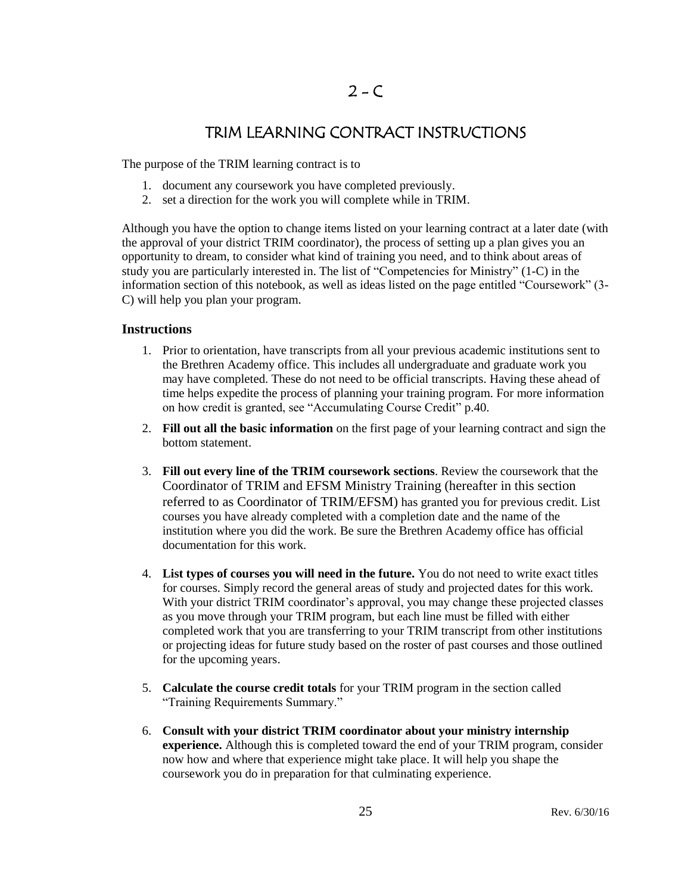# 2 – C

## TRIM LEARNING CONTRACT INSTRUCTIONS

The purpose of the TRIM learning contract is to

1. document any coursework you have completed previously.
2. set a direction for the work you will complete while in TRIM.

Although you have the option to change items listed on your learning contract at a later date (with the approval of your district TRIM coordinator), the process of setting up a plan gives you an opportunity to dream, to consider what kind of training you need, and to think about areas of study you are particularly interested in. The list of "Competencies for Ministry" (1-C) in the information section of this notebook, as well as ideas listed on the page entitled "Coursework" (3-C) will help you plan your program.

### Instructions

1. Prior to orientation, have transcripts from all your previous academic institutions sent to the Brethren Academy office. This includes all undergraduate and graduate work you may have completed. These do not need to be official transcripts. Having these ahead of time helps expedite the process of planning your training program. For more information on how credit is granted, see "Accumulating Course Credit" p.40.
2. **Fill out all the basic information** on the first page of your learning contract and sign the bottom statement.
3. **Fill out every line of the TRIM coursework sections**. Review the coursework that the Coordinator of TRIM and EFSM Ministry Training (hereafter in this section referred to as Coordinator of TRIM/EFSM) has granted you for previous credit. List courses you have already completed with a completion date and the name of the institution where you did the work. Be sure the Brethren Academy office has official documentation for this work.
4. **List types of courses you will need in the future.** You do not need to write exact titles for courses. Simply record the general areas of study and projected dates for this work. With your district TRIM coordinator's approval, you may change these projected classes as you move through your TRIM program, but each line must be filled with either completed work that you are transferring to your TRIM transcript from other institutions or projecting ideas for future study based on the roster of past courses and those outlined for the upcoming years.
5. **Calculate the course credit totals** for your TRIM program in the section called "Training Requirements Summary."
6. **Consult with your district TRIM coordinator about your ministry internship experience.** Although this is completed toward the end of your TRIM program, consider now how and where that experience might take place. It will help you shape the coursework you do in preparation for that culminating experience.

Rev. 6/30/16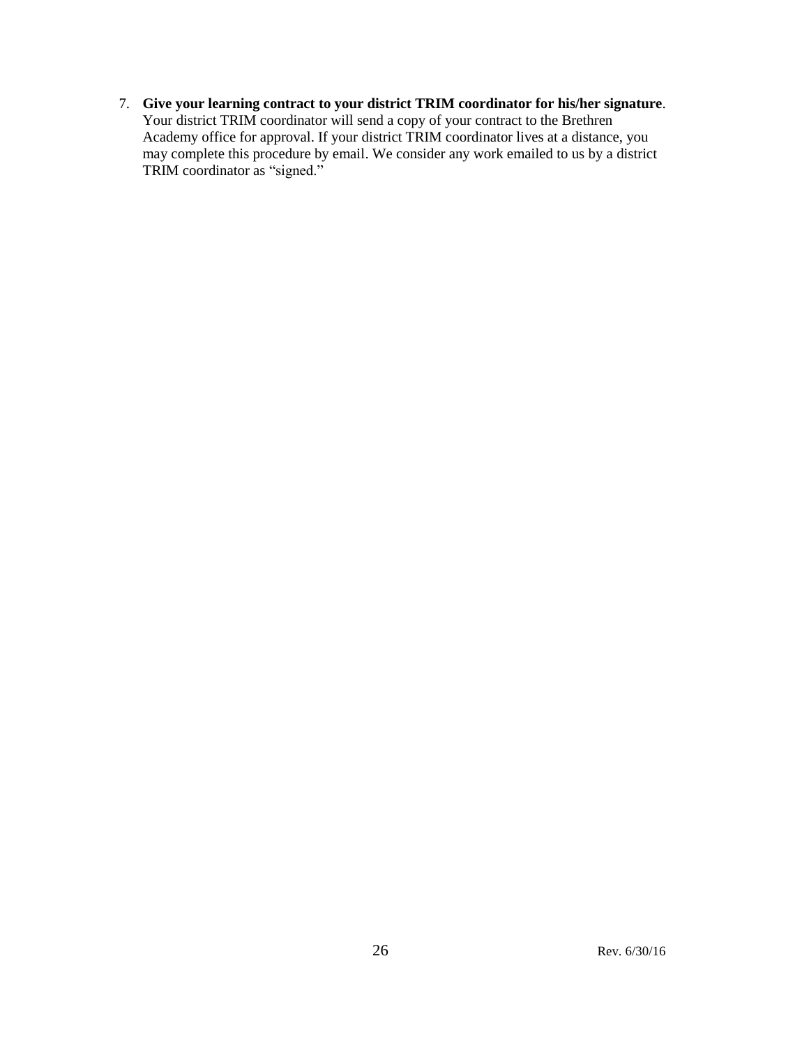7. **Give your learning contract to your district TRIM coordinator for his/her signature**. Your district TRIM coordinator will send a copy of your contract to the Brethren Academy office for approval. If your district TRIM coordinator lives at a distance, you may complete this procedure by email. We consider any work emailed to us by a district TRIM coordinator as “signed.”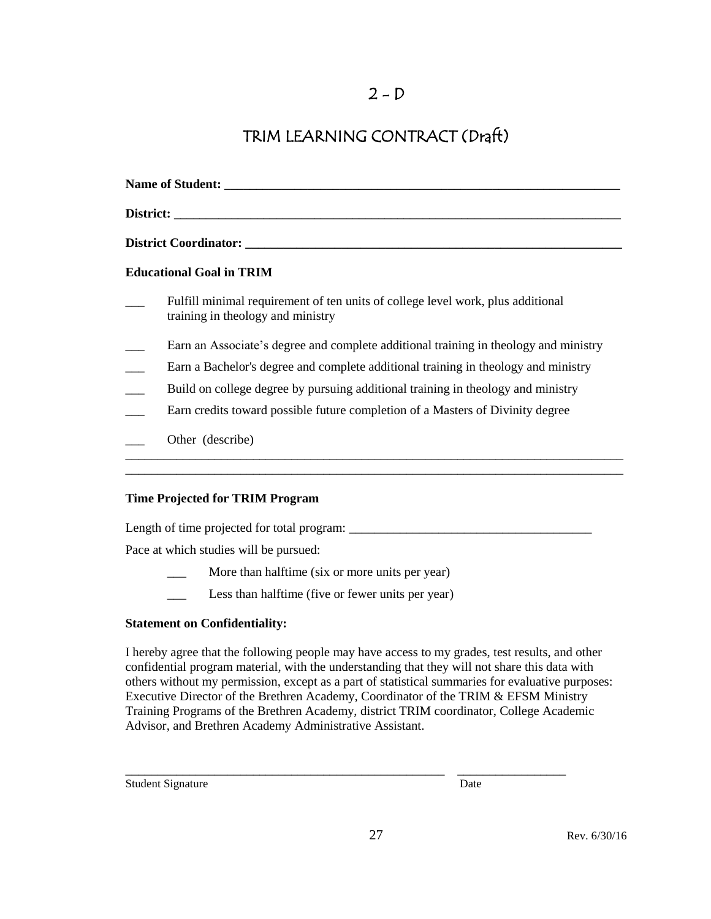# 2 – D

# TRIM LEARNING CONTRACT (Draft)

**Name of Student: ______________________________________________________________**

**District: ____________________________________________________________________**

**District Coordinator: __________________________________________________________**

**Educational Goal in TRIM**

___ Fulfill minimal requirement of ten units of college level work, plus additional training in theology and ministry

___ Earn an Associate's degree and complete additional training in theology and ministry

___ Earn a Bachelor's degree and complete additional training in theology and ministry

___ Build on college degree by pursuing additional training in theology and ministry

___ Earn credits toward possible future completion of a Masters of Divinity degree

___ Other (describe)

______________________________________________________________________________

______________________________________________________________________________

**Time Projected for TRIM Program**

Length of time projected for total program: ______________________________________

Pace at which studies will be pursued:

___ More than halftime (six or more units per year)

___ Less than halftime (five or fewer units per year)

**Statement on Confidentiality:**

I hereby agree that the following people may have access to my grades, test results, and other confidential program material, with the understanding that they will not share this data with others without my permission, except as a part of statistical summaries for evaluative purposes: Executive Director of the Brethren Academy, Coordinator of the TRIM & EFSM Ministry Training Programs of the Brethren Academy, district TRIM coordinator, College Academic Advisor, and Brethren Academy Administrative Assistant.

_____________________________________________________ _________________

Student Signature Date

Rev. 6/30/16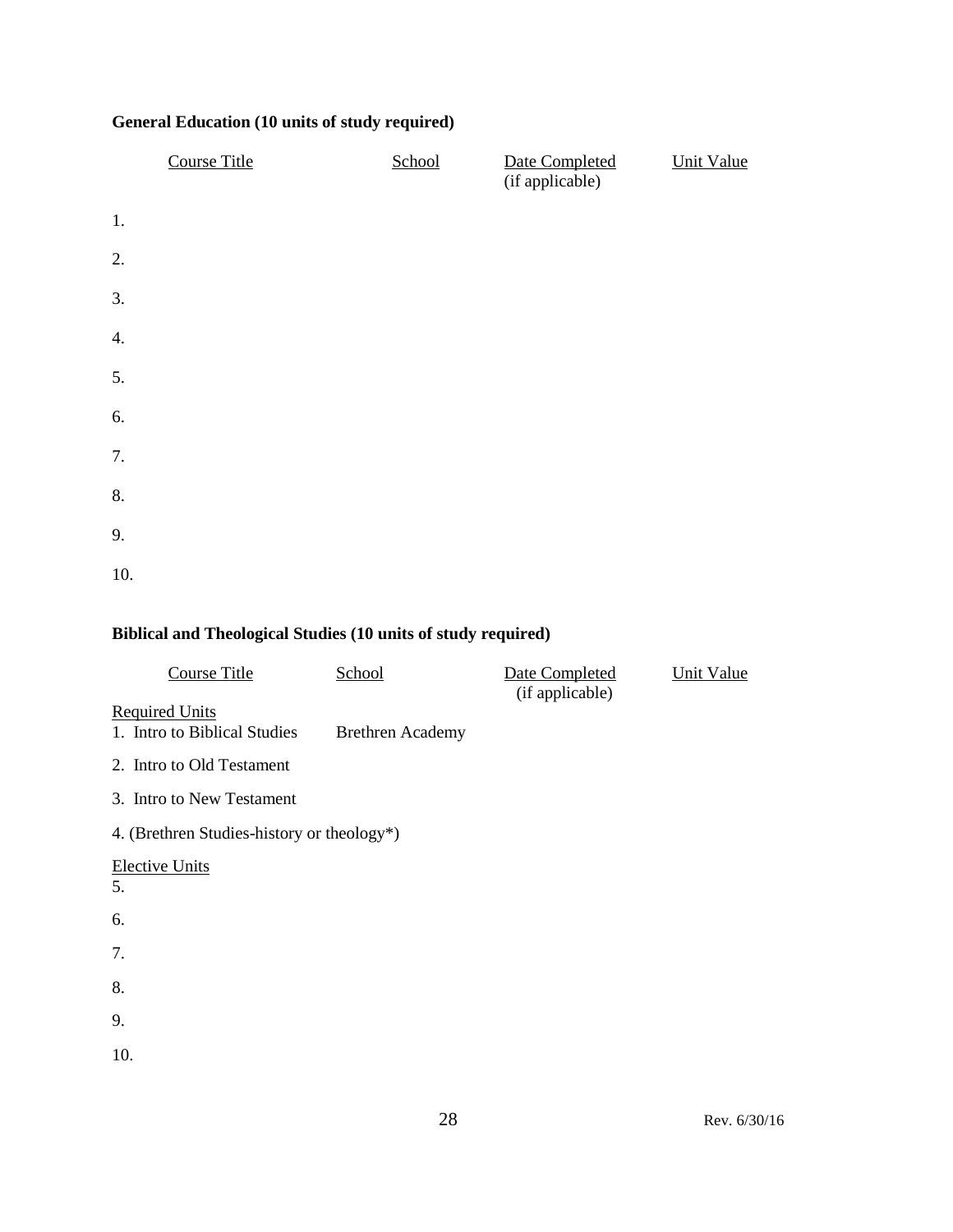**General Education (10 units of study required)**

| Course Title | School | Date Completed (if applicable) | Unit Value |
|---|---|---|---|
| 1. | | | |
| 2. | | | |
| 3. | | | |
| 4. | | | |
| 5. | | | |
| 6. | | | |
| 7. | | | |
| 8. | | | |
| 9. | | | |
| 10. | | | |

**Biblical and Theological Studies (10 units of study required)**

| Course Title | School | Date Completed (if applicable) | Unit Value |
|---|---|---|---|
| Required Units | | | |
| 1. Intro to Biblical Studies | Brethren Academy | | |
| 2. Intro to Old Testament | | | |
| 3. Intro to New Testament | | | |
| 4. (Brethren Studies-history or theology*) | | | |
| Elective Units | | | |
| 5. | | | |
| 6. | | | |
| 7. | | | |
| 8. | | | |
| 9. | | | |
| 10. | | | |

Rev. 6/30/16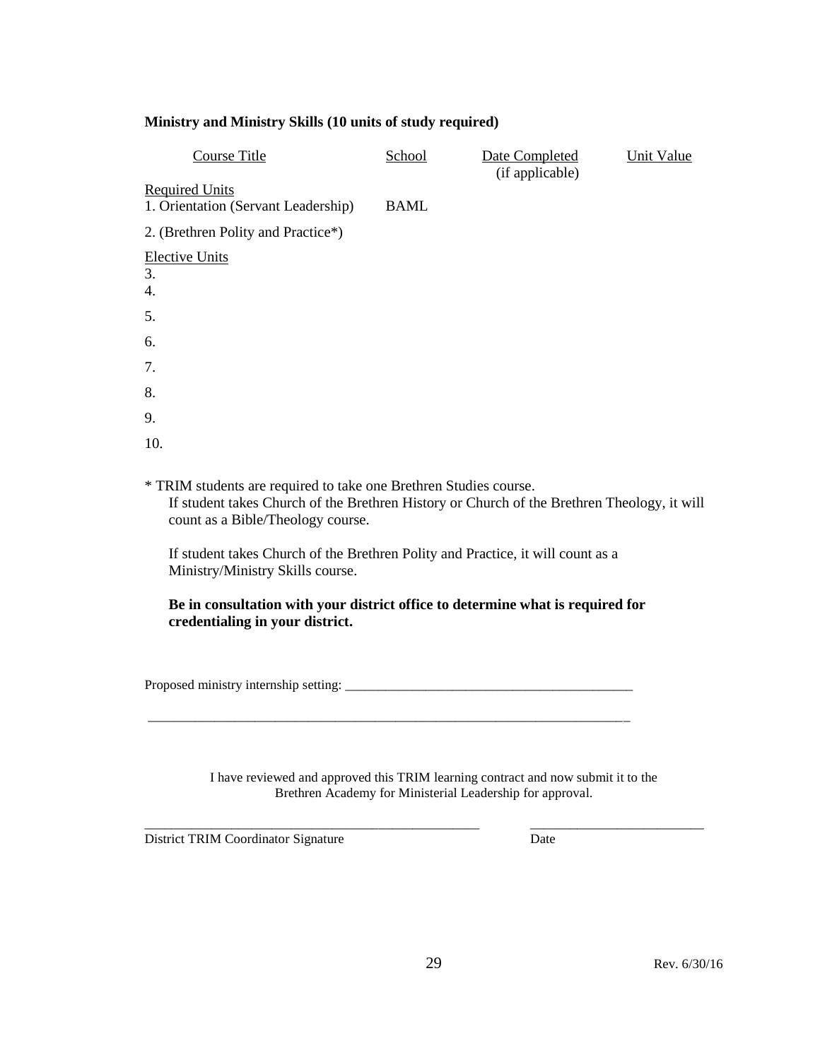**Ministry and Ministry Skills (10 units of study required)**

| Course Title | School | Date Completed (if applicable) | Unit Value |
|---|---|---|---|
| Required Units | | | |
| 1. Orientation (Servant Leadership) | BAML | | |
| 2. (Brethren Polity and Practice*) | | | |
| Elective Units | | | |
| 3. | | | |
| 4. | | | |
| 5. | | | |
| 6. | | | |
| 7. | | | |
| 8. | | | |
| 9. | | | |
| 10. | | | |

* TRIM students are required to take one Brethren Studies course.
  If student takes Church of the Brethren History or Church of the Brethren Theology, it will count as a Bible/Theology course.

  If student takes Church of the Brethren Polity and Practice, it will count as a Ministry/Ministry Skills course.

  **Be in consultation with your district office to determine what is required for credentialing in your district.**

Proposed ministry internship setting: ___________________________________________

___________________________________________________________________________

I have reviewed and approved this TRIM learning contract and now submit it to the Brethren Academy for Ministerial Leadership for approval.

_____________________________________________________ ___________________________

District TRIM Coordinator Signature Date

Rev. 6/30/16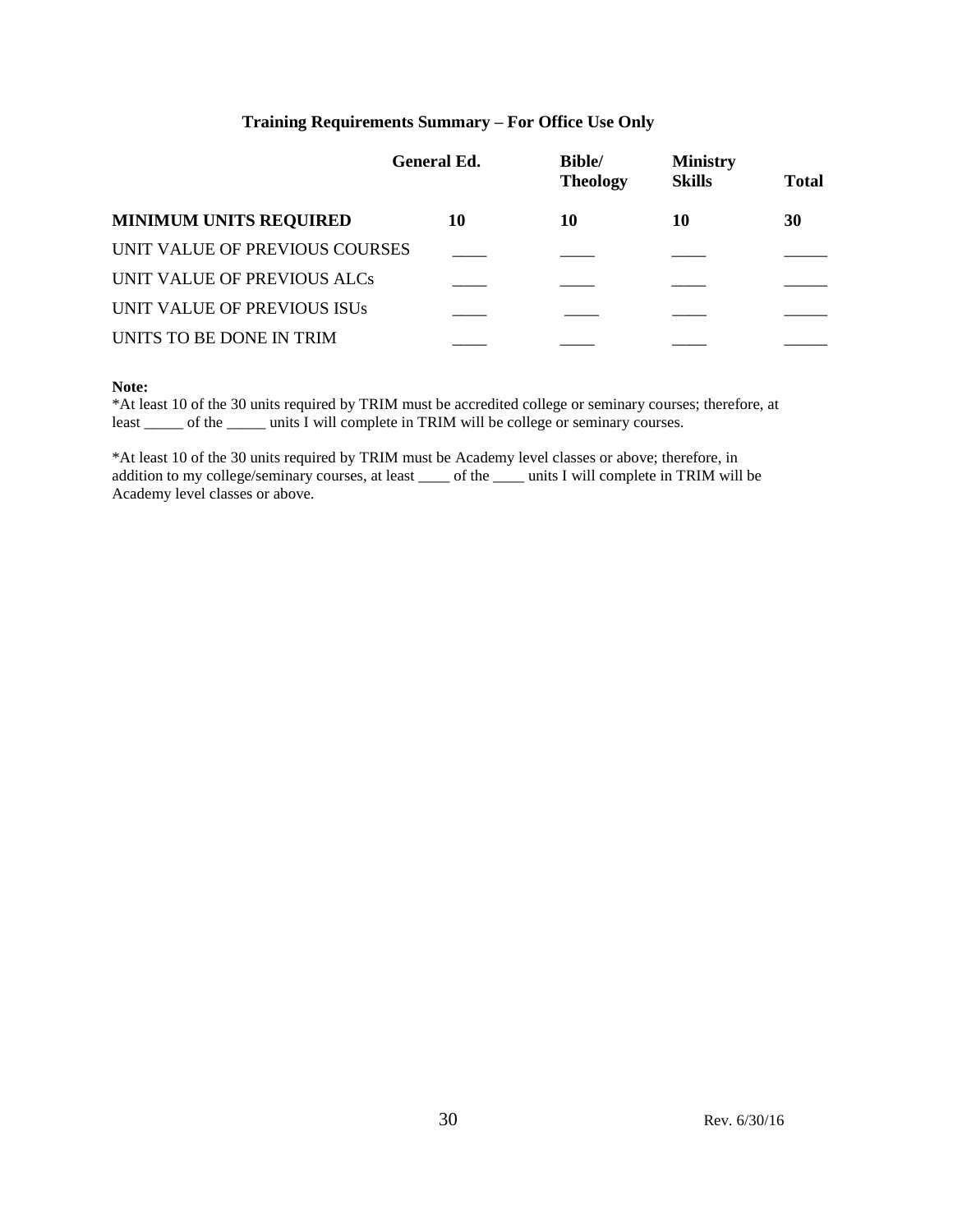## Training Requirements Summary – For Office Use Only

| | General Ed. | Bible/ Theology | Ministry Skills | Total |
|---|---|---|---|---|
| **MINIMUM UNITS REQUIRED** | **10** | **10** | **10** | **30** |
| UNIT VALUE OF PREVIOUS COURSES | ____ | ____ | ____ | _____ |
| UNIT VALUE OF PREVIOUS ALCs | ____ | ____ | ____ | _____ |
| UNIT VALUE OF PREVIOUS ISUs | ____ | ____ | ____ | _____ |
| UNITS TO BE DONE IN TRIM | ____ | ____ | ____ | _____ |

**Note:**

*At least 10 of the 30 units required by TRIM must be accredited college or seminary courses; therefore, at least _____ of the _____ units I will complete in TRIM will be college or seminary courses.

*At least 10 of the 30 units required by TRIM must be Academy level classes or above; therefore, in addition to my college/seminary courses, at least ____ of the ____ units I will complete in TRIM will be Academy level classes or above.

Rev. 6/30/16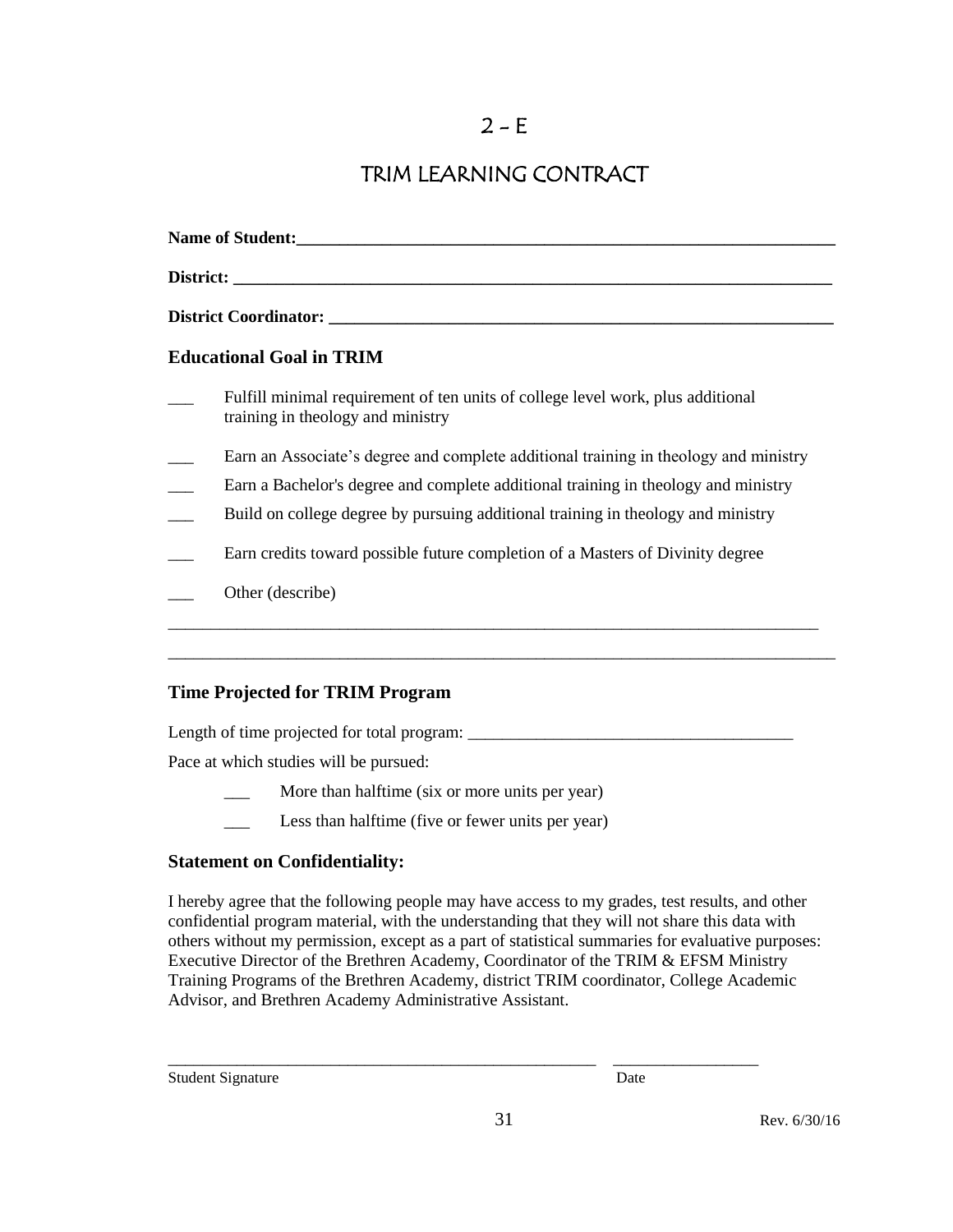# 2 – E

# TRIM LEARNING CONTRACT

**Name of Student:**\_\_\_\_\_\_\_\_\_\_\_\_\_\_\_\_\_\_\_\_\_\_\_\_\_\_\_\_\_\_\_\_\_\_\_\_\_\_\_\_\_\_\_\_\_\_\_\_\_\_\_\_\_\_\_\_\_\_\_\_\_\_\_

**District:** \_\_\_\_\_\_\_\_\_\_\_\_\_\_\_\_\_\_\_\_\_\_\_\_\_\_\_\_\_\_\_\_\_\_\_\_\_\_\_\_\_\_\_\_\_\_\_\_\_\_\_\_\_\_\_\_\_\_\_\_\_\_\_\_\_\_\_\_\_\_\_

**District Coordinator:** \_\_\_\_\_\_\_\_\_\_\_\_\_\_\_\_\_\_\_\_\_\_\_\_\_\_\_\_\_\_\_\_\_\_\_\_\_\_\_\_\_\_\_\_\_\_\_\_\_\_\_\_\_\_\_\_\_\_\_\_

### Educational Goal in TRIM

\_\_\_ Fulfill minimal requirement of ten units of college level work, plus additional training in theology and ministry

\_\_\_ Earn an Associate's degree and complete additional training in theology and ministry

\_\_\_ Earn a Bachelor's degree and complete additional training in theology and ministry

\_\_\_ Build on college degree by pursuing additional training in theology and ministry

\_\_\_ Earn credits toward possible future completion of a Masters of Divinity degree

\_\_\_ Other (describe)

\_\_\_\_\_\_\_\_\_\_\_\_\_\_\_\_\_\_\_\_\_\_\_\_\_\_\_\_\_\_\_\_\_\_\_\_\_\_\_\_\_\_\_\_\_\_\_\_\_\_\_\_\_\_\_\_\_\_\_\_\_\_\_\_\_\_\_\_\_\_\_\_\_\_\_\_\_\_

\_\_\_\_\_\_\_\_\_\_\_\_\_\_\_\_\_\_\_\_\_\_\_\_\_\_\_\_\_\_\_\_\_\_\_\_\_\_\_\_\_\_\_\_\_\_\_\_\_\_\_\_\_\_\_\_\_\_\_\_\_\_\_\_\_\_\_\_\_\_\_\_\_\_\_\_\_\_

### Time Projected for TRIM Program

Length of time projected for total program: \_\_\_\_\_\_\_\_\_\_\_\_\_\_\_\_\_\_\_\_\_\_\_\_\_\_\_\_\_\_\_\_\_\_\_\_\_\_\_

Pace at which studies will be pursued:

\_\_\_ More than halftime (six or more units per year)

\_\_\_ Less than halftime (five or fewer units per year)

### Statement on Confidentiality:

I hereby agree that the following people may have access to my grades, test results, and other confidential program material, with the understanding that they will not share this data with others without my permission, except as a part of statistical summaries for evaluative purposes: Executive Director of the Brethren Academy, Coordinator of the TRIM & EFSM Ministry Training Programs of the Brethren Academy, district TRIM coordinator, College Academic Advisor, and Brethren Academy Administrative Assistant.

\_\_\_\_\_\_\_\_\_\_\_\_\_\_\_\_\_\_\_\_\_\_\_\_\_\_\_\_\_\_\_\_\_\_\_\_\_\_\_\_\_\_\_\_\_\_\_\_\_\_\_ \_\_\_\_\_\_\_\_\_\_\_\_\_\_\_\_\_

Student Signature Date

Rev. 6/30/16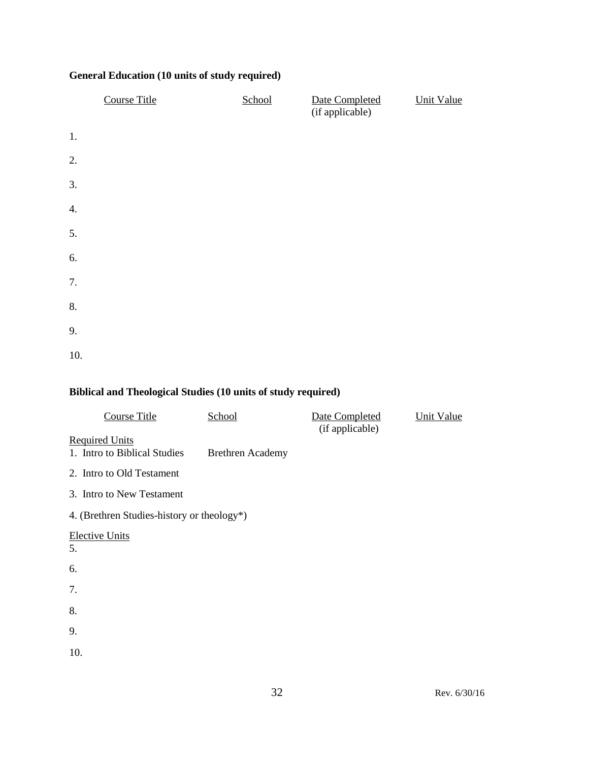**General Education (10 units of study required)**

| Course Title | School | Date Completed (if applicable) | Unit Value |
| --- | --- | --- | --- |
| 1. | | | |
| 2. | | | |
| 3. | | | |
| 4. | | | |
| 5. | | | |
| 6. | | | |
| 7. | | | |
| 8. | | | |
| 9. | | | |
| 10. | | | |

**Biblical and Theological Studies (10 units of study required)**

| Course Title | School | Date Completed (if applicable) | Unit Value |
| --- | --- | --- | --- |
| Required Units | | | |
| 1. Intro to Biblical Studies | Brethren Academy | | |
| 2. Intro to Old Testament | | | |
| 3. Intro to New Testament | | | |
| 4. (Brethren Studies-history or theology*) | | | |
| Elective Units | | | |
| 5. | | | |
| 6. | | | |
| 7. | | | |
| 8. | | | |
| 9. | | | |
| 10. | | | |

Rev. 6/30/16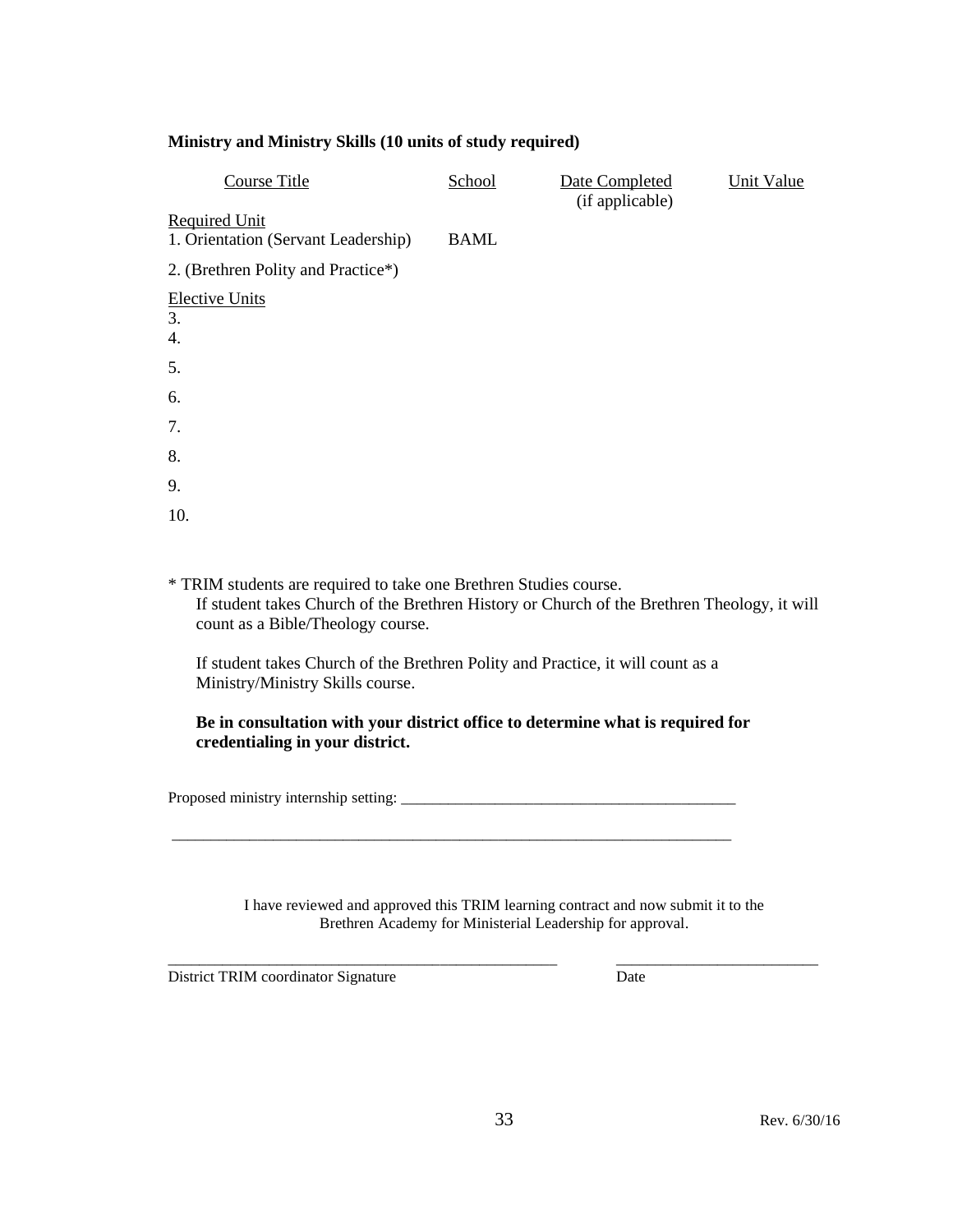**Ministry and Ministry Skills (10 units of study required)**

| Course Title | School | Date Completed (if applicable) | Unit Value |
|---|---|---|---|
| Required Unit | | | |
| 1. Orientation (Servant Leadership) | BAML | | |
| 2. (Brethren Polity and Practice*) | | | |
| Elective Units | | | |
| 3. | | | |
| 4. | | | |
| 5. | | | |
| 6. | | | |
| 7. | | | |
| 8. | | | |
| 9. | | | |
| 10. | | | |

* TRIM students are required to take one Brethren Studies course.
  If student takes Church of the Brethren History or Church of the Brethren Theology, it will count as a Bible/Theology course.

  If student takes Church of the Brethren Polity and Practice, it will count as a Ministry/Ministry Skills course.

  **Be in consultation with your district office to determine what is required for credentialing in your district.**

Proposed ministry internship setting: ___________________________________________

___________________________________________________________________________

I have reviewed and approved this TRIM learning contract and now submit it to the Brethren Academy for Ministerial Leadership for approval.

_____________________________________________ ________________________

District TRIM coordinator Signature Date

Rev. 6/30/16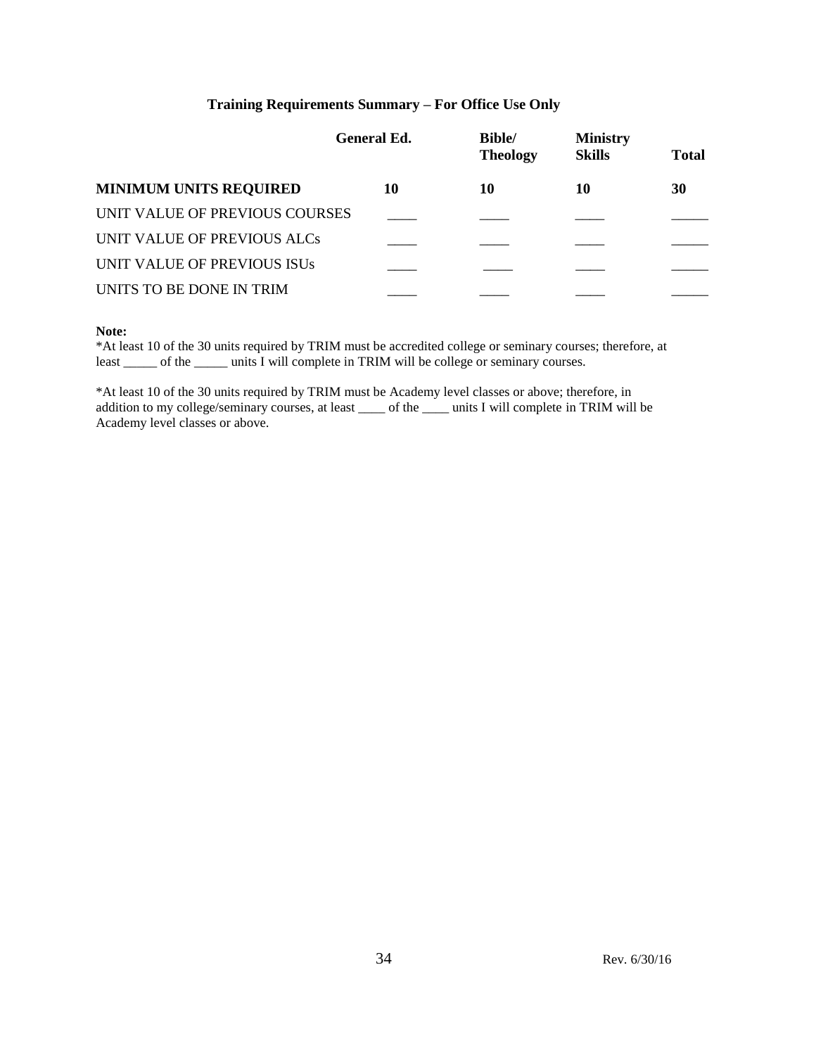### Training Requirements Summary – For Office Use Only

| | General Ed. | Bible/ Theology | Ministry Skills | Total |
|---|---|---|---|---|
| **MINIMUM UNITS REQUIRED** | **10** | **10** | **10** | **30** |
| UNIT VALUE OF PREVIOUS COURSES | ____ | ____ | ____ | _____ |
| UNIT VALUE OF PREVIOUS ALCs | ____ | ____ | ____ | _____ |
| UNIT VALUE OF PREVIOUS ISUs | ____ | ____ | ____ | _____ |
| UNITS TO BE DONE IN TRIM | ____ | ____ | ____ | _____ |

**Note:**

*At least 10 of the 30 units required by TRIM must be accredited college or seminary courses; therefore, at least _____ of the _____ units I will complete in TRIM will be college or seminary courses.

*At least 10 of the 30 units required by TRIM must be Academy level classes or above; therefore, in addition to my college/seminary courses, at least ____ of the ____ units I will complete in TRIM will be Academy level classes or above.

Rev. 6/30/16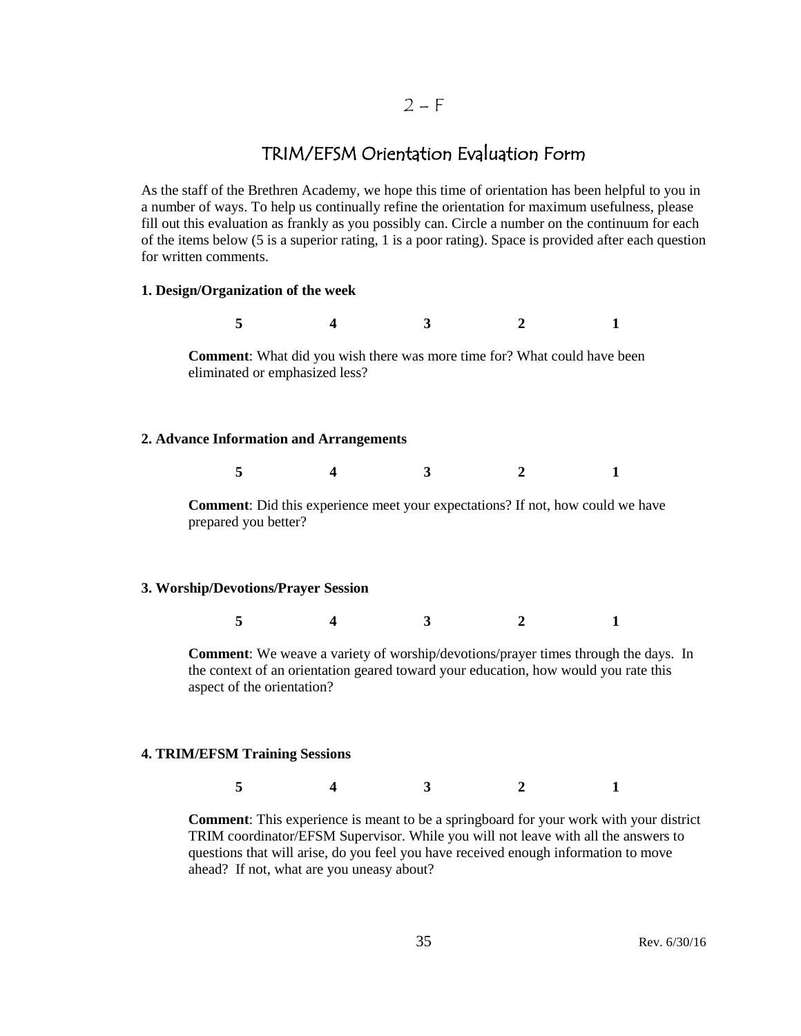2 – F

# TRIM/EFSM Orientation Evaluation Form

As the staff of the Brethren Academy, we hope this time of orientation has been helpful to you in a number of ways. To help us continually refine the orientation for maximum usefulness, please fill out this evaluation as frankly as you possibly can. Circle a number on the continuum for each of the items below (5 is a superior rating, 1 is a poor rating). Space is provided after each question for written comments.

**1. Design/Organization of the week**

**5 4 3 2 1**

**Comment**: What did you wish there was more time for? What could have been eliminated or emphasized less?

**2. Advance Information and Arrangements**

**5 4 3 2 1**

**Comment**: Did this experience meet your expectations? If not, how could we have prepared you better?

**3. Worship/Devotions/Prayer Session**

**5 4 3 2 1**

**Comment**: We weave a variety of worship/devotions/prayer times through the days. In the context of an orientation geared toward your education, how would you rate this aspect of the orientation?

**4. TRIM/EFSM Training Sessions**

**5 4 3 2 1**

**Comment**: This experience is meant to be a springboard for your work with your district TRIM coordinator/EFSM Supervisor. While you will not leave with all the answers to questions that will arise, do you feel you have received enough information to move ahead? If not, what are you uneasy about?

Rev. 6/30/16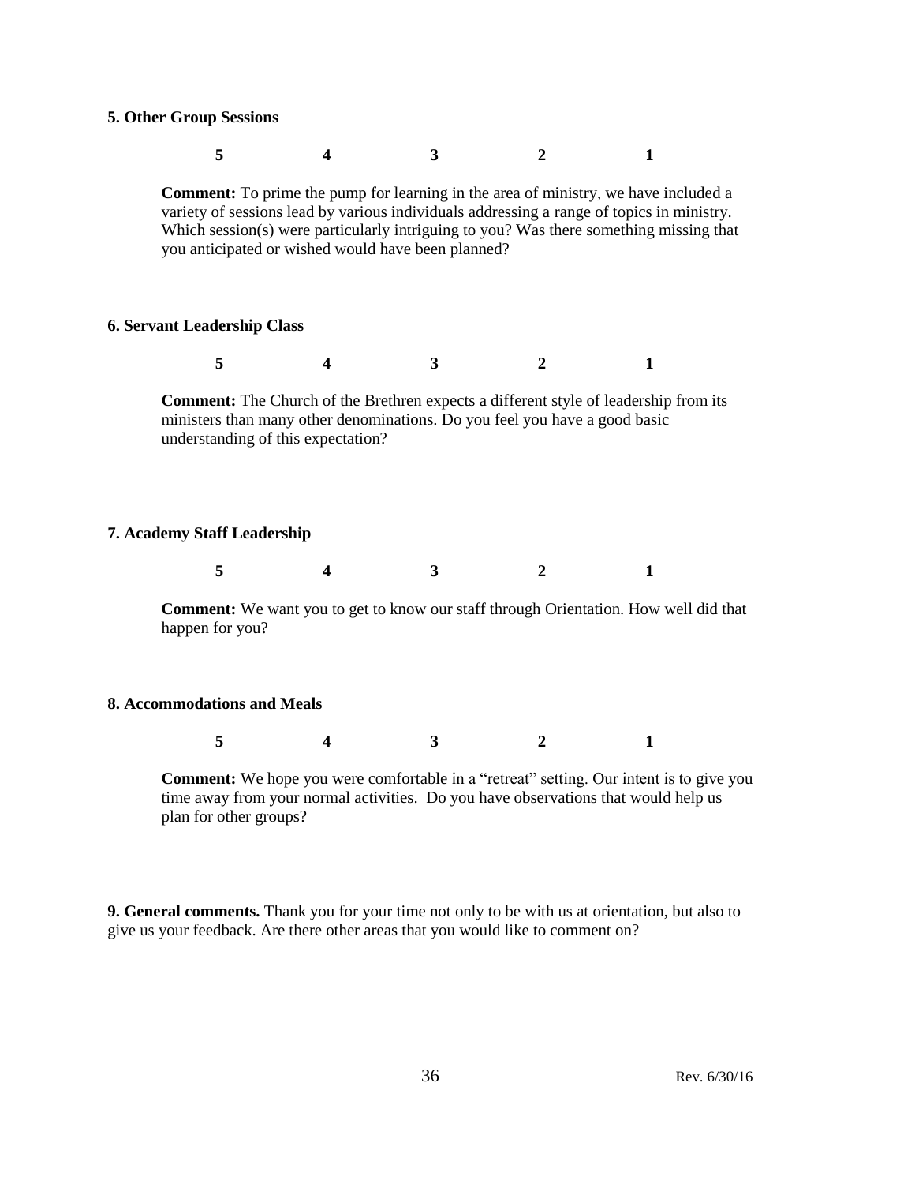**5. Other Group Sessions**

**5 4 3 2 1**

**Comment:** To prime the pump for learning in the area of ministry, we have included a variety of sessions lead by various individuals addressing a range of topics in ministry. Which session(s) were particularly intriguing to you? Was there something missing that you anticipated or wished would have been planned?

**6. Servant Leadership Class**

**5 4 3 2 1**

**Comment:** The Church of the Brethren expects a different style of leadership from its ministers than many other denominations. Do you feel you have a good basic understanding of this expectation?

**7. Academy Staff Leadership**

**5 4 3 2 1**

**Comment:** We want you to get to know our staff through Orientation. How well did that happen for you?

**8. Accommodations and Meals**

**5 4 3 2 1**

**Comment:** We hope you were comfortable in a "retreat" setting. Our intent is to give you time away from your normal activities. Do you have observations that would help us plan for other groups?

**9. General comments.** Thank you for your time not only to be with us at orientation, but also to give us your feedback. Are there other areas that you would like to comment on?

Rev. 6/30/16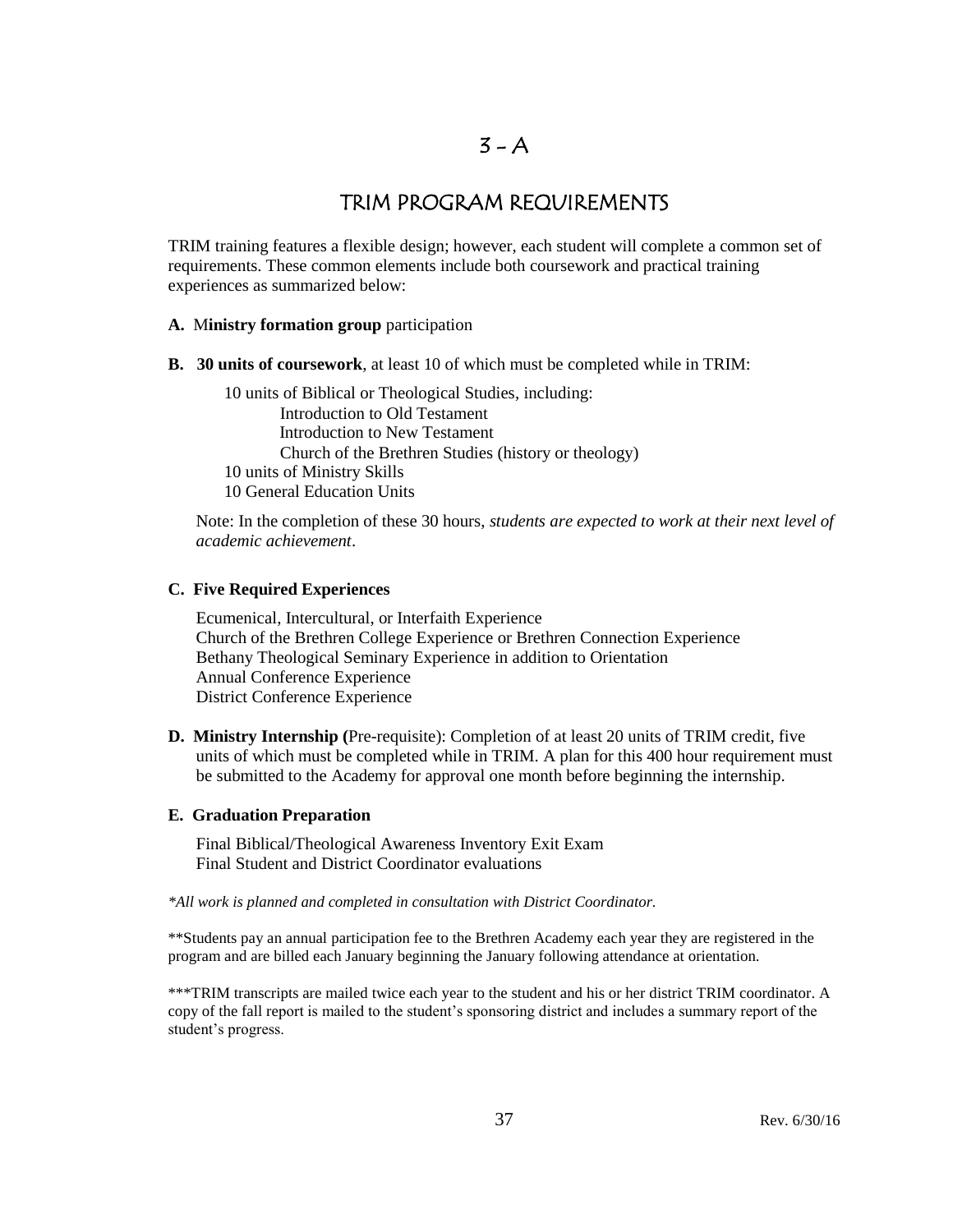# 3 - A

## TRIM PROGRAM REQUIREMENTS

TRIM training features a flexible design; however, each student will complete a common set of requirements. These common elements include both coursework and practical training experiences as summarized below:

**A.** M**inistry formation group** participation

**B. 30 units of coursework**, at least 10 of which must be completed while in TRIM:

10 units of Biblical or Theological Studies, including:
- Introduction to Old Testament
- Introduction to New Testament
- Church of the Brethren Studies (history or theology)

10 units of Ministry Skills
10 General Education Units

Note: In the completion of these 30 hours, *students are expected to work at their next level of academic achievement*.

**C. Five Required Experiences**

Ecumenical, Intercultural, or Interfaith Experience
Church of the Brethren College Experience or Brethren Connection Experience
Bethany Theological Seminary Experience in addition to Orientation
Annual Conference Experience
District Conference Experience

**D. Ministry Internship (**Pre-requisite): Completion of at least 20 units of TRIM credit, five units of which must be completed while in TRIM. A plan for this 400 hour requirement must be submitted to the Academy for approval one month before beginning the internship.

**E. Graduation Preparation**

Final Biblical/Theological Awareness Inventory Exit Exam
Final Student and District Coordinator evaluations

*\*All work is planned and completed in consultation with District Coordinator.*

\*\*Students pay an annual participation fee to the Brethren Academy each year they are registered in the program and are billed each January beginning the January following attendance at orientation.

\*\*\*TRIM transcripts are mailed twice each year to the student and his or her district TRIM coordinator. A copy of the fall report is mailed to the student's sponsoring district and includes a summary report of the student's progress.

Rev. 6/30/16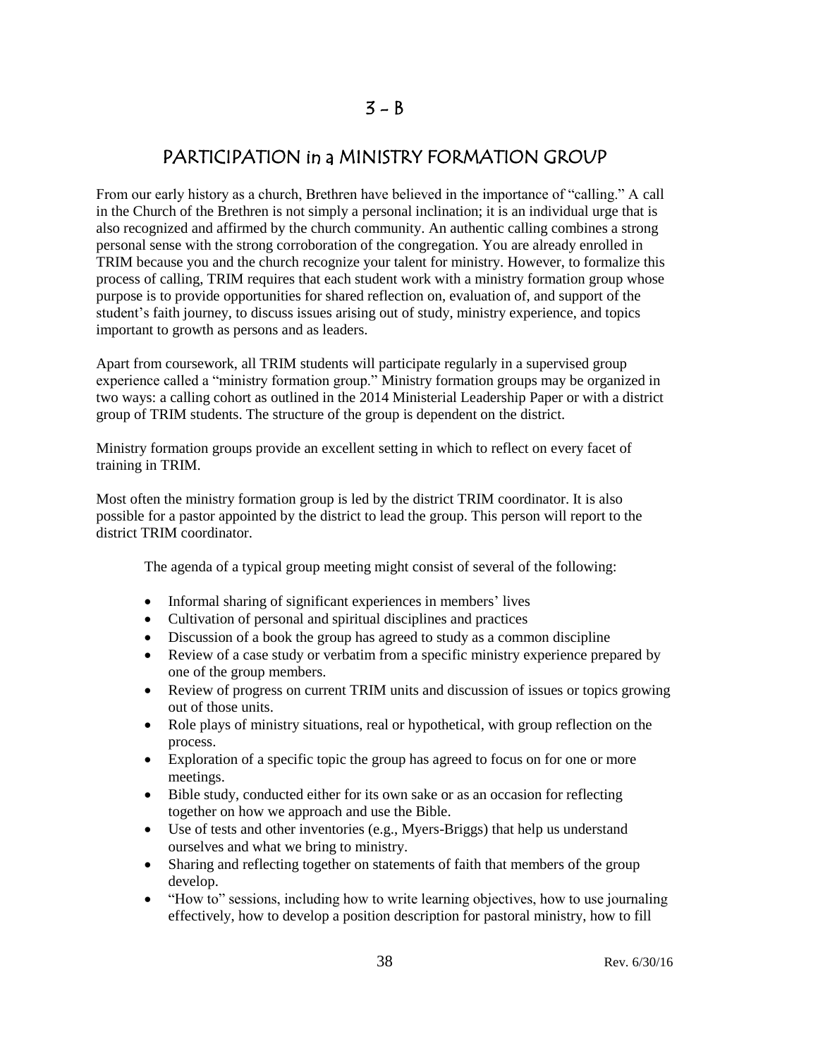# 3 – B

## PARTICIPATION in a MINISTRY FORMATION GROUP

From our early history as a church, Brethren have believed in the importance of "calling." A call in the Church of the Brethren is not simply a personal inclination; it is an individual urge that is also recognized and affirmed by the church community. An authentic calling combines a strong personal sense with the strong corroboration of the congregation. You are already enrolled in TRIM because you and the church recognize your talent for ministry. However, to formalize this process of calling, TRIM requires that each student work with a ministry formation group whose purpose is to provide opportunities for shared reflection on, evaluation of, and support of the student's faith journey, to discuss issues arising out of study, ministry experience, and topics important to growth as persons and as leaders.

Apart from coursework, all TRIM students will participate regularly in a supervised group experience called a "ministry formation group." Ministry formation groups may be organized in two ways: a calling cohort as outlined in the 2014 Ministerial Leadership Paper or with a district group of TRIM students. The structure of the group is dependent on the district.

Ministry formation groups provide an excellent setting in which to reflect on every facet of training in TRIM.

Most often the ministry formation group is led by the district TRIM coordinator. It is also possible for a pastor appointed by the district to lead the group. This person will report to the district TRIM coordinator.

The agenda of a typical group meeting might consist of several of the following:

- Informal sharing of significant experiences in members' lives
- Cultivation of personal and spiritual disciplines and practices
- Discussion of a book the group has agreed to study as a common discipline
- Review of a case study or verbatim from a specific ministry experience prepared by one of the group members.
- Review of progress on current TRIM units and discussion of issues or topics growing out of those units.
- Role plays of ministry situations, real or hypothetical, with group reflection on the process.
- Exploration of a specific topic the group has agreed to focus on for one or more meetings.
- Bible study, conducted either for its own sake or as an occasion for reflecting together on how we approach and use the Bible.
- Use of tests and other inventories (e.g., Myers-Briggs) that help us understand ourselves and what we bring to ministry.
- Sharing and reflecting together on statements of faith that members of the group develop.
- "How to" sessions, including how to write learning objectives, how to use journaling effectively, how to develop a position description for pastoral ministry, how to fill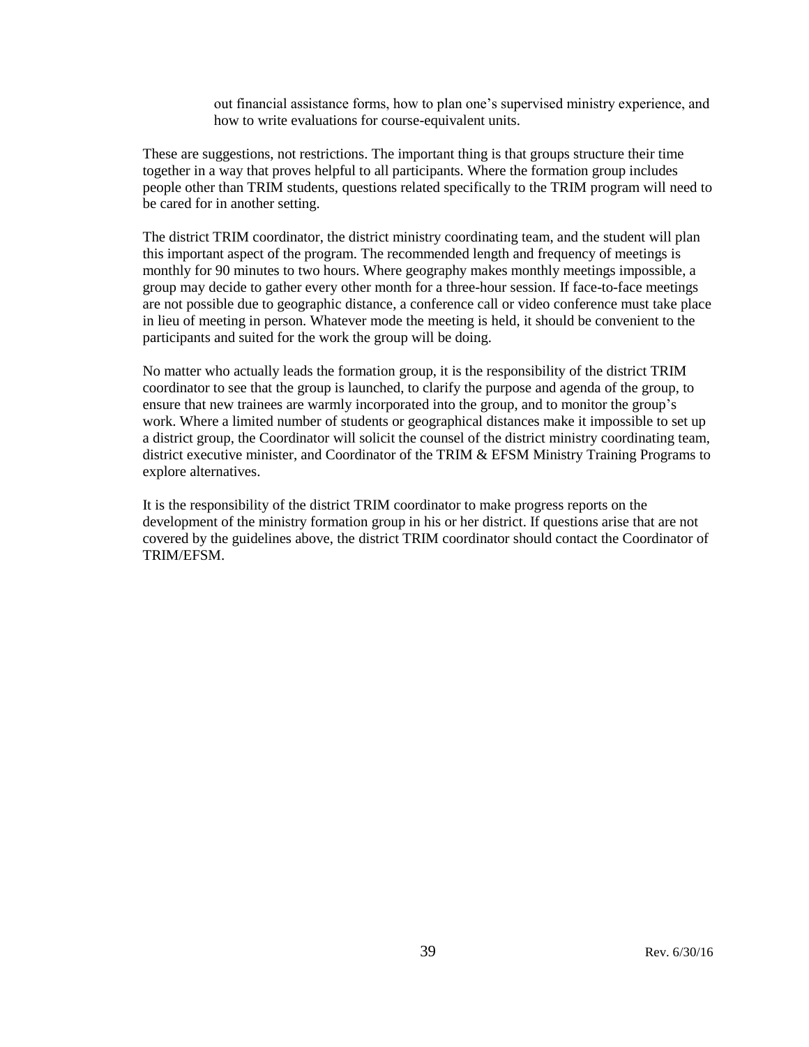out financial assistance forms, how to plan one's supervised ministry experience, and how to write evaluations for course-equivalent units.

These are suggestions, not restrictions. The important thing is that groups structure their time together in a way that proves helpful to all participants. Where the formation group includes people other than TRIM students, questions related specifically to the TRIM program will need to be cared for in another setting.

The district TRIM coordinator, the district ministry coordinating team, and the student will plan this important aspect of the program. The recommended length and frequency of meetings is monthly for 90 minutes to two hours. Where geography makes monthly meetings impossible, a group may decide to gather every other month for a three-hour session. If face-to-face meetings are not possible due to geographic distance, a conference call or video conference must take place in lieu of meeting in person. Whatever mode the meeting is held, it should be convenient to the participants and suited for the work the group will be doing.

No matter who actually leads the formation group, it is the responsibility of the district TRIM coordinator to see that the group is launched, to clarify the purpose and agenda of the group, to ensure that new trainees are warmly incorporated into the group, and to monitor the group's work. Where a limited number of students or geographical distances make it impossible to set up a district group, the Coordinator will solicit the counsel of the district ministry coordinating team, district executive minister, and Coordinator of the TRIM & EFSM Ministry Training Programs to explore alternatives.

It is the responsibility of the district TRIM coordinator to make progress reports on the development of the ministry formation group in his or her district. If questions arise that are not covered by the guidelines above, the district TRIM coordinator should contact the Coordinator of TRIM/EFSM.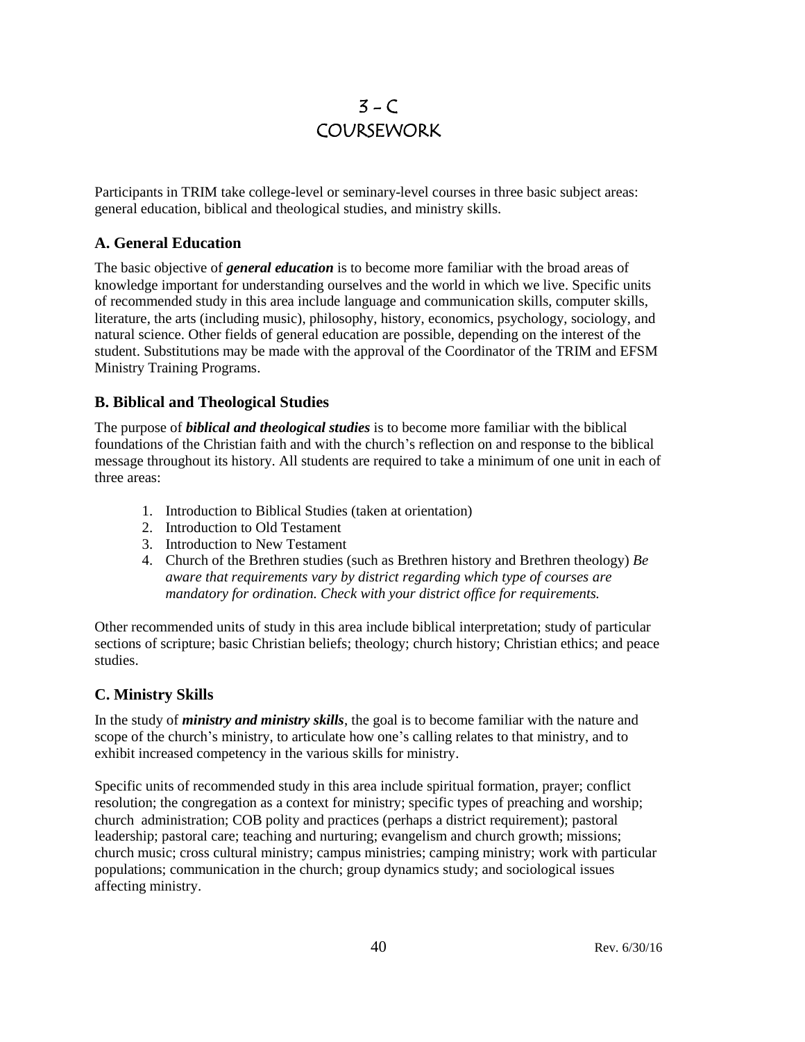# 3 – C
# COURSEWORK

Participants in TRIM take college-level or seminary-level courses in three basic subject areas: general education, biblical and theological studies, and ministry skills.

## A. General Education

The basic objective of ***general education*** is to become more familiar with the broad areas of knowledge important for understanding ourselves and the world in which we live. Specific units of recommended study in this area include language and communication skills, computer skills, literature, the arts (including music), philosophy, history, economics, psychology, sociology, and natural science. Other fields of general education are possible, depending on the interest of the student. Substitutions may be made with the approval of the Coordinator of the TRIM and EFSM Ministry Training Programs.

## B. Biblical and Theological Studies

The purpose of ***biblical and theological studies*** is to become more familiar with the biblical foundations of the Christian faith and with the church's reflection on and response to the biblical message throughout its history. All students are required to take a minimum of one unit in each of three areas:

1. Introduction to Biblical Studies (taken at orientation)
2. Introduction to Old Testament
3. Introduction to New Testament
4. Church of the Brethren studies (such as Brethren history and Brethren theology) *Be aware that requirements vary by district regarding which type of courses are mandatory for ordination. Check with your district office for requirements.*

Other recommended units of study in this area include biblical interpretation; study of particular sections of scripture; basic Christian beliefs; theology; church history; Christian ethics; and peace studies.

## C. Ministry Skills

In the study of ***ministry and ministry skills***, the goal is to become familiar with the nature and scope of the church's ministry, to articulate how one's calling relates to that ministry, and to exhibit increased competency in the various skills for ministry.

Specific units of recommended study in this area include spiritual formation, prayer; conflict resolution; the congregation as a context for ministry; specific types of preaching and worship; church administration; COB polity and practices (perhaps a district requirement); pastoral leadership; pastoral care; teaching and nurturing; evangelism and church growth; missions; church music; cross cultural ministry; campus ministries; camping ministry; work with particular populations; communication in the church; group dynamics study; and sociological issues affecting ministry.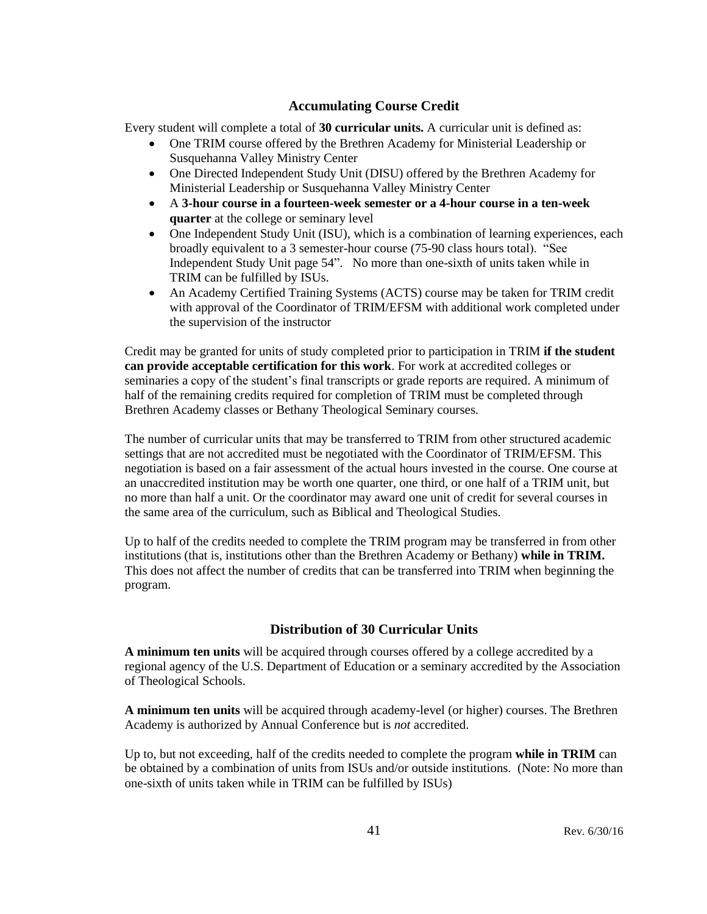## Accumulating Course Credit

Every student will complete a total of **30 curricular units.** A curricular unit is defined as:

- One TRIM course offered by the Brethren Academy for Ministerial Leadership or Susquehanna Valley Ministry Center
- One Directed Independent Study Unit (DISU) offered by the Brethren Academy for Ministerial Leadership or Susquehanna Valley Ministry Center
- A **3-hour course in a fourteen-week semester or a 4-hour course in a ten-week quarter** at the college or seminary level
- One Independent Study Unit (ISU), which is a combination of learning experiences, each broadly equivalent to a 3 semester-hour course (75-90 class hours total). "See Independent Study Unit page 54". No more than one-sixth of units taken while in TRIM can be fulfilled by ISUs.
- An Academy Certified Training Systems (ACTS) course may be taken for TRIM credit with approval of the Coordinator of TRIM/EFSM with additional work completed under the supervision of the instructor

Credit may be granted for units of study completed prior to participation in TRIM **if the student can provide acceptable certification for this work**. For work at accredited colleges or seminaries a copy of the student's final transcripts or grade reports are required. A minimum of half of the remaining credits required for completion of TRIM must be completed through Brethren Academy classes or Bethany Theological Seminary courses.

The number of curricular units that may be transferred to TRIM from other structured academic settings that are not accredited must be negotiated with the Coordinator of TRIM/EFSM. This negotiation is based on a fair assessment of the actual hours invested in the course. One course at an unaccredited institution may be worth one quarter, one third, or one half of a TRIM unit, but no more than half a unit. Or the coordinator may award one unit of credit for several courses in the same area of the curriculum, such as Biblical and Theological Studies.

Up to half of the credits needed to complete the TRIM program may be transferred in from other institutions (that is, institutions other than the Brethren Academy or Bethany) **while in TRIM.** This does not affect the number of credits that can be transferred into TRIM when beginning the program.

## Distribution of 30 Curricular Units

**A minimum ten units** will be acquired through courses offered by a college accredited by a regional agency of the U.S. Department of Education or a seminary accredited by the Association of Theological Schools.

**A minimum ten units** will be acquired through academy-level (or higher) courses. The Brethren Academy is authorized by Annual Conference but is *not* accredited.

Up to, but not exceeding, half of the credits needed to complete the program **while in TRIM** can be obtained by a combination of units from ISUs and/or outside institutions. (Note: No more than one-sixth of units taken while in TRIM can be fulfilled by ISUs)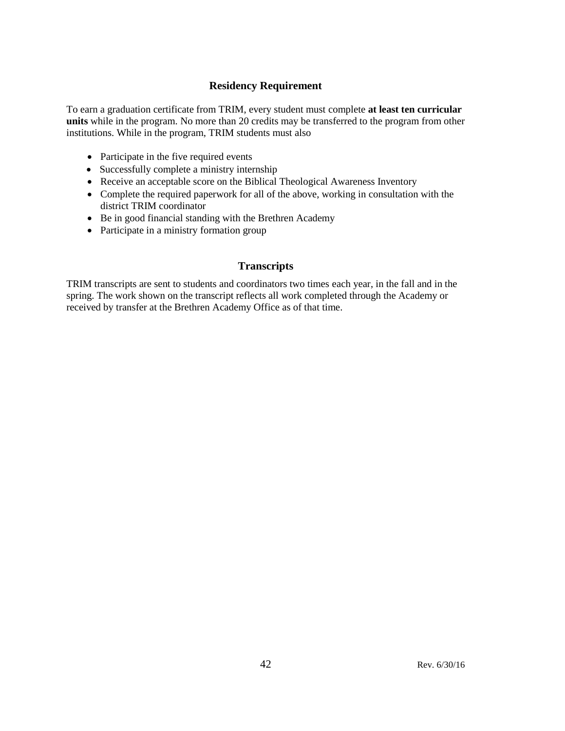## Residency Requirement

To earn a graduation certificate from TRIM, every student must complete **at least ten curricular units** while in the program. No more than 20 credits may be transferred to the program from other institutions. While in the program, TRIM students must also

- Participate in the five required events
- Successfully complete a ministry internship
- Receive an acceptable score on the Biblical Theological Awareness Inventory
- Complete the required paperwork for all of the above, working in consultation with the district TRIM coordinator
- Be in good financial standing with the Brethren Academy
- Participate in a ministry formation group

## Transcripts

TRIM transcripts are sent to students and coordinators two times each year, in the fall and in the spring. The work shown on the transcript reflects all work completed through the Academy or received by transfer at the Brethren Academy Office as of that time.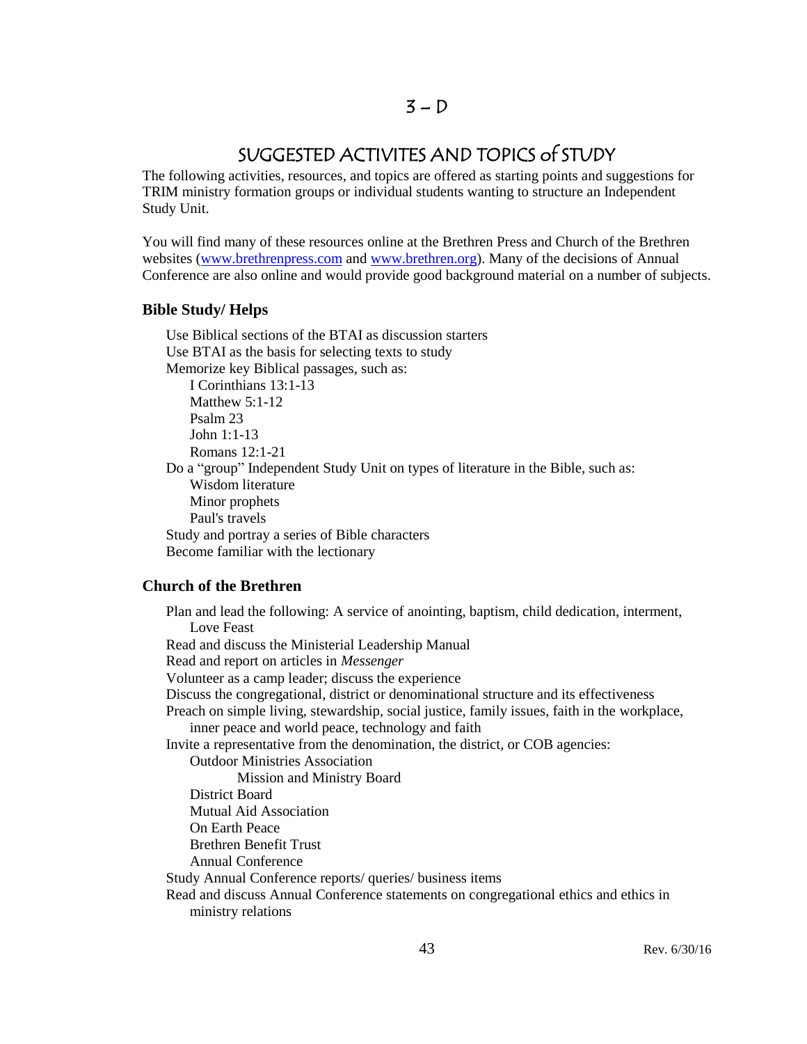# 3 – D

## SUGGESTED ACTIVITES AND TOPICS of STUDY

The following activities, resources, and topics are offered as starting points and suggestions for TRIM ministry formation groups or individual students wanting to structure an Independent Study Unit.

You will find many of these resources online at the Brethren Press and Church of the Brethren websites (www.brethrenpress.com and www.brethren.org). Many of the decisions of Annual Conference are also online and would provide good background material on a number of subjects.

### Bible Study/ Helps

- Use Biblical sections of the BTAI as discussion starters
- Use BTAI as the basis for selecting texts to study
- Memorize key Biblical passages, such as:
    - I Corinthians 13:1-13
    - Matthew 5:1-12
    - Psalm 23
    - John 1:1-13
    - Romans 12:1-21
- Do a "group" Independent Study Unit on types of literature in the Bible, such as:
    - Wisdom literature
    - Minor prophets
    - Paul's travels
- Study and portray a series of Bible characters
- Become familiar with the lectionary

### Church of the Brethren

- Plan and lead the following: A service of anointing, baptism, child dedication, interment, Love Feast
- Read and discuss the Ministerial Leadership Manual
- Read and report on articles in *Messenger*
- Volunteer as a camp leader; discuss the experience
- Discuss the congregational, district or denominational structure and its effectiveness
- Preach on simple living, stewardship, social justice, family issues, faith in the workplace, inner peace and world peace, technology and faith
- Invite a representative from the denomination, the district, or COB agencies:
    - Outdoor Ministries Association
        - Mission and Ministry Board
    - District Board
    - Mutual Aid Association
    - On Earth Peace
    - Brethren Benefit Trust
    - Annual Conference
- Study Annual Conference reports/ queries/ business items
- Read and discuss Annual Conference statements on congregational ethics and ethics in ministry relations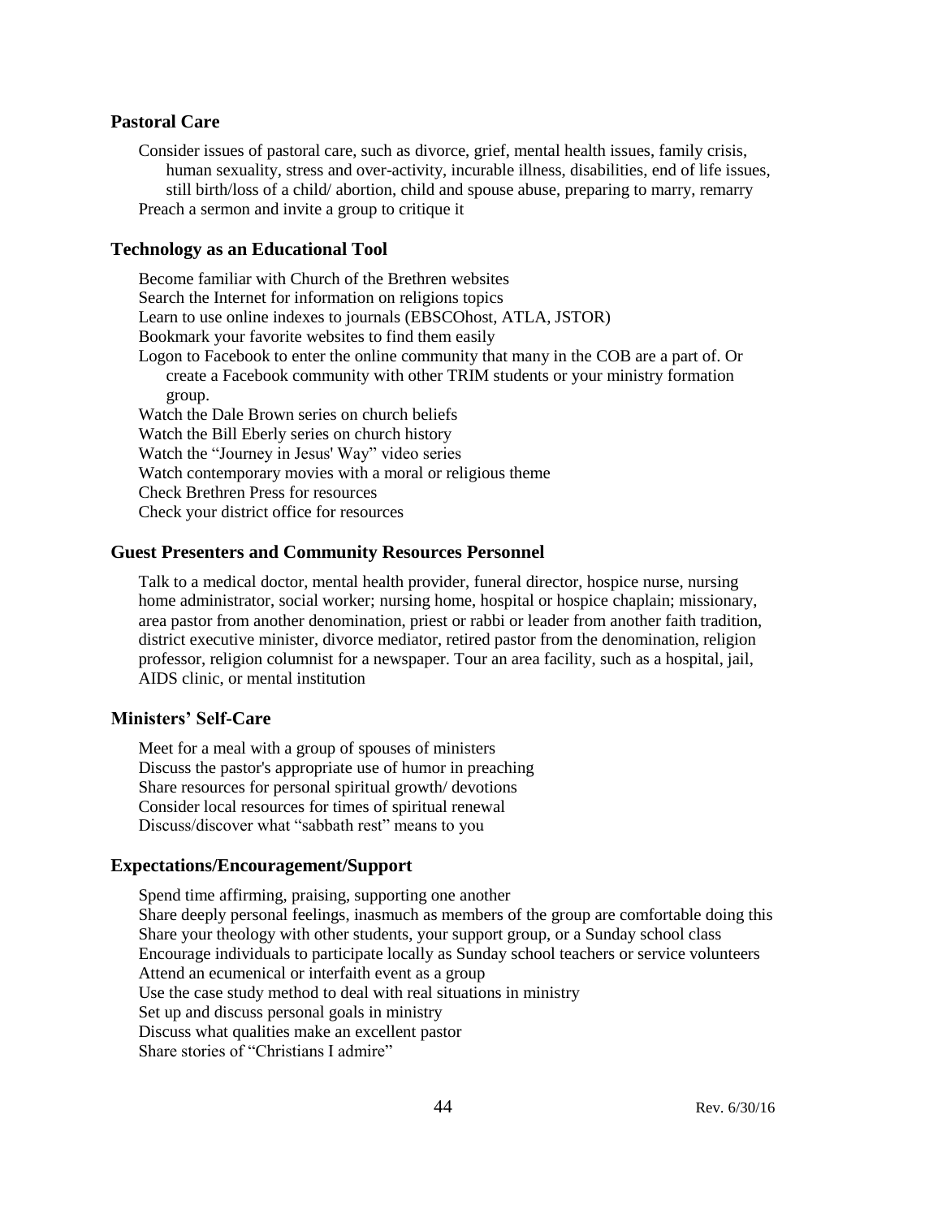### Pastoral Care

Consider issues of pastoral care, such as divorce, grief, mental health issues, family crisis, human sexuality, stress and over-activity, incurable illness, disabilities, end of life issues, still birth/loss of a child/ abortion, child and spouse abuse, preparing to marry, remarry

Preach a sermon and invite a group to critique it

### Technology as an Educational Tool

Become familiar with Church of the Brethren websites

Search the Internet for information on religions topics

Learn to use online indexes to journals (EBSCOhost, ATLA, JSTOR)

Bookmark your favorite websites to find them easily

Logon to Facebook to enter the online community that many in the COB are a part of. Or create a Facebook community with other TRIM students or your ministry formation group.

Watch the Dale Brown series on church beliefs

Watch the Bill Eberly series on church history

Watch the "Journey in Jesus' Way" video series

Watch contemporary movies with a moral or religious theme

Check Brethren Press for resources

Check your district office for resources

### Guest Presenters and Community Resources Personnel

Talk to a medical doctor, mental health provider, funeral director, hospice nurse, nursing home administrator, social worker; nursing home, hospital or hospice chaplain; missionary, area pastor from another denomination, priest or rabbi or leader from another faith tradition, district executive minister, divorce mediator, retired pastor from the denomination, religion professor, religion columnist for a newspaper. Tour an area facility, such as a hospital, jail, AIDS clinic, or mental institution

### Ministers' Self-Care

Meet for a meal with a group of spouses of ministers

Discuss the pastor's appropriate use of humor in preaching

Share resources for personal spiritual growth/ devotions

Consider local resources for times of spiritual renewal

Discuss/discover what "sabbath rest" means to you

### Expectations/Encouragement/Support

Spend time affirming, praising, supporting one another

Share deeply personal feelings, inasmuch as members of the group are comfortable doing this

Share your theology with other students, your support group, or a Sunday school class

Encourage individuals to participate locally as Sunday school teachers or service volunteers

Attend an ecumenical or interfaith event as a group

Use the case study method to deal with real situations in ministry

Set up and discuss personal goals in ministry

Discuss what qualities make an excellent pastor

Share stories of "Christians I admire"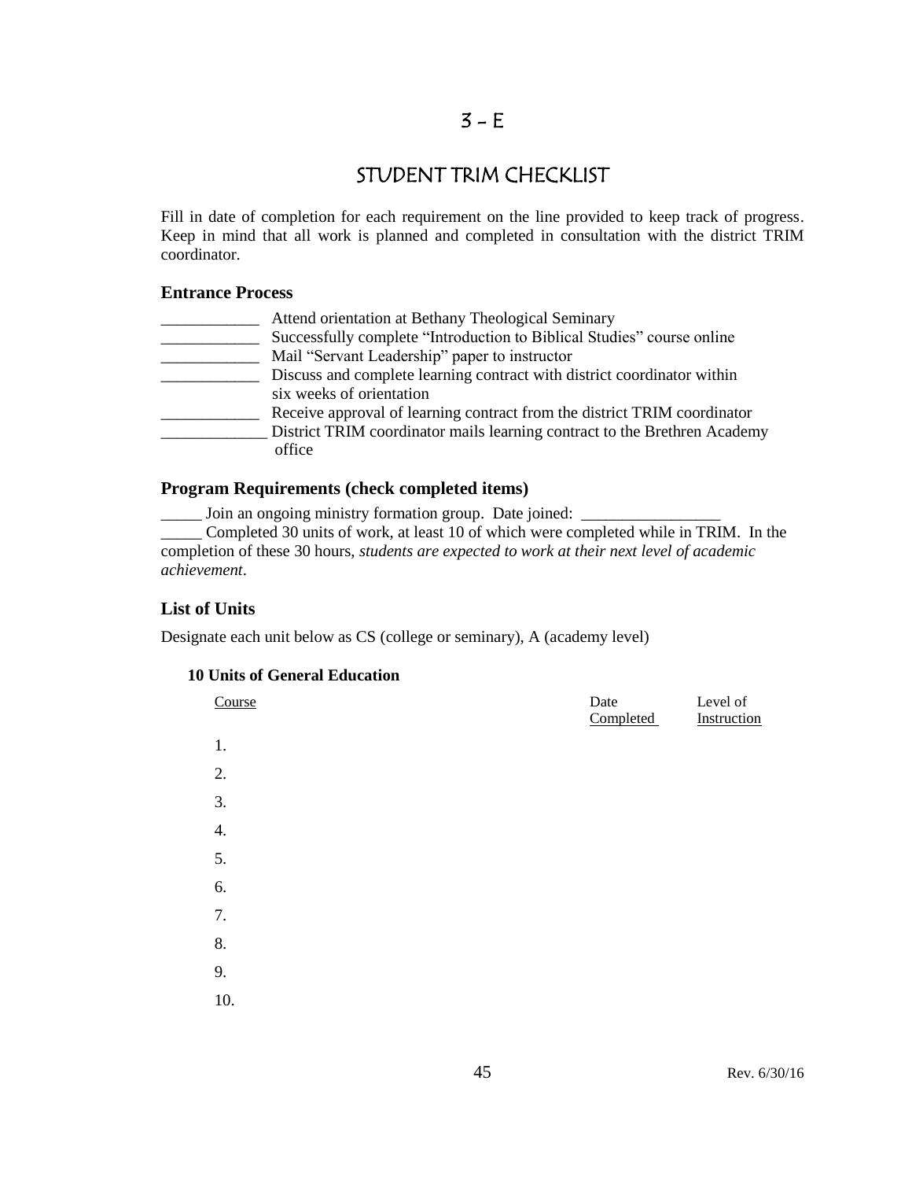# 3 – E

# STUDENT TRIM CHECKLIST

Fill in date of completion for each requirement on the line provided to keep track of progress. Keep in mind that all work is planned and completed in consultation with the district TRIM coordinator.

### Entrance Process

____________ Attend orientation at Bethany Theological Seminary
____________ Successfully complete "Introduction to Biblical Studies" course online
____________ Mail "Servant Leadership" paper to instructor
____________ Discuss and complete learning contract with district coordinator within six weeks of orientation
____________ Receive approval of learning contract from the district TRIM coordinator
_____________ District TRIM coordinator mails learning contract to the Brethren Academy office

### Program Requirements (check completed items)

_____ Join an ongoing ministry formation group. Date joined: _________________
_____ Completed 30 units of work, at least 10 of which were completed while in TRIM. In the completion of these 30 hours, *students are expected to work at their next level of academic achievement*.

### List of Units

Designate each unit below as CS (college or seminary), A (academy level)

#### 10 Units of General Education

| Course | Date Completed | Level of Instruction |
|---|---|---|
| 1. | | |
| 2. | | |
| 3. | | |
| 4. | | |
| 5. | | |
| 6. | | |
| 7. | | |
| 8. | | |
| 9. | | |
| 10. | | |

Rev. 6/30/16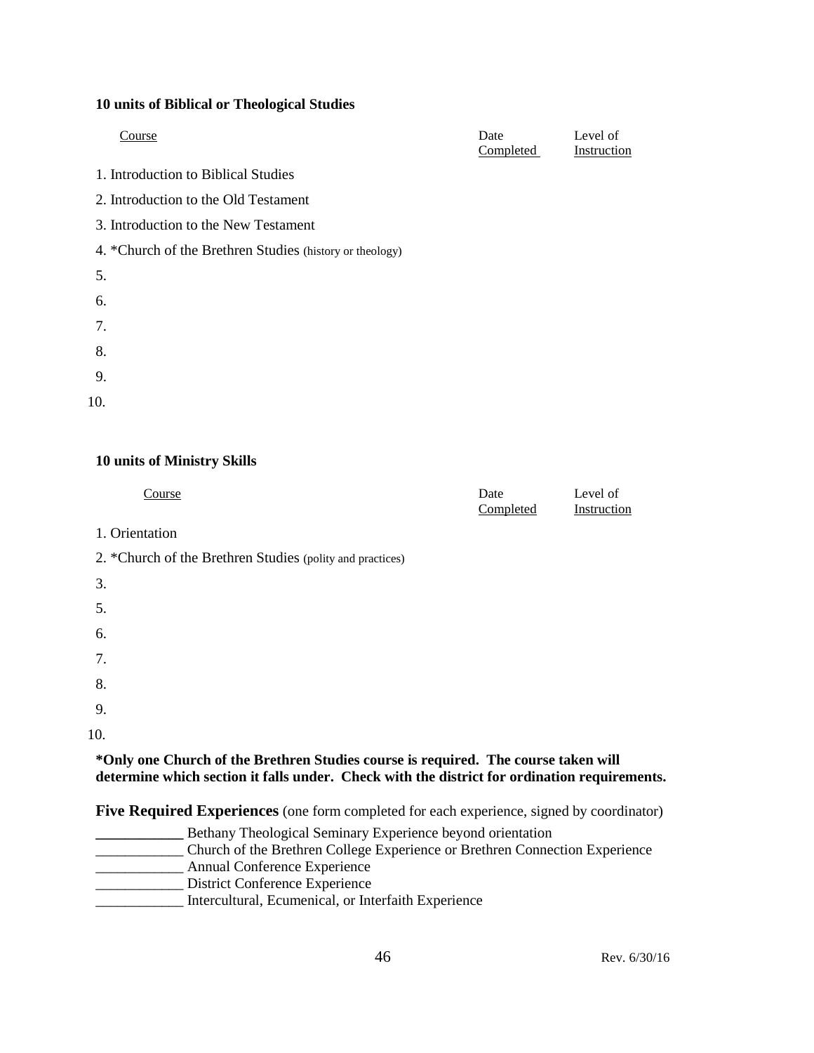**10 units of Biblical or Theological Studies**

| Course | Date Completed | Level of Instruction |
|---|---|---|
| 1. Introduction to Biblical Studies | | |
| 2. Introduction to the Old Testament | | |
| 3. Introduction to the New Testament | | |
| 4. *Church of the Brethren Studies (history or theology) | | |
| 5. | | |
| 6. | | |
| 7. | | |
| 8. | | |
| 9. | | |
| 10. | | |

**10 units of Ministry Skills**

| Course | Date Completed | Level of Instruction |
|---|---|---|
| 1. Orientation | | |
| 2. *Church of the Brethren Studies (polity and practices) | | |
| 3. | | |
| 5. | | |
| 6. | | |
| 7. | | |
| 8. | | |
| 9. | | |
| 10. | | |

***Only one Church of the Brethren Studies course is required. The course taken will determine which section it falls under. Check with the district for ordination requirements.**

**Five Required Experiences** (one form completed for each experience, signed by coordinator)

____________ Bethany Theological Seminary Experience beyond orientation
____________ Church of the Brethren College Experience or Brethren Connection Experience
____________ Annual Conference Experience
____________ District Conference Experience
____________ Intercultural, Ecumenical, or Interfaith Experience

Rev. 6/30/16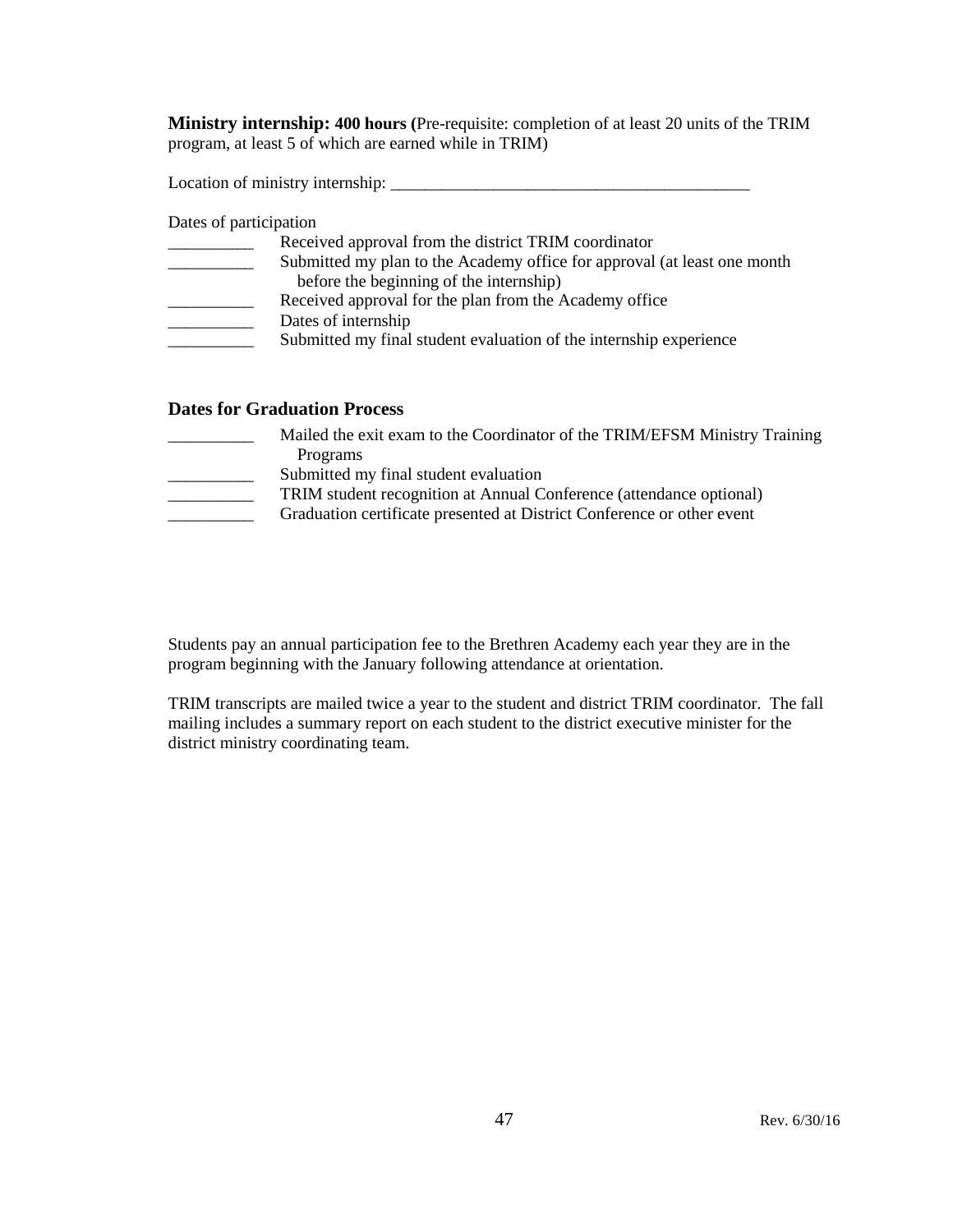**Ministry internship: 400 hours (**Pre-requisite: completion of at least 20 units of the TRIM program, at least 5 of which are earned while in TRIM)

Location of ministry internship: ___________________________________________

Dates of participation

__________ Received approval from the district TRIM coordinator

__________ Submitted my plan to the Academy office for approval (at least one month before the beginning of the internship)

__________ Received approval for the plan from the Academy office

__________ Dates of internship

__________ Submitted my final student evaluation of the internship experience

### Dates for Graduation Process

__________ Mailed the exit exam to the Coordinator of the TRIM/EFSM Ministry Training Programs

__________ Submitted my final student evaluation

__________ TRIM student recognition at Annual Conference (attendance optional)

__________ Graduation certificate presented at District Conference or other event

Students pay an annual participation fee to the Brethren Academy each year they are in the program beginning with the January following attendance at orientation.

TRIM transcripts are mailed twice a year to the student and district TRIM coordinator. The fall mailing includes a summary report on each student to the district executive minister for the district ministry coordinating team.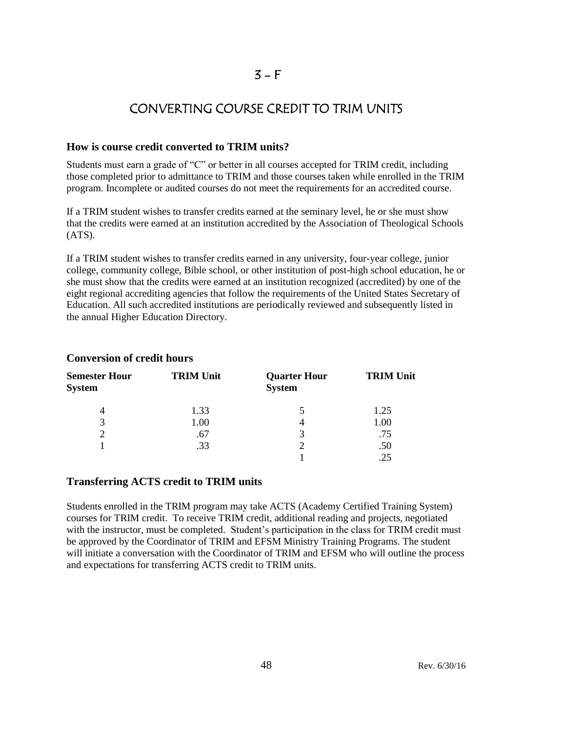# 3 – F

# CONVERTING COURSE CREDIT TO TRIM UNITS

### How is course credit converted to TRIM units?

Students must earn a grade of "C" or better in all courses accepted for TRIM credit, including those completed prior to admittance to TRIM and those courses taken while enrolled in the TRIM program. Incomplete or audited courses do not meet the requirements for an accredited course.

If a TRIM student wishes to transfer credits earned at the seminary level, he or she must show that the credits were earned at an institution accredited by the Association of Theological Schools (ATS).

If a TRIM student wishes to transfer credits earned in any university, four-year college, junior college, community college, Bible school, or other institution of post-high school education, he or she must show that the credits were earned at an institution recognized (accredited) by one of the eight regional accrediting agencies that follow the requirements of the United States Secretary of Education. All such accredited institutions are periodically reviewed and subsequently listed in the annual Higher Education Directory.

### Conversion of credit hours

| Semester Hour System | TRIM Unit | Quarter Hour System | TRIM Unit |
|---|---|---|---|
| 4 | 1.33 | 5 | 1.25 |
| 3 | 1.00 | 4 | 1.00 |
| 2 | .67 | 3 | .75 |
| 1 | .33 | 2 | .50 |
| | | 1 | .25 |

### Transferring ACTS credit to TRIM units

Students enrolled in the TRIM program may take ACTS (Academy Certified Training System) courses for TRIM credit. To receive TRIM credit, additional reading and projects, negotiated with the instructor, must be completed. Student's participation in the class for TRIM credit must be approved by the Coordinator of TRIM and EFSM Ministry Training Programs. The student will initiate a conversation with the Coordinator of TRIM and EFSM who will outline the process and expectations for transferring ACTS credit to TRIM units.

Rev. 6/30/16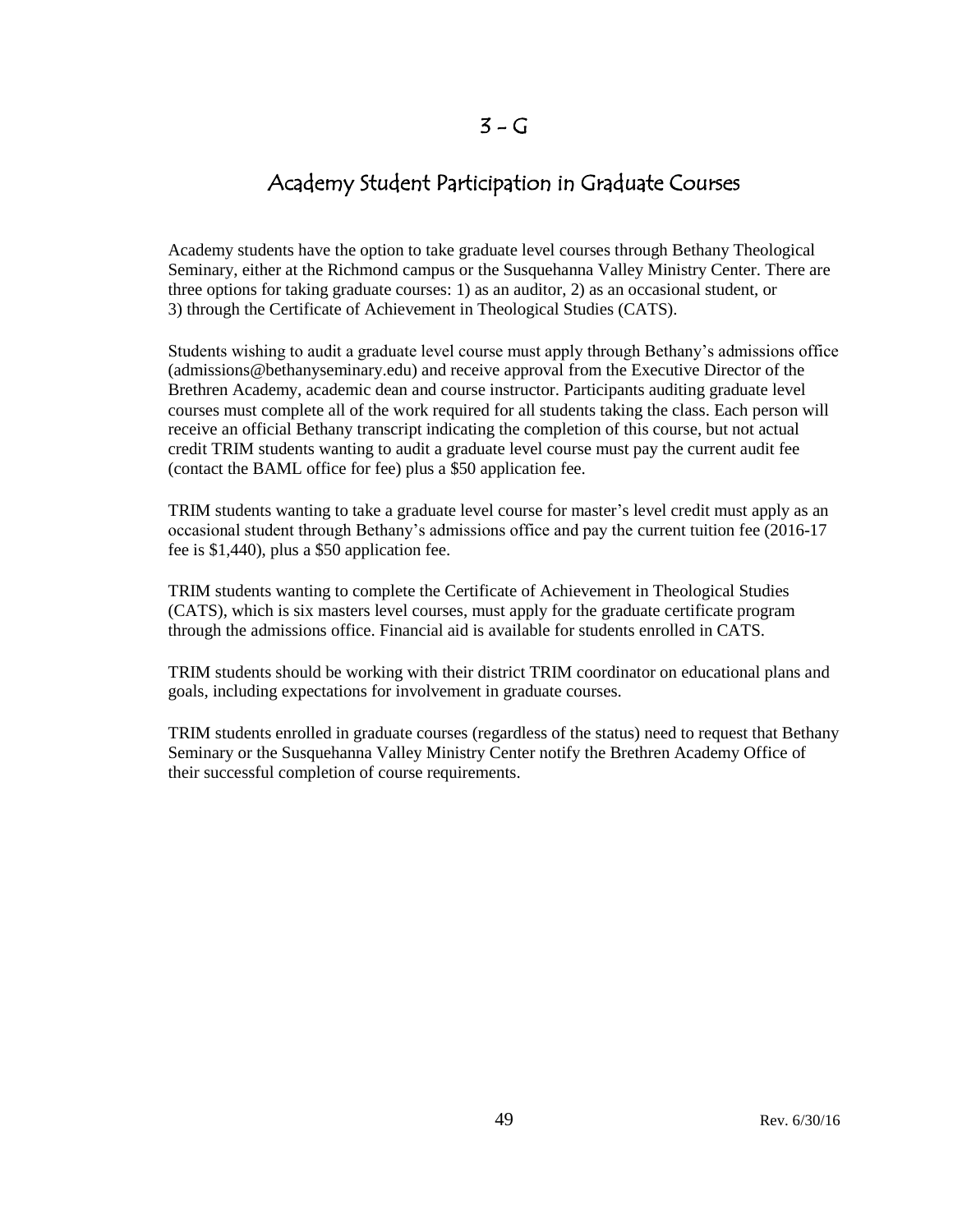# 3 - G

## Academy Student Participation in Graduate Courses

Academy students have the option to take graduate level courses through Bethany Theological Seminary, either at the Richmond campus or the Susquehanna Valley Ministry Center. There are three options for taking graduate courses: 1) as an auditor, 2) as an occasional student, or 3) through the Certificate of Achievement in Theological Studies (CATS).

Students wishing to audit a graduate level course must apply through Bethany's admissions office (admissions@bethanyseminary.edu) and receive approval from the Executive Director of the Brethren Academy, academic dean and course instructor. Participants auditing graduate level courses must complete all of the work required for all students taking the class. Each person will receive an official Bethany transcript indicating the completion of this course, but not actual credit TRIM students wanting to audit a graduate level course must pay the current audit fee (contact the BAML office for fee) plus a $50 application fee.

TRIM students wanting to take a graduate level course for master's level credit must apply as an occasional student through Bethany's admissions office and pay the current tuition fee (2016-17 fee is $1,440), plus a $50 application fee.

TRIM students wanting to complete the Certificate of Achievement in Theological Studies (CATS), which is six masters level courses, must apply for the graduate certificate program through the admissions office. Financial aid is available for students enrolled in CATS.

TRIM students should be working with their district TRIM coordinator on educational plans and goals, including expectations for involvement in graduate courses.

TRIM students enrolled in graduate courses (regardless of the status) need to request that Bethany Seminary or the Susquehanna Valley Ministry Center notify the Brethren Academy Office of their successful completion of course requirements.

Rev. 6/30/16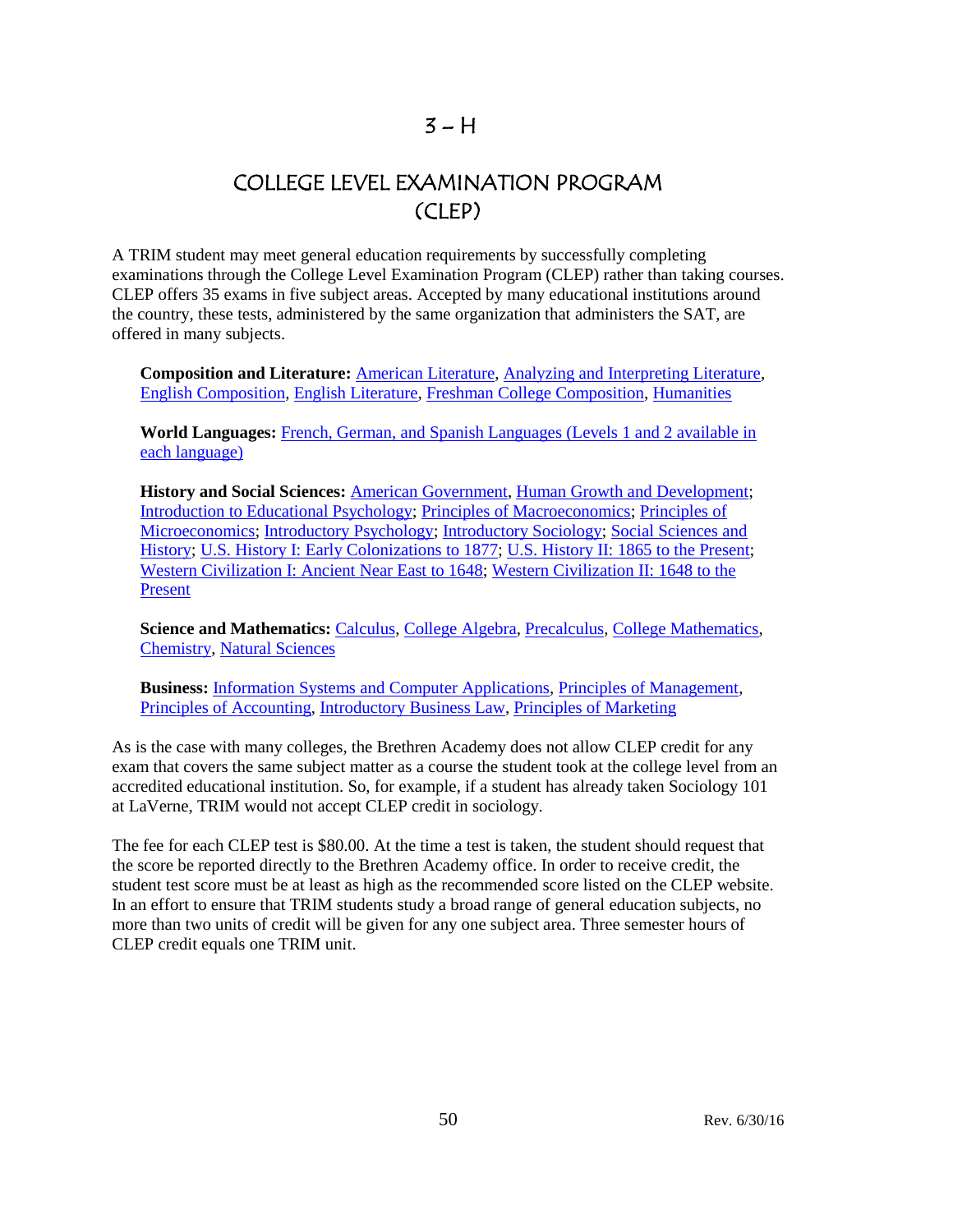# 3 – H

## COLLEGE LEVEL EXAMINATION PROGRAM (CLEP)

A TRIM student may meet general education requirements by successfully completing examinations through the College Level Examination Program (CLEP) rather than taking courses. CLEP offers 35 exams in five subject areas. Accepted by many educational institutions around the country, these tests, administered by the same organization that administers the SAT, are offered in many subjects.

**Composition and Literature:** American Literature, Analyzing and Interpreting Literature, English Composition, English Literature, Freshman College Composition, Humanities

**World Languages:** French, German, and Spanish Languages (Levels 1 and 2 available in each language)

**History and Social Sciences:** American Government, Human Growth and Development; Introduction to Educational Psychology; Principles of Macroeconomics; Principles of Microeconomics; Introductory Psychology; Introductory Sociology; Social Sciences and History; U.S. History I: Early Colonizations to 1877; U.S. History II: 1865 to the Present; Western Civilization I: Ancient Near East to 1648; Western Civilization II: 1648 to the Present

**Science and Mathematics:** Calculus, College Algebra, Precalculus, College Mathematics, Chemistry, Natural Sciences

**Business:** Information Systems and Computer Applications, Principles of Management, Principles of Accounting, Introductory Business Law, Principles of Marketing

As is the case with many colleges, the Brethren Academy does not allow CLEP credit for any exam that covers the same subject matter as a course the student took at the college level from an accredited educational institution. So, for example, if a student has already taken Sociology 101 at LaVerne, TRIM would not accept CLEP credit in sociology.

The fee for each CLEP test is $80.00. At the time a test is taken, the student should request that the score be reported directly to the Brethren Academy office. In order to receive credit, the student test score must be at least as high as the recommended score listed on the CLEP website. In an effort to ensure that TRIM students study a broad range of general education subjects, no more than two units of credit will be given for any one subject area. Three semester hours of CLEP credit equals one TRIM unit.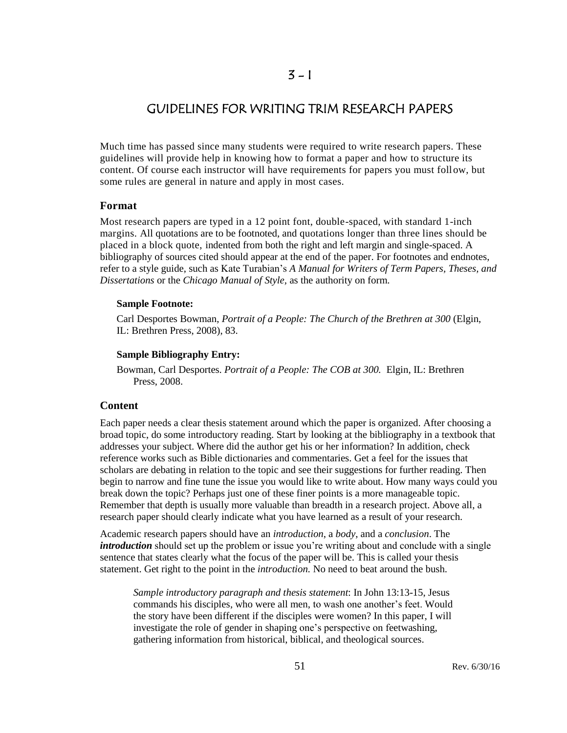# 3 - 1

## GUIDELINES FOR WRITING TRIM RESEARCH PAPERS

Much time has passed since many students were required to write research papers. These guidelines will provide help in knowing how to format a paper and how to structure its content. Of course each instructor will have requirements for papers you must follow, but some rules are general in nature and apply in most cases.

### Format

Most research papers are typed in a 12 point font, double-spaced, with standard 1-inch margins. All quotations are to be footnoted, and quotations longer than three lines should be placed in a block quote, indented from both the right and left margin and single-spaced. A bibliography of sources cited should appear at the end of the paper. For footnotes and endnotes, refer to a style guide, such as Kate Turabian's *A Manual for Writers of Term Papers, Theses, and Dissertations* or the *Chicago Manual of Style,* as the authority on form.

**Sample Footnote:**

Carl Desportes Bowman, *Portrait of a People: The Church of the Brethren at 300* (Elgin, IL: Brethren Press, 2008), 83.

**Sample Bibliography Entry:**

Bowman, Carl Desportes. *Portrait of a People: The COB at 300.* Elgin, IL: Brethren Press, 2008.

### Content

Each paper needs a clear thesis statement around which the paper is organized. After choosing a broad topic, do some introductory reading. Start by looking at the bibliography in a textbook that addresses your subject. Where did the author get his or her information? In addition, check reference works such as Bible dictionaries and commentaries. Get a feel for the issues that scholars are debating in relation to the topic and see their suggestions for further reading. Then begin to narrow and fine tune the issue you would like to write about. How many ways could you break down the topic? Perhaps just one of these finer points is a more manageable topic. Remember that depth is usually more valuable than breadth in a research project. Above all, a research paper should clearly indicate what you have learned as a result of your research.

Academic research papers should have an *introduction*, a *body*, and a *conclusion*. The ***introduction*** should set up the problem or issue you're writing about and conclude with a single sentence that states clearly what the focus of the paper will be. This is called your thesis statement. Get right to the point in the *introduction.* No need to beat around the bush.

> *Sample introductory paragraph and thesis statement*: In John 13:13-15, Jesus commands his disciples, who were all men, to wash one another's feet. Would the story have been different if the disciples were women? In this paper, I will investigate the role of gender in shaping one's perspective on feetwashing, gathering information from historical, biblical, and theological sources.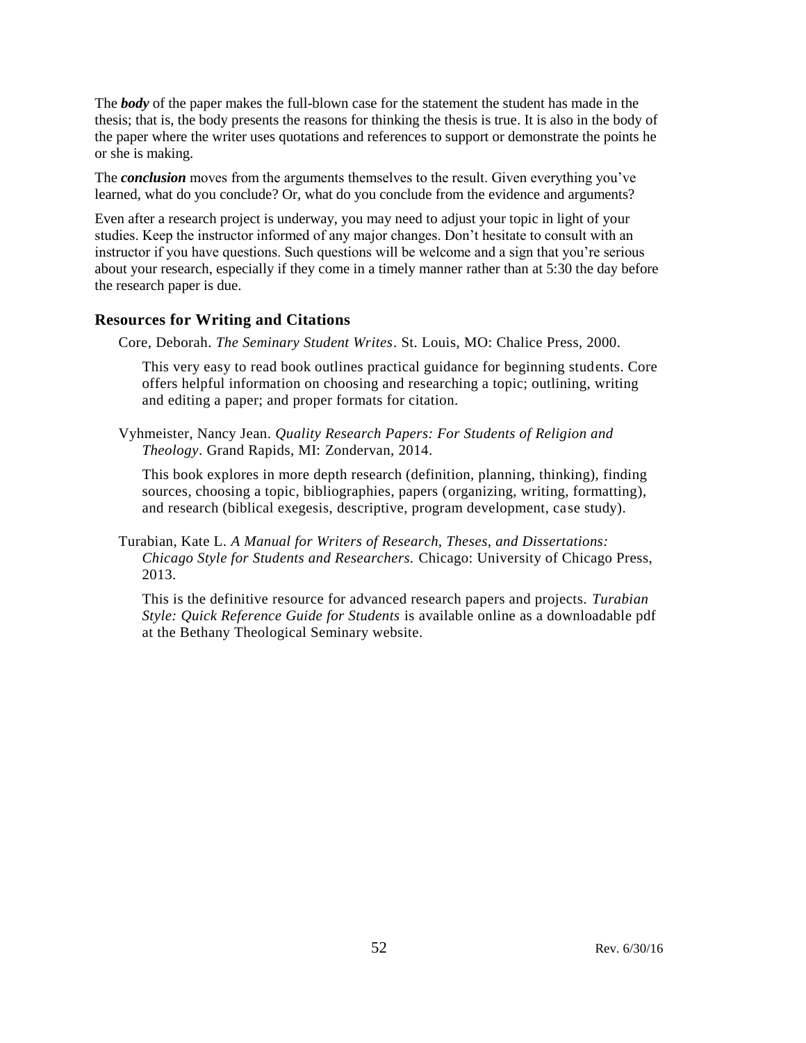The ***body*** of the paper makes the full-blown case for the statement the student has made in the thesis; that is, the body presents the reasons for thinking the thesis is true. It is also in the body of the paper where the writer uses quotations and references to support or demonstrate the points he or she is making.

The ***conclusion*** moves from the arguments themselves to the result. Given everything you've learned, what do you conclude? Or, what do you conclude from the evidence and arguments?

Even after a research project is underway, you may need to adjust your topic in light of your studies. Keep the instructor informed of any major changes. Don't hesitate to consult with an instructor if you have questions. Such questions will be welcome and a sign that you're serious about your research, especially if they come in a timely manner rather than at 5:30 the day before the research paper is due.

### Resources for Writing and Citations

Core, Deborah. *The Seminary Student Writes*. St. Louis, MO: Chalice Press, 2000.

This very easy to read book outlines practical guidance for beginning students. Core offers helpful information on choosing and researching a topic; outlining, writing and editing a paper; and proper formats for citation.

Vyhmeister, Nancy Jean. *Quality Research Papers: For Students of Religion and Theology*. Grand Rapids, MI: Zondervan, 2014.

This book explores in more depth research (definition, planning, thinking), finding sources, choosing a topic, bibliographies, papers (organizing, writing, formatting), and research (biblical exegesis, descriptive, program development, case study).

Turabian, Kate L. *A Manual for Writers of Research, Theses, and Dissertations: Chicago Style for Students and Researchers.* Chicago: University of Chicago Press, 2013.

This is the definitive resource for advanced research papers and projects. *Turabian Style: Quick Reference Guide for Students* is available online as a downloadable pdf at the Bethany Theological Seminary website.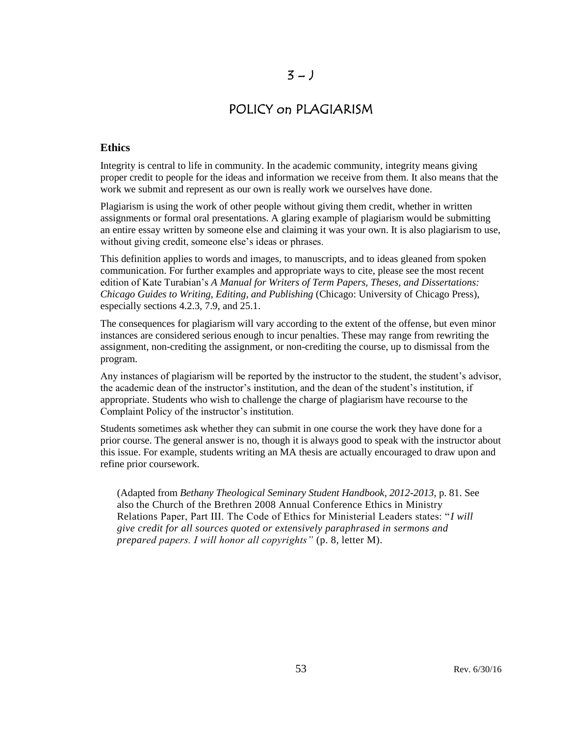# 3 – J

# POLICY on PLAGIARISM

## Ethics

Integrity is central to life in community. In the academic community, integrity means giving proper credit to people for the ideas and information we receive from them. It also means that the work we submit and represent as our own is really work we ourselves have done.

Plagiarism is using the work of other people without giving them credit, whether in written assignments or formal oral presentations. A glaring example of plagiarism would be submitting an entire essay written by someone else and claiming it was your own. It is also plagiarism to use, without giving credit, someone else's ideas or phrases.

This definition applies to words and images, to manuscripts, and to ideas gleaned from spoken communication. For further examples and appropriate ways to cite, please see the most recent edition of Kate Turabian's *A Manual for Writers of Term Papers, Theses, and Dissertations: Chicago Guides to Writing, Editing, and Publishing* (Chicago: University of Chicago Press), especially sections 4.2.3, 7.9, and 25.1.

The consequences for plagiarism will vary according to the extent of the offense, but even minor instances are considered serious enough to incur penalties. These may range from rewriting the assignment, non-crediting the assignment, or non-crediting the course, up to dismissal from the program.

Any instances of plagiarism will be reported by the instructor to the student, the student's advisor, the academic dean of the instructor's institution, and the dean of the student's institution, if appropriate. Students who wish to challenge the charge of plagiarism have recourse to the Complaint Policy of the instructor's institution.

Students sometimes ask whether they can submit in one course the work they have done for a prior course. The general answer is no, though it is always good to speak with the instructor about this issue. For example, students writing an MA thesis are actually encouraged to draw upon and refine prior coursework.

(Adapted from *Bethany Theological Seminary Student Handbook, 2012-2013*, p. 81. See also the Church of the Brethren 2008 Annual Conference Ethics in Ministry Relations Paper, Part III. The Code of Ethics for Ministerial Leaders states: "*I will give credit for all sources quoted or extensively paraphrased in sermons and prepared papers. I will honor all copyrights"* (p. 8, letter M).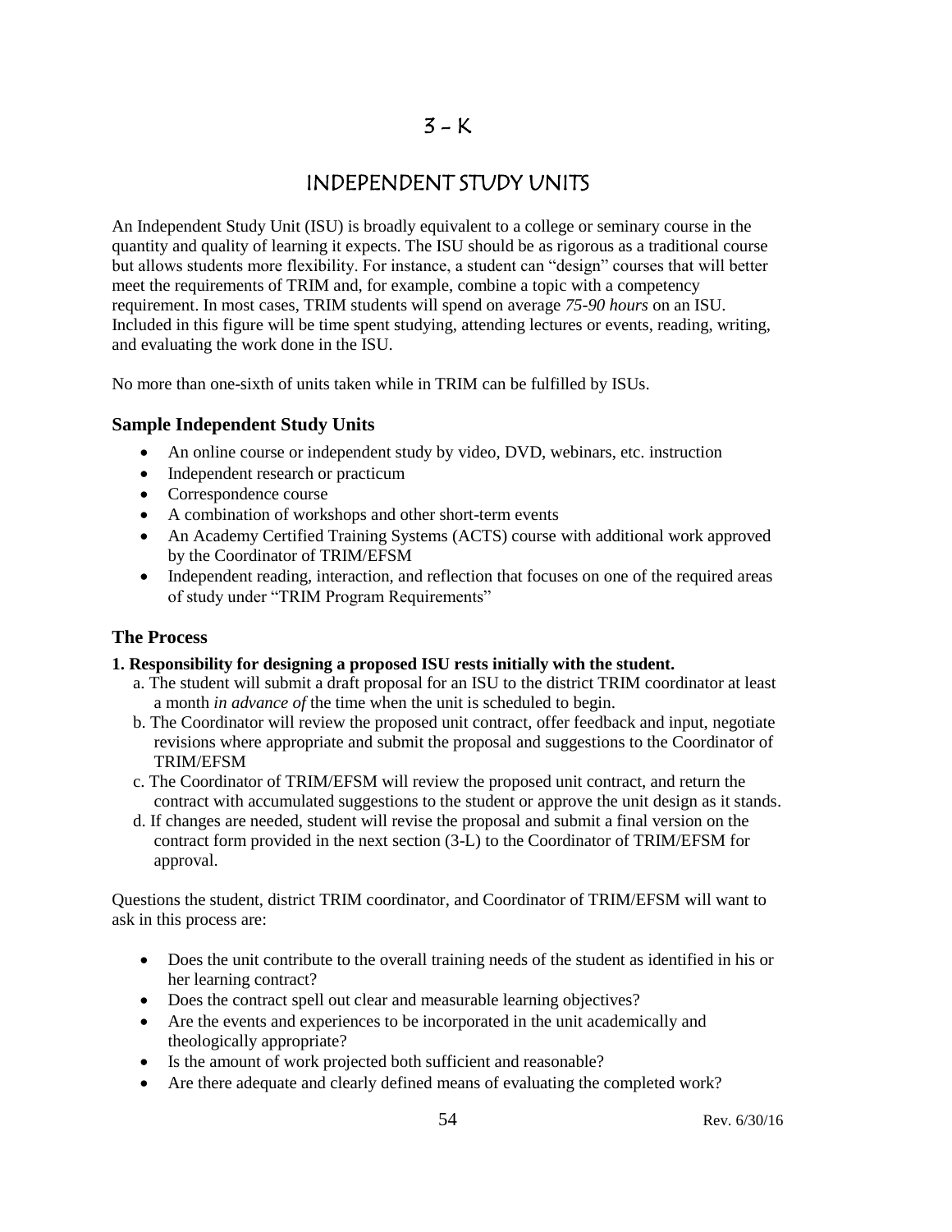# 3 – K

# INDEPENDENT STUDY UNITS

An Independent Study Unit (ISU) is broadly equivalent to a college or seminary course in the quantity and quality of learning it expects. The ISU should be as rigorous as a traditional course but allows students more flexibility. For instance, a student can "design" courses that will better meet the requirements of TRIM and, for example, combine a topic with a competency requirement. In most cases, TRIM students will spend on average *75-90 hours* on an ISU. Included in this figure will be time spent studying, attending lectures or events, reading, writing, and evaluating the work done in the ISU.

No more than one-sixth of units taken while in TRIM can be fulfilled by ISUs.

## Sample Independent Study Units

- An online course or independent study by video, DVD, webinars, etc. instruction
- Independent research or practicum
- Correspondence course
- A combination of workshops and other short-term events
- An Academy Certified Training Systems (ACTS) course with additional work approved by the Coordinator of TRIM/EFSM
- Independent reading, interaction, and reflection that focuses on one of the required areas of study under "TRIM Program Requirements"

## The Process

**1. Responsibility for designing a proposed ISU rests initially with the student.**

a. The student will submit a draft proposal for an ISU to the district TRIM coordinator at least a month *in advance of* the time when the unit is scheduled to begin.

b. The Coordinator will review the proposed unit contract, offer feedback and input, negotiate revisions where appropriate and submit the proposal and suggestions to the Coordinator of TRIM/EFSM

c. The Coordinator of TRIM/EFSM will review the proposed unit contract, and return the contract with accumulated suggestions to the student or approve the unit design as it stands.

d. If changes are needed, student will revise the proposal and submit a final version on the contract form provided in the next section (3-L) to the Coordinator of TRIM/EFSM for approval.

Questions the student, district TRIM coordinator, and Coordinator of TRIM/EFSM will want to ask in this process are:

- Does the unit contribute to the overall training needs of the student as identified in his or her learning contract?
- Does the contract spell out clear and measurable learning objectives?
- Are the events and experiences to be incorporated in the unit academically and theologically appropriate?
- Is the amount of work projected both sufficient and reasonable?
- Are there adequate and clearly defined means of evaluating the completed work?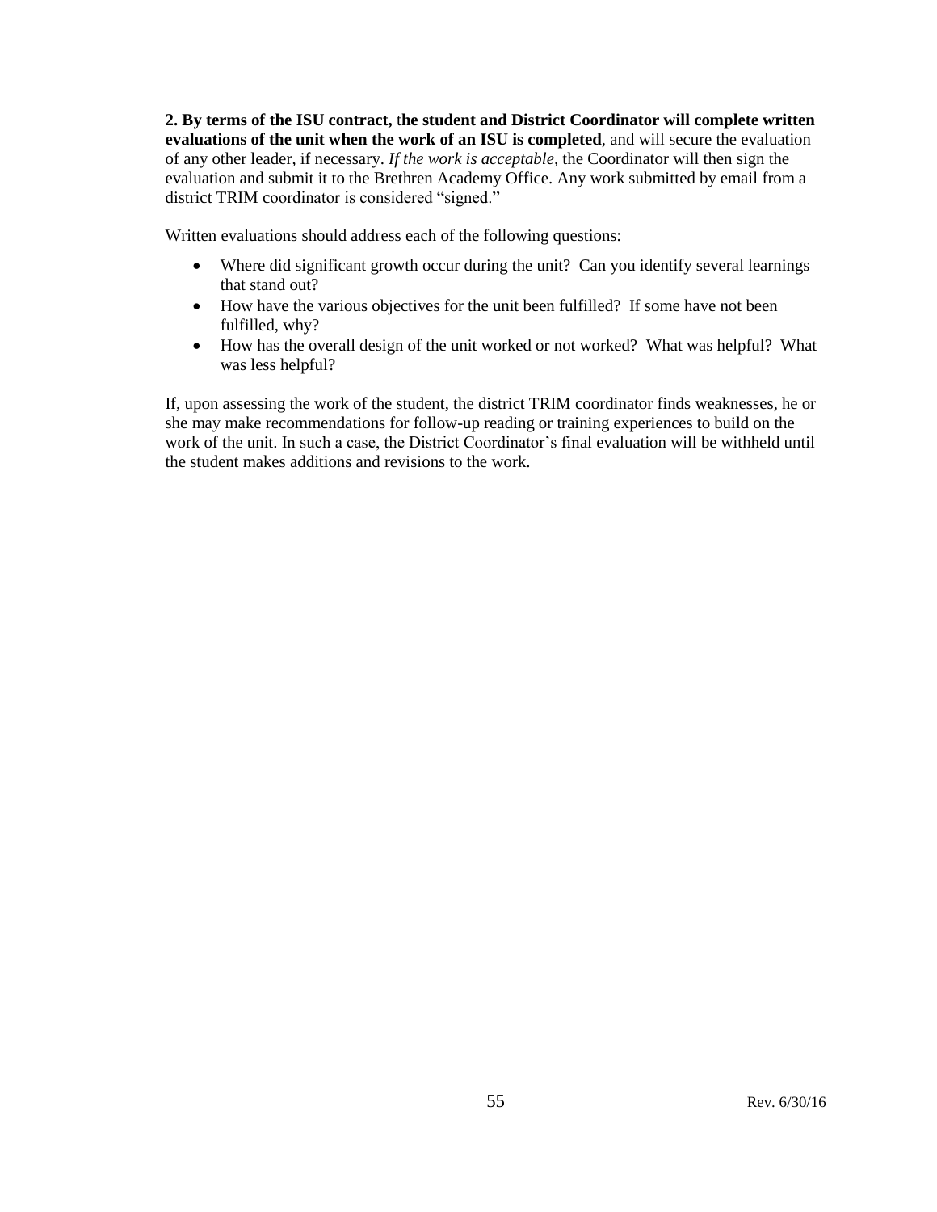**2. By terms of the ISU contract, the student and District Coordinator will complete written evaluations of the unit when the work of an ISU is completed**, and will secure the evaluation of any other leader, if necessary. *If the work is acceptable*, the Coordinator will then sign the evaluation and submit it to the Brethren Academy Office. Any work submitted by email from a district TRIM coordinator is considered "signed."

Written evaluations should address each of the following questions:

- Where did significant growth occur during the unit? Can you identify several learnings that stand out?
- How have the various objectives for the unit been fulfilled? If some have not been fulfilled, why?
- How has the overall design of the unit worked or not worked? What was helpful? What was less helpful?

If, upon assessing the work of the student, the district TRIM coordinator finds weaknesses, he or she may make recommendations for follow-up reading or training experiences to build on the work of the unit. In such a case, the District Coordinator's final evaluation will be withheld until the student makes additions and revisions to the work.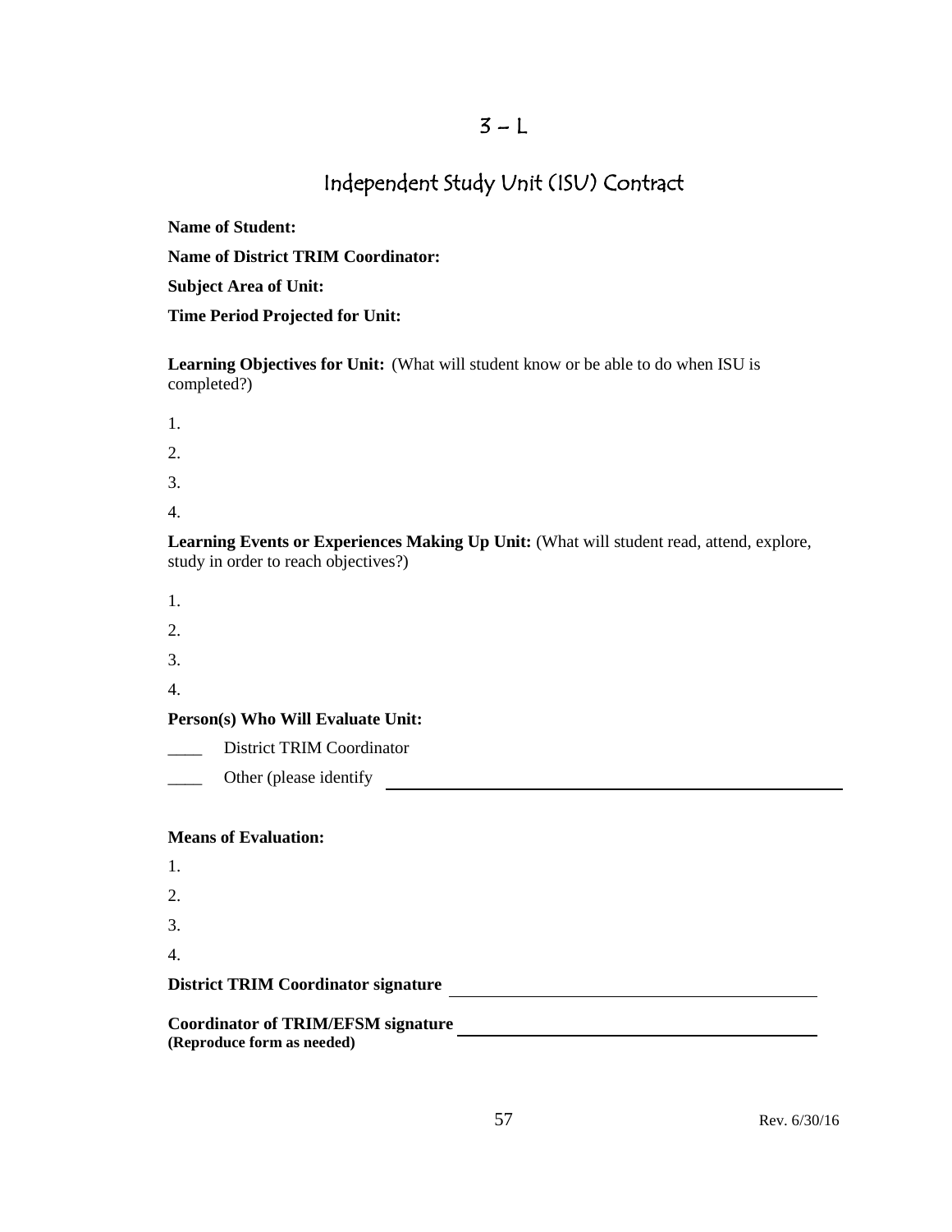# 3 – L

## Independent Study Unit (ISU) Contract

**Name of Student:**

**Name of District TRIM Coordinator:**

**Subject Area of Unit:**

**Time Period Projected for Unit:**

**Learning Objectives for Unit:** (What will student know or be able to do when ISU is completed?)

1.

2.

3.

4.

**Learning Events or Experiences Making Up Unit:** (What will student read, attend, explore, study in order to reach objectives?)

1.

2.

3.

4.

**Person(s) Who Will Evaluate Unit:**

____ District TRIM Coordinator

____ Other (please identify ______________________________

**Means of Evaluation:**

1.

2.

3.

4.

**District TRIM Coordinator signature** ______________________________

**Coordinator of TRIM/EFSM signature** ______________________________

**(Reproduce form as needed)**

Rev. 6/30/16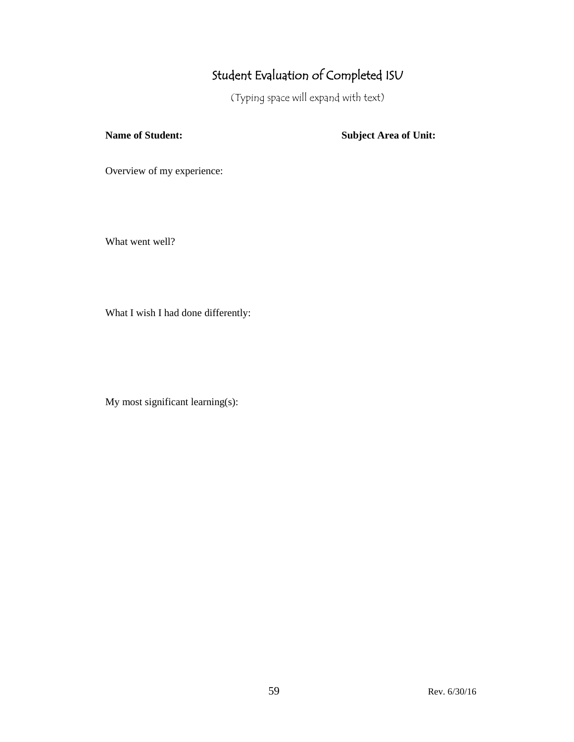# Student Evaluation of Completed ISU

(Typing space will expand with text)

**Name of Student:** **Subject Area of Unit:**

Overview of my experience:

What went well?

What I wish I had done differently:

My most significant learning(s):

Rev. 6/30/16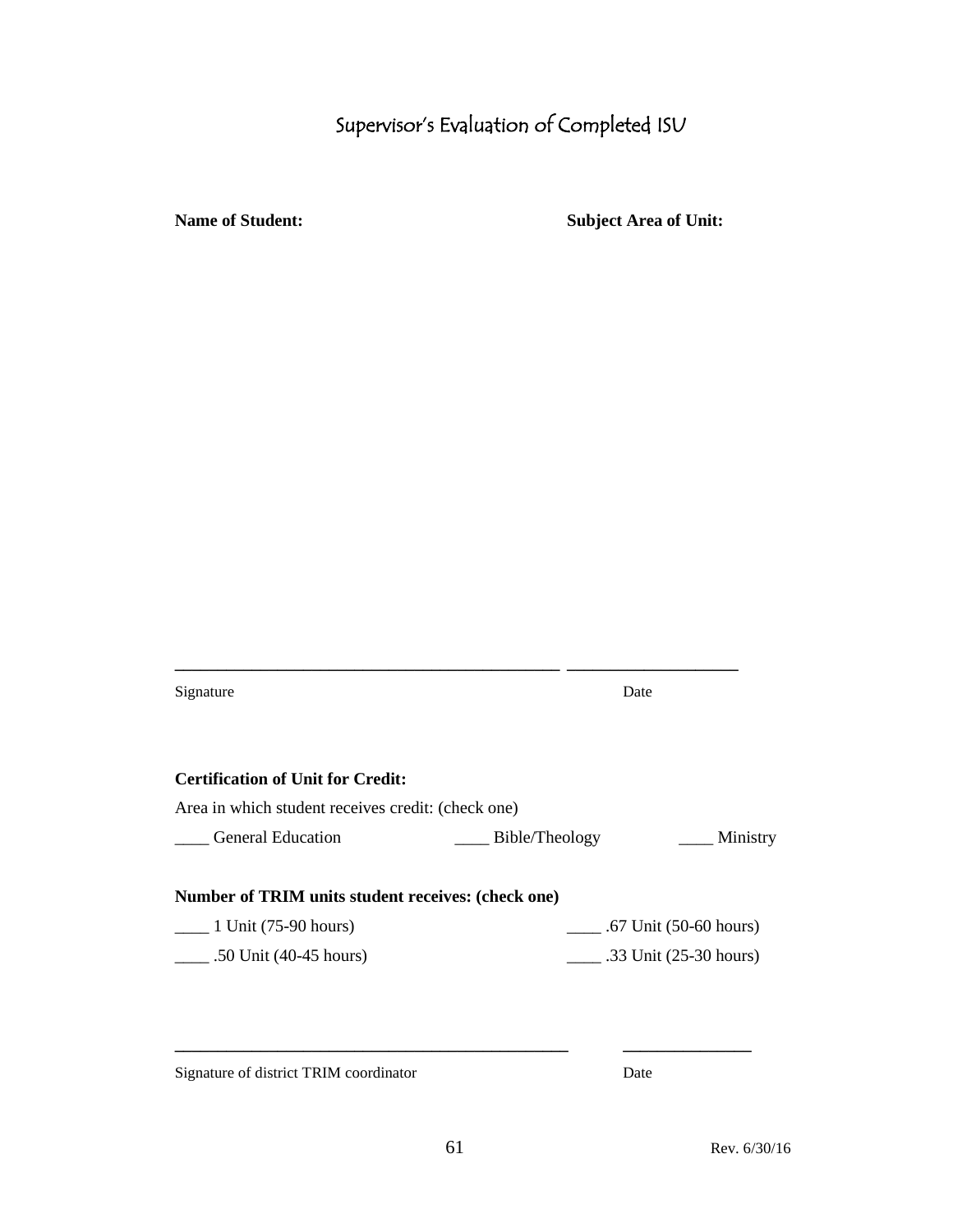# Supervisor's Evaluation of Completed ISU

**Name of Student:** **Subject Area of Unit:**

_____________________________________________ ___________________

Signature Date

**Certification of Unit for Credit:**

Area in which student receives credit: (check one)

____ General Education ____ Bible/Theology ____ Ministry

**Number of TRIM units student receives: (check one)**

____ 1 Unit (75-90 hours) ____ .67 Unit (50-60 hours)

____ .50 Unit (40-45 hours) ____ .33 Unit (25-30 hours)

_____________________________________________ _______________

Signature of district TRIM coordinator Date

Rev. 6/30/16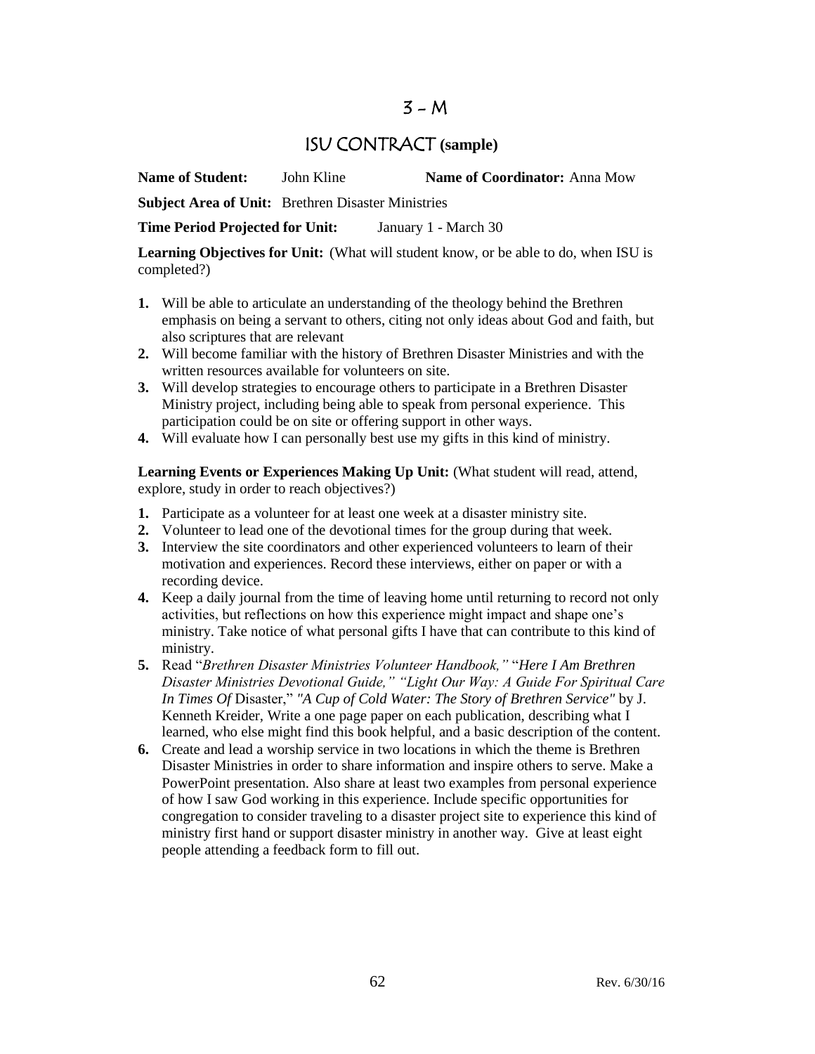# 3 – M

## ISU CONTRACT (sample)

**Name of Student:** John Kline **Name of Coordinator:** Anna Mow

**Subject Area of Unit:** Brethren Disaster Ministries

**Time Period Projected for Unit:** January 1 - March 30

**Learning Objectives for Unit:** (What will student know, or be able to do, when ISU is completed?)

1. Will be able to articulate an understanding of the theology behind the Brethren emphasis on being a servant to others, citing not only ideas about God and faith, but also scriptures that are relevant
2. Will become familiar with the history of Brethren Disaster Ministries and with the written resources available for volunteers on site.
3. Will develop strategies to encourage others to participate in a Brethren Disaster Ministry project, including being able to speak from personal experience. This participation could be on site or offering support in other ways.
4. Will evaluate how I can personally best use my gifts in this kind of ministry.

**Learning Events or Experiences Making Up Unit:** (What student will read, attend, explore, study in order to reach objectives?)

1. Participate as a volunteer for at least one week at a disaster ministry site.
2. Volunteer to lead one of the devotional times for the group during that week.
3. Interview the site coordinators and other experienced volunteers to learn of their motivation and experiences. Record these interviews, either on paper or with a recording device.
4. Keep a daily journal from the time of leaving home until returning to record not only activities, but reflections on how this experience might impact and shape one's ministry. Take notice of what personal gifts I have that can contribute to this kind of ministry.
5. Read "*Brethren Disaster Ministries Volunteer Handbook,*" "*Here I Am Brethren Disaster Ministries Devotional Guide," "Light Our Way: A Guide For Spiritual Care In Times Of* Disaster," *"A Cup of Cold Water: The Story of Brethren Service"* by J. Kenneth Kreider, Write a one page paper on each publication, describing what I learned, who else might find this book helpful, and a basic description of the content.
6. Create and lead a worship service in two locations in which the theme is Brethren Disaster Ministries in order to share information and inspire others to serve. Make a PowerPoint presentation. Also share at least two examples from personal experience of how I saw God working in this experience. Include specific opportunities for congregation to consider traveling to a disaster project site to experience this kind of ministry first hand or support disaster ministry in another way. Give at least eight people attending a feedback form to fill out.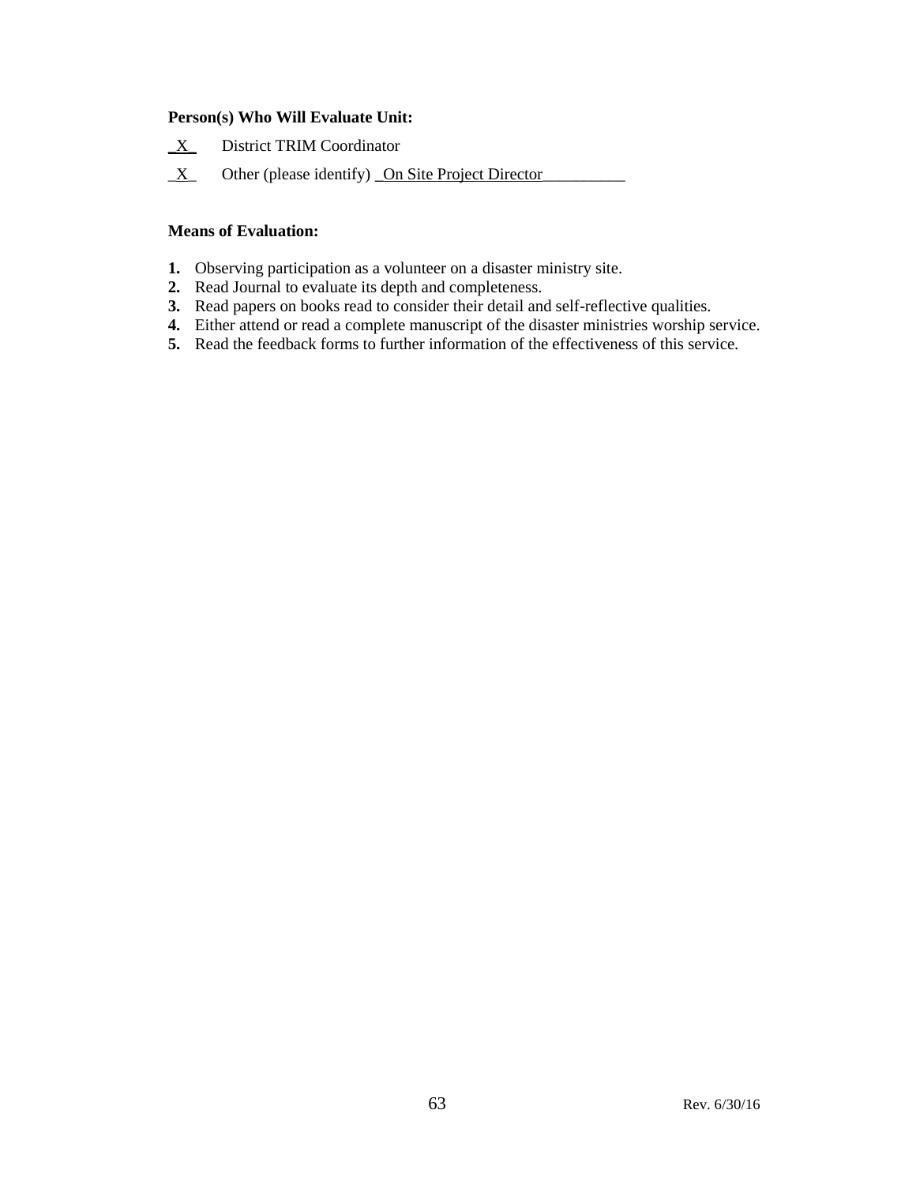**Person(s) Who Will Evaluate Unit:**

_X_ District TRIM Coordinator

_X_ Other (please identify) _On Site Project Director__________

**Means of Evaluation:**

1. Observing participation as a volunteer on a disaster ministry site.
2. Read Journal to evaluate its depth and completeness.
3. Read papers on books read to consider their detail and self-reflective qualities.
4. Either attend or read a complete manuscript of the disaster ministries worship service.
5. Read the feedback forms to further information of the effectiveness of this service.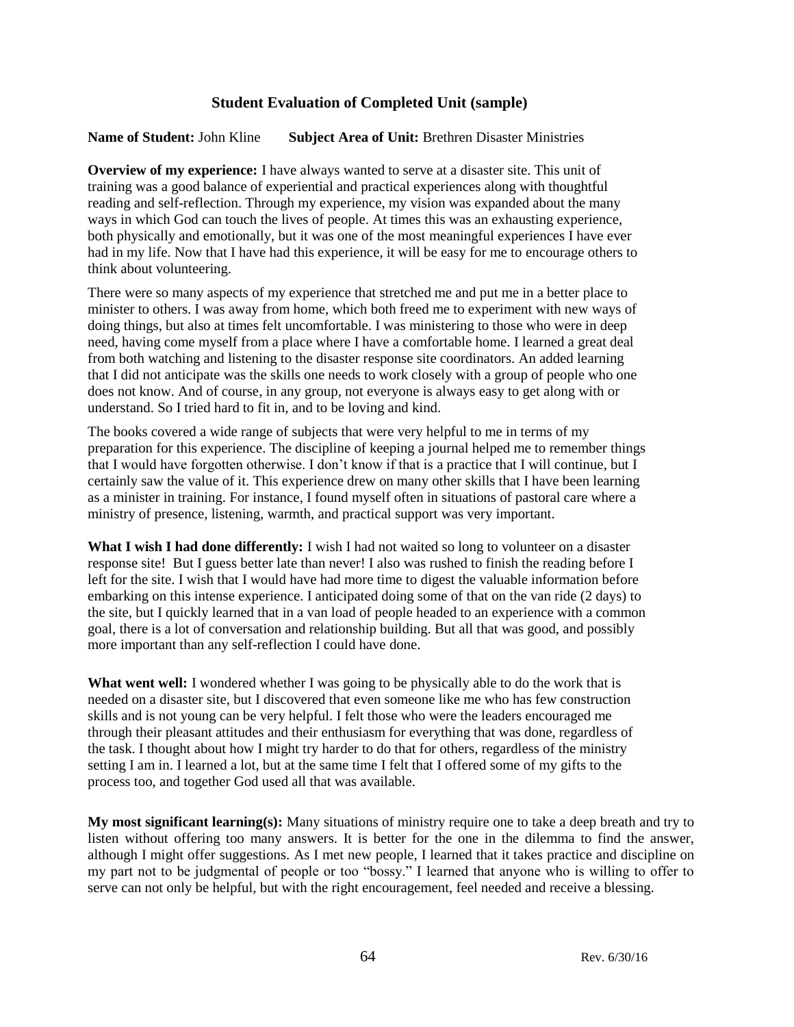## Student Evaluation of Completed Unit (sample)

**Name of Student:** John Kline **Subject Area of Unit:** Brethren Disaster Ministries

**Overview of my experience:** I have always wanted to serve at a disaster site. This unit of training was a good balance of experiential and practical experiences along with thoughtful reading and self-reflection. Through my experience, my vision was expanded about the many ways in which God can touch the lives of people. At times this was an exhausting experience, both physically and emotionally, but it was one of the most meaningful experiences I have ever had in my life. Now that I have had this experience, it will be easy for me to encourage others to think about volunteering.

There were so many aspects of my experience that stretched me and put me in a better place to minister to others. I was away from home, which both freed me to experiment with new ways of doing things, but also at times felt uncomfortable. I was ministering to those who were in deep need, having come myself from a place where I have a comfortable home. I learned a great deal from both watching and listening to the disaster response site coordinators. An added learning that I did not anticipate was the skills one needs to work closely with a group of people who one does not know. And of course, in any group, not everyone is always easy to get along with or understand. So I tried hard to fit in, and to be loving and kind.

The books covered a wide range of subjects that were very helpful to me in terms of my preparation for this experience. The discipline of keeping a journal helped me to remember things that I would have forgotten otherwise. I don't know if that is a practice that I will continue, but I certainly saw the value of it. This experience drew on many other skills that I have been learning as a minister in training. For instance, I found myself often in situations of pastoral care where a ministry of presence, listening, warmth, and practical support was very important.

**What I wish I had done differently:** I wish I had not waited so long to volunteer on a disaster response site! But I guess better late than never! I also was rushed to finish the reading before I left for the site. I wish that I would have had more time to digest the valuable information before embarking on this intense experience. I anticipated doing some of that on the van ride (2 days) to the site, but I quickly learned that in a van load of people headed to an experience with a common goal, there is a lot of conversation and relationship building. But all that was good, and possibly more important than any self-reflection I could have done.

**What went well:** I wondered whether I was going to be physically able to do the work that is needed on a disaster site, but I discovered that even someone like me who has few construction skills and is not young can be very helpful. I felt those who were the leaders encouraged me through their pleasant attitudes and their enthusiasm for everything that was done, regardless of the task. I thought about how I might try harder to do that for others, regardless of the ministry setting I am in. I learned a lot, but at the same time I felt that I offered some of my gifts to the process too, and together God used all that was available.

**My most significant learning(s):** Many situations of ministry require one to take a deep breath and try to listen without offering too many answers. It is better for the one in the dilemma to find the answer, although I might offer suggestions. As I met new people, I learned that it takes practice and discipline on my part not to be judgmental of people or too "bossy." I learned that anyone who is willing to offer to serve can not only be helpful, but with the right encouragement, feel needed and receive a blessing.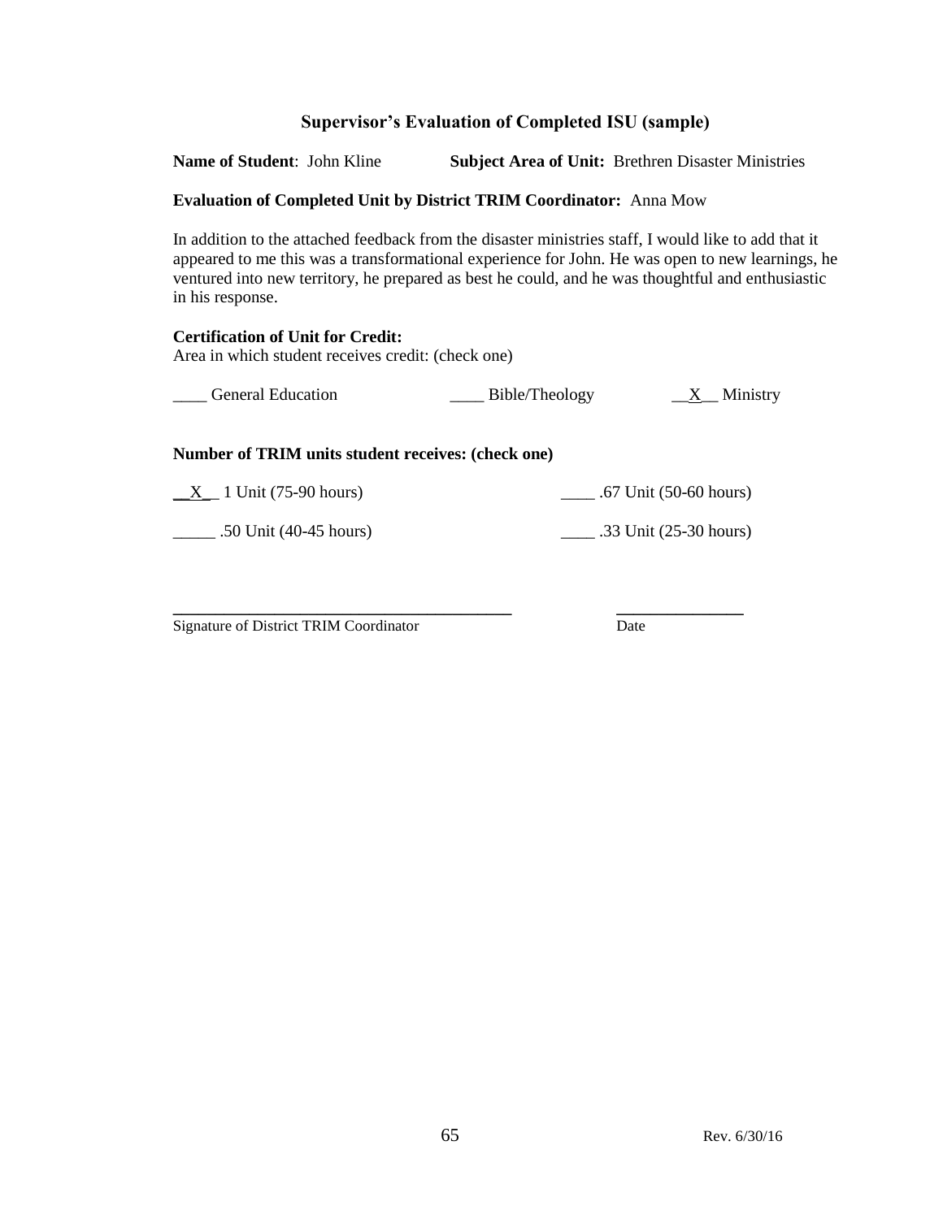## Supervisor's Evaluation of Completed ISU (sample)

**Name of Student**: John Kline **Subject Area of Unit:** Brethren Disaster Ministries

**Evaluation of Completed Unit by District TRIM Coordinator:** Anna Mow

In addition to the attached feedback from the disaster ministries staff, I would like to add that it appeared to me this was a transformational experience for John. He was open to new learnings, he ventured into new territory, he prepared as best he could, and he was thoughtful and enthusiastic in his response.

**Certification of Unit for Credit:**
Area in which student receives credit: (check one)

____ General Education ____ Bible/Theology __X__ Ministry

**Number of TRIM units student receives: (check one)**

__X__ 1 Unit (75-90 hours) ____ .67 Unit (50-60 hours)

_____ .50 Unit (40-45 hours) ____ .33 Unit (25-30 hours)

_________________________________________ _______________
Signature of District TRIM Coordinator Date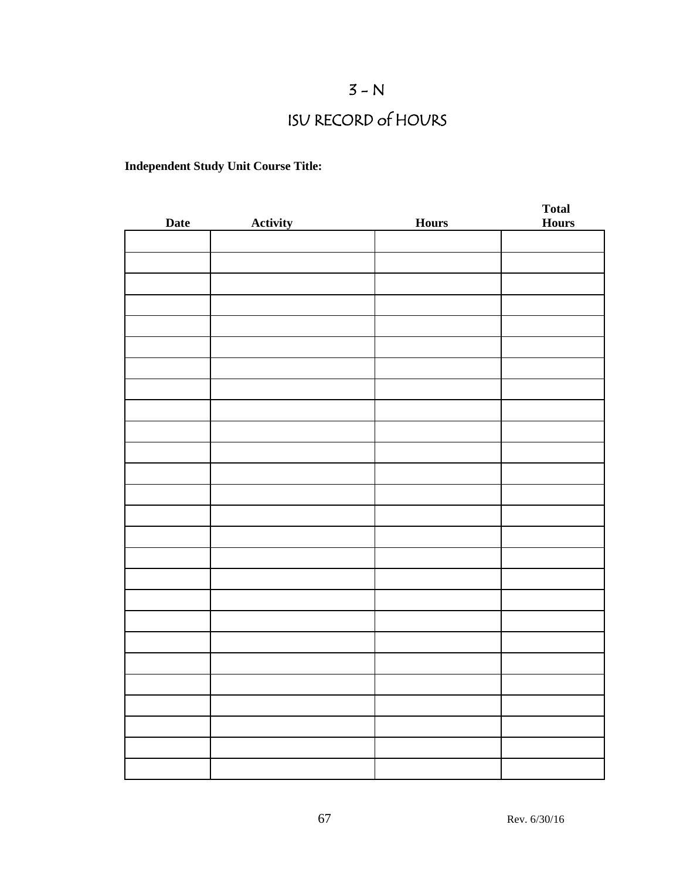# 3 – N

# ISU RECORD of HOURS

**Independent Study Unit Course Title:**

| Date | Activity | Hours | Total Hours |
|---|---|---|---|
| | | | |
| | | | |
| | | | |
| | | | |
| | | | |
| | | | |
| | | | |
| | | | |
| | | | |
| | | | |
| | | | |
| | | | |
| | | | |
| | | | |
| | | | |
| | | | |
| | | | |
| | | | |
| | | | |
| | | | |
| | | | |
| | | | |
| | | | |
| | | | |
| | | | |
| | | | |

Rev. 6/30/16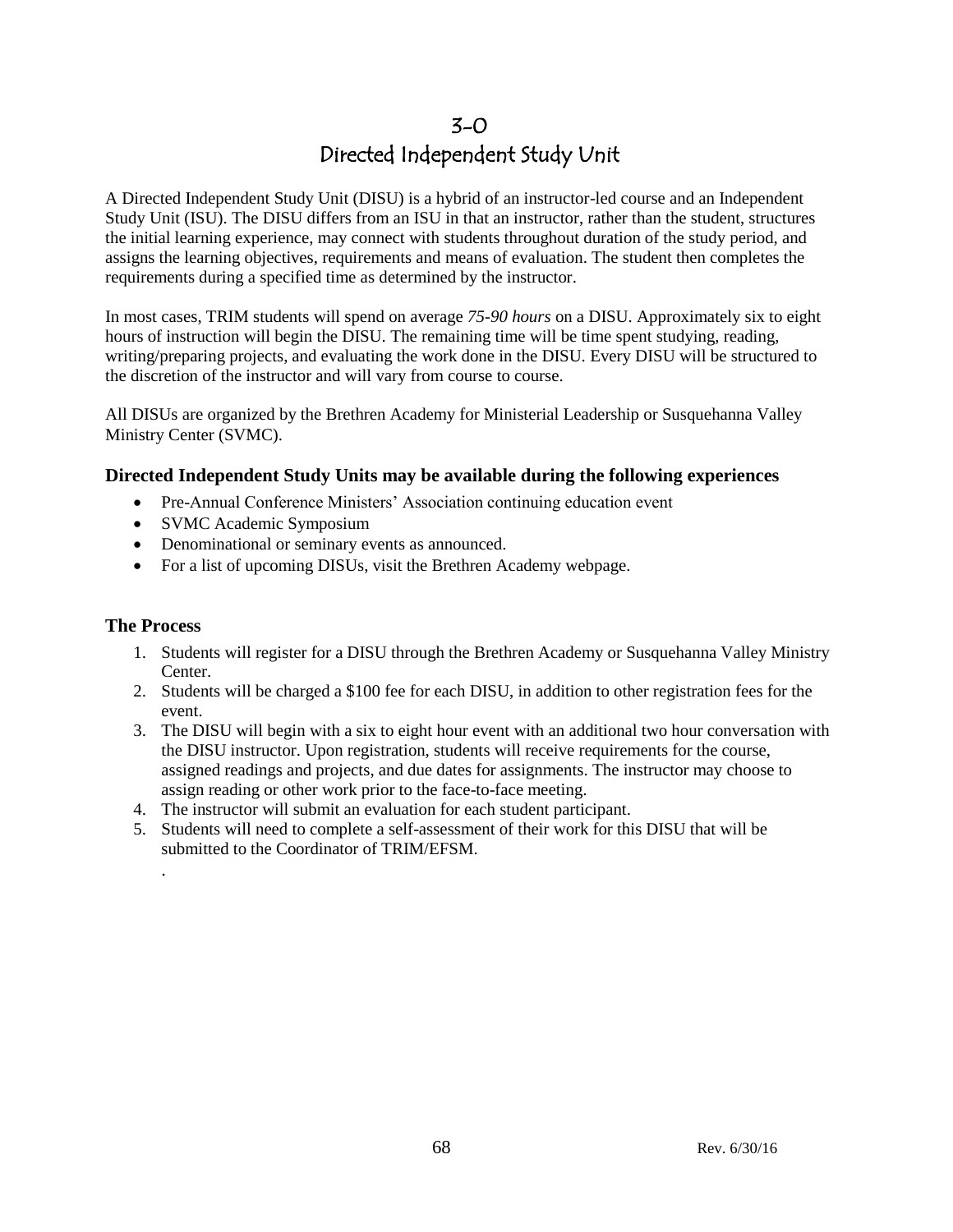# 3-0

# Directed Independent Study Unit

A Directed Independent Study Unit (DISU) is a hybrid of an instructor-led course and an Independent Study Unit (ISU). The DISU differs from an ISU in that an instructor, rather than the student, structures the initial learning experience, may connect with students throughout duration of the study period, and assigns the learning objectives, requirements and means of evaluation. The student then completes the requirements during a specified time as determined by the instructor.

In most cases, TRIM students will spend on average *75-90 hours* on a DISU. Approximately six to eight hours of instruction will begin the DISU. The remaining time will be time spent studying, reading, writing/preparing projects, and evaluating the work done in the DISU. Every DISU will be structured to the discretion of the instructor and will vary from course to course.

All DISUs are organized by the Brethren Academy for Ministerial Leadership or Susquehanna Valley Ministry Center (SVMC).

### Directed Independent Study Units may be available during the following experiences

- Pre-Annual Conference Ministers' Association continuing education event
- SVMC Academic Symposium
- Denominational or seminary events as announced.
- For a list of upcoming DISUs, visit the Brethren Academy webpage.

### The Process

1. Students will register for a DISU through the Brethren Academy or Susquehanna Valley Ministry Center.
2. Students will be charged a $100 fee for each DISU, in addition to other registration fees for the event.
3. The DISU will begin with a six to eight hour event with an additional two hour conversation with the DISU instructor. Upon registration, students will receive requirements for the course, assigned readings and projects, and due dates for assignments. The instructor may choose to assign reading or other work prior to the face-to-face meeting.
4. The instructor will submit an evaluation for each student participant.
5. Students will need to complete a self-assessment of their work for this DISU that will be submitted to the Coordinator of TRIM/EFSM.

.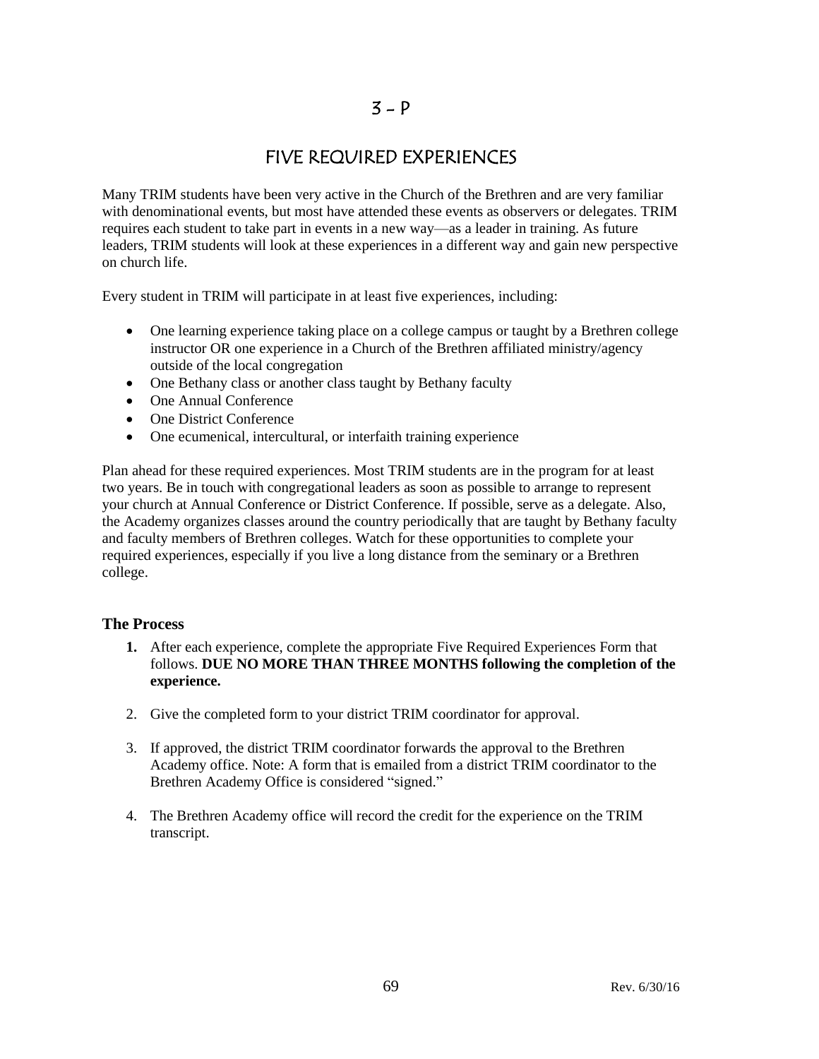# 3 – P

## FIVE REQUIRED EXPERIENCES

Many TRIM students have been very active in the Church of the Brethren and are very familiar with denominational events, but most have attended these events as observers or delegates. TRIM requires each student to take part in events in a new way—as a leader in training. As future leaders, TRIM students will look at these experiences in a different way and gain new perspective on church life.

Every student in TRIM will participate in at least five experiences, including:

- One learning experience taking place on a college campus or taught by a Brethren college instructor OR one experience in a Church of the Brethren affiliated ministry/agency outside of the local congregation
- One Bethany class or another class taught by Bethany faculty
- One Annual Conference
- One District Conference
- One ecumenical, intercultural, or interfaith training experience

Plan ahead for these required experiences. Most TRIM students are in the program for at least two years. Be in touch with congregational leaders as soon as possible to arrange to represent your church at Annual Conference or District Conference. If possible, serve as a delegate. Also, the Academy organizes classes around the country periodically that are taught by Bethany faculty and faculty members of Brethren colleges. Watch for these opportunities to complete your required experiences, especially if you live a long distance from the seminary or a Brethren college.

### The Process

1. After each experience, complete the appropriate Five Required Experiences Form that follows. **DUE NO MORE THAN THREE MONTHS following the completion of the experience.**
2. Give the completed form to your district TRIM coordinator for approval.
3. If approved, the district TRIM coordinator forwards the approval to the Brethren Academy office. Note: A form that is emailed from a district TRIM coordinator to the Brethren Academy Office is considered "signed."
4. The Brethren Academy office will record the credit for the experience on the TRIM transcript.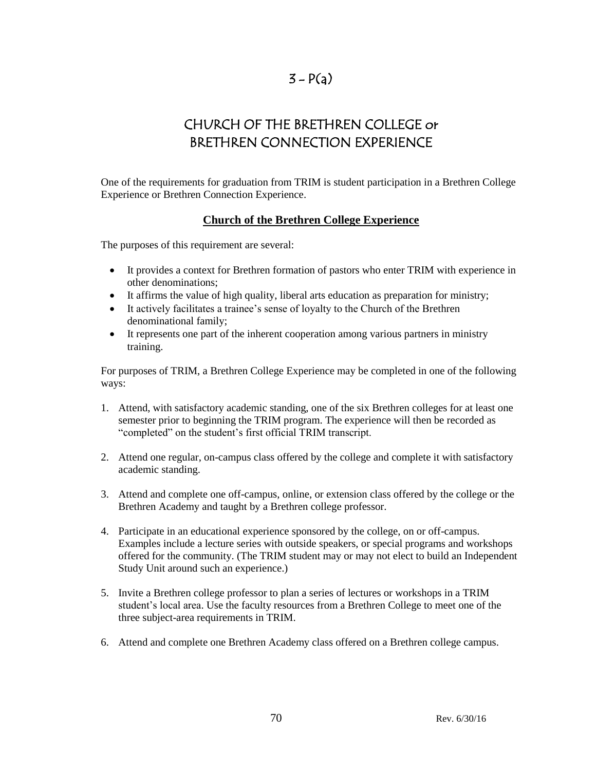# 3 - P(a)

# CHURCH OF THE BRETHREN COLLEGE or BRETHREN CONNECTION EXPERIENCE

One of the requirements for graduation from TRIM is student participation in a Brethren College Experience or Brethren Connection Experience.

## Church of the Brethren College Experience

The purposes of this requirement are several:

- It provides a context for Brethren formation of pastors who enter TRIM with experience in other denominations;
- It affirms the value of high quality, liberal arts education as preparation for ministry;
- It actively facilitates a trainee's sense of loyalty to the Church of the Brethren denominational family;
- It represents one part of the inherent cooperation among various partners in ministry training.

For purposes of TRIM, a Brethren College Experience may be completed in one of the following ways:

1. Attend, with satisfactory academic standing, one of the six Brethren colleges for at least one semester prior to beginning the TRIM program. The experience will then be recorded as "completed" on the student's first official TRIM transcript.

2. Attend one regular, on-campus class offered by the college and complete it with satisfactory academic standing.

3. Attend and complete one off-campus, online, or extension class offered by the college or the Brethren Academy and taught by a Brethren college professor.

4. Participate in an educational experience sponsored by the college, on or off-campus. Examples include a lecture series with outside speakers, or special programs and workshops offered for the community. (The TRIM student may or may not elect to build an Independent Study Unit around such an experience.)

5. Invite a Brethren college professor to plan a series of lectures or workshops in a TRIM student's local area. Use the faculty resources from a Brethren College to meet one of the three subject-area requirements in TRIM.

6. Attend and complete one Brethren Academy class offered on a Brethren college campus.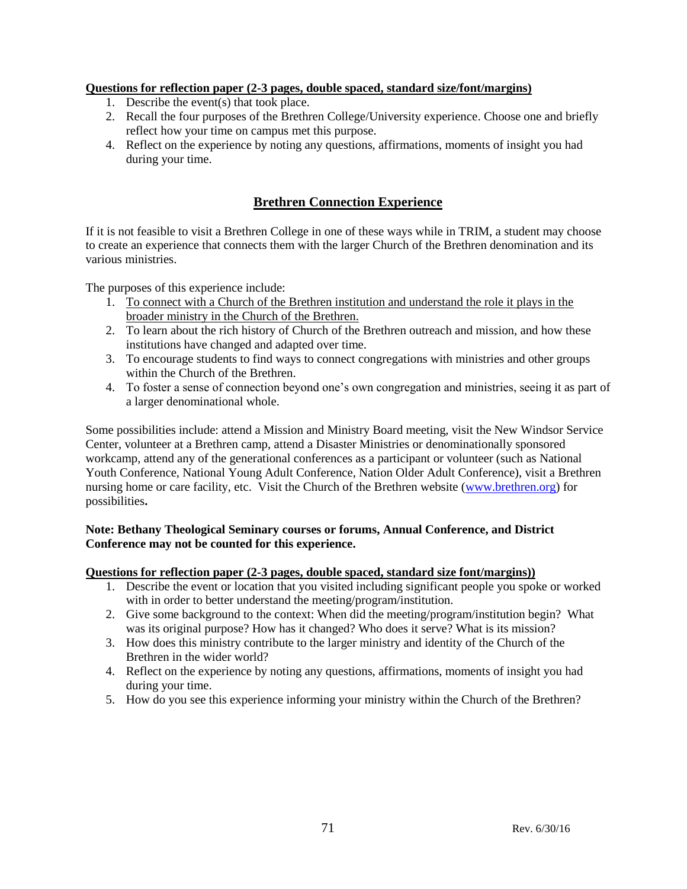**Questions for reflection paper (2-3 pages, double spaced, standard size/font/margins)**

1. Describe the event(s) that took place.
2. Recall the four purposes of the Brethren College/University experience. Choose one and briefly reflect how your time on campus met this purpose.
4. Reflect on the experience by noting any questions, affirmations, moments of insight you had during your time.

## Brethren Connection Experience

If it is not feasible to visit a Brethren College in one of these ways while in TRIM, a student may choose to create an experience that connects them with the larger Church of the Brethren denomination and its various ministries.

The purposes of this experience include:

1. To connect with a Church of the Brethren institution and understand the role it plays in the broader ministry in the Church of the Brethren.
2. To learn about the rich history of Church of the Brethren outreach and mission, and how these institutions have changed and adapted over time.
3. To encourage students to find ways to connect congregations with ministries and other groups within the Church of the Brethren.
4. To foster a sense of connection beyond one's own congregation and ministries, seeing it as part of a larger denominational whole.

Some possibilities include: attend a Mission and Ministry Board meeting, visit the New Windsor Service Center, volunteer at a Brethren camp, attend a Disaster Ministries or denominationally sponsored workcamp, attend any of the generational conferences as a participant or volunteer (such as National Youth Conference, National Young Adult Conference, Nation Older Adult Conference), visit a Brethren nursing home or care facility, etc. Visit the Church of the Brethren website (www.brethren.org) for possibilities**.**

**Note: Bethany Theological Seminary courses or forums, Annual Conference, and District Conference may not be counted for this experience.**

**Questions for reflection paper (2-3 pages, double spaced, standard size font/margins))**

1. Describe the event or location that you visited including significant people you spoke or worked with in order to better understand the meeting/program/institution.
2. Give some background to the context: When did the meeting/program/institution begin? What was its original purpose? How has it changed? Who does it serve? What is its mission?
3. How does this ministry contribute to the larger ministry and identity of the Church of the Brethren in the wider world?
4. Reflect on the experience by noting any questions, affirmations, moments of insight you had during your time.
5. How do you see this experience informing your ministry within the Church of the Brethren?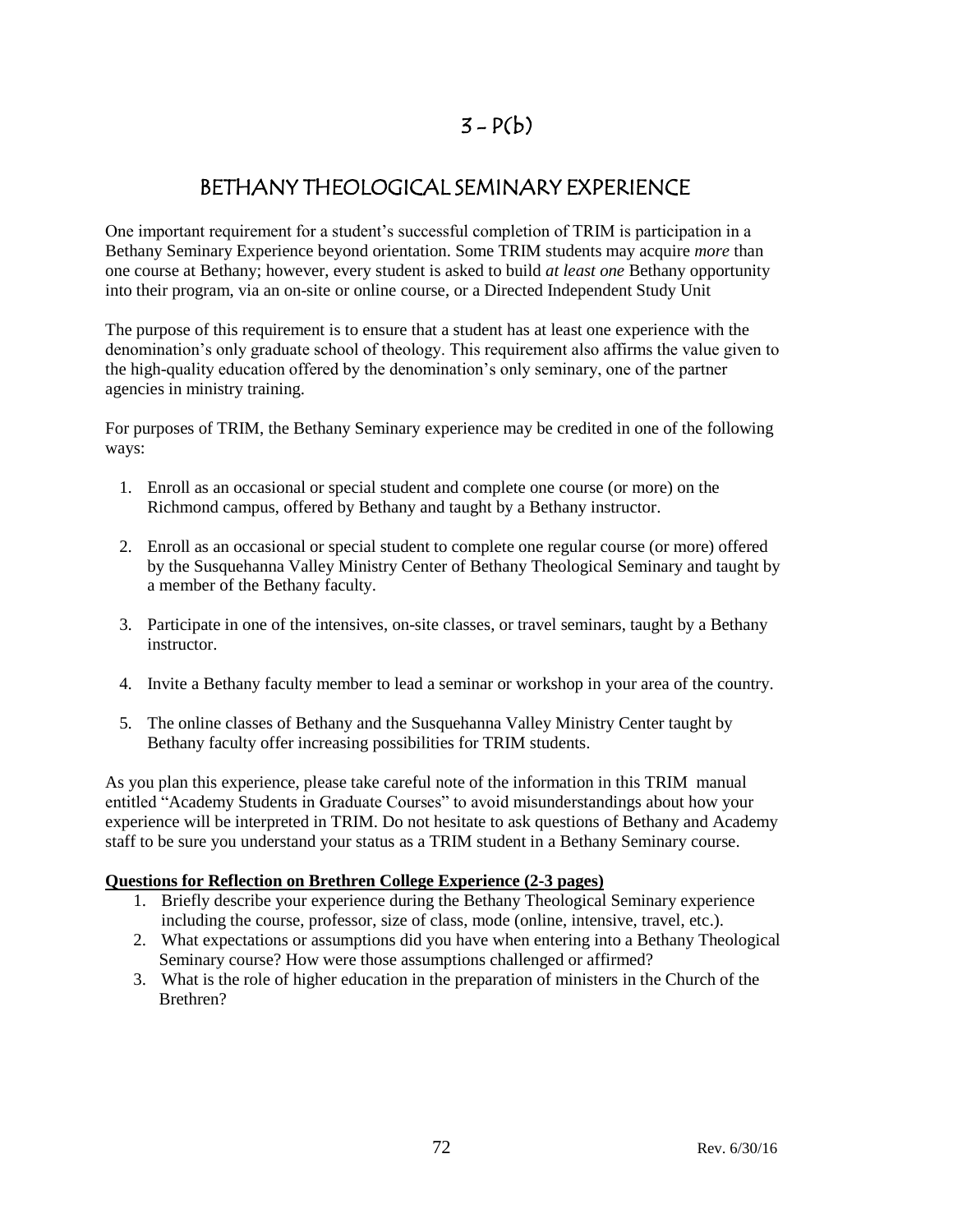# 3 – P(b)

## BETHANY THEOLOGICAL SEMINARY EXPERIENCE

One important requirement for a student's successful completion of TRIM is participation in a Bethany Seminary Experience beyond orientation. Some TRIM students may acquire *more* than one course at Bethany; however, every student is asked to build *at least one* Bethany opportunity into their program, via an on-site or online course, or a Directed Independent Study Unit

The purpose of this requirement is to ensure that a student has at least one experience with the denomination's only graduate school of theology. This requirement also affirms the value given to the high-quality education offered by the denomination's only seminary, one of the partner agencies in ministry training.

For purposes of TRIM, the Bethany Seminary experience may be credited in one of the following ways:

1. Enroll as an occasional or special student and complete one course (or more) on the Richmond campus, offered by Bethany and taught by a Bethany instructor.
2. Enroll as an occasional or special student to complete one regular course (or more) offered by the Susquehanna Valley Ministry Center of Bethany Theological Seminary and taught by a member of the Bethany faculty.
3. Participate in one of the intensives, on-site classes, or travel seminars, taught by a Bethany instructor.
4. Invite a Bethany faculty member to lead a seminar or workshop in your area of the country.
5. The online classes of Bethany and the Susquehanna Valley Ministry Center taught by Bethany faculty offer increasing possibilities for TRIM students.

As you plan this experience, please take careful note of the information in this TRIM manual entitled "Academy Students in Graduate Courses" to avoid misunderstandings about how your experience will be interpreted in TRIM. Do not hesitate to ask questions of Bethany and Academy staff to be sure you understand your status as a TRIM student in a Bethany Seminary course.

**Questions for Reflection on Brethren College Experience (2-3 pages)**

1. Briefly describe your experience during the Bethany Theological Seminary experience including the course, professor, size of class, mode (online, intensive, travel, etc.).
2. What expectations or assumptions did you have when entering into a Bethany Theological Seminary course? How were those assumptions challenged or affirmed?
3. What is the role of higher education in the preparation of ministers in the Church of the Brethren?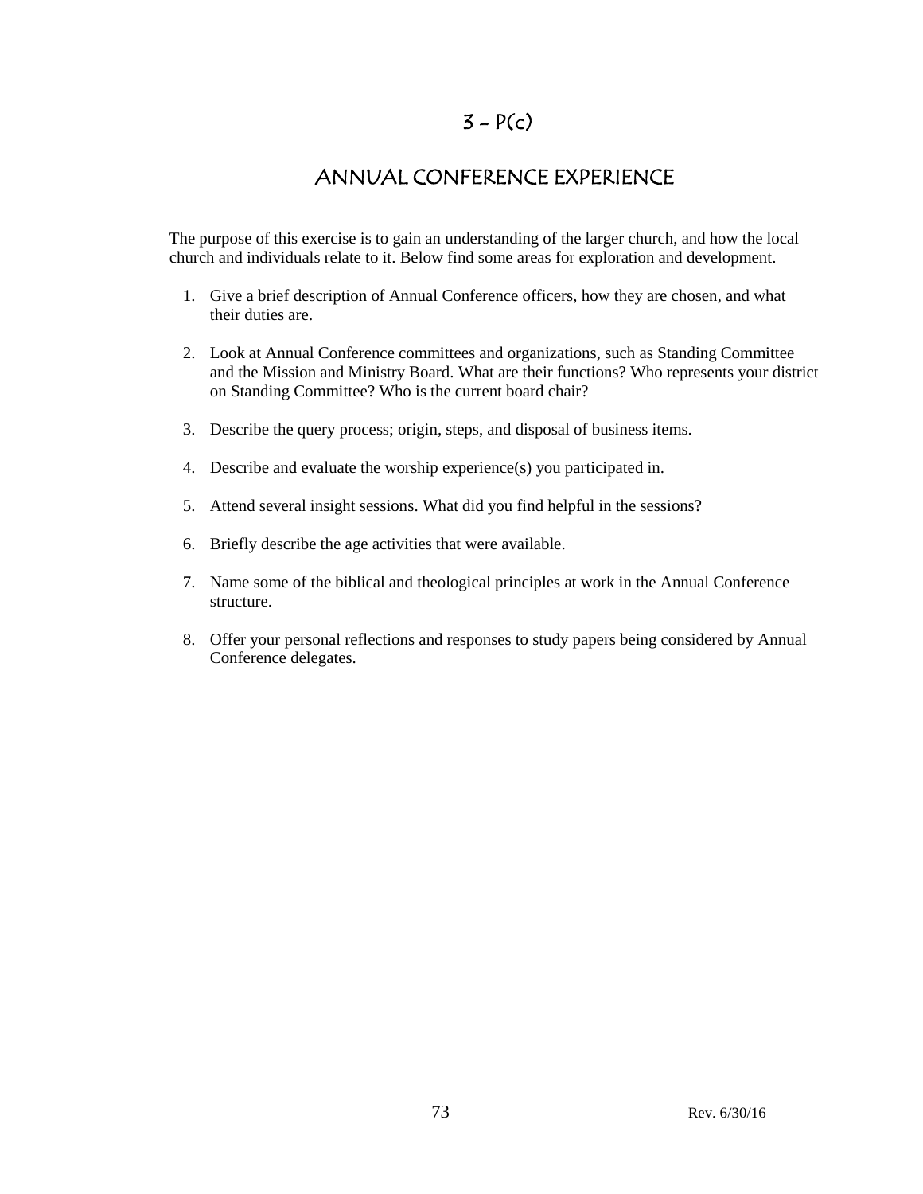# 3 – P(c)

## ANNUAL CONFERENCE EXPERIENCE

The purpose of this exercise is to gain an understanding of the larger church, and how the local church and individuals relate to it. Below find some areas for exploration and development.

1. Give a brief description of Annual Conference officers, how they are chosen, and what their duties are.
2. Look at Annual Conference committees and organizations, such as Standing Committee and the Mission and Ministry Board. What are their functions? Who represents your district on Standing Committee? Who is the current board chair?
3. Describe the query process; origin, steps, and disposal of business items.
4. Describe and evaluate the worship experience(s) you participated in.
5. Attend several insight sessions. What did you find helpful in the sessions?
6. Briefly describe the age activities that were available.
7. Name some of the biblical and theological principles at work in the Annual Conference structure.
8. Offer your personal reflections and responses to study papers being considered by Annual Conference delegates.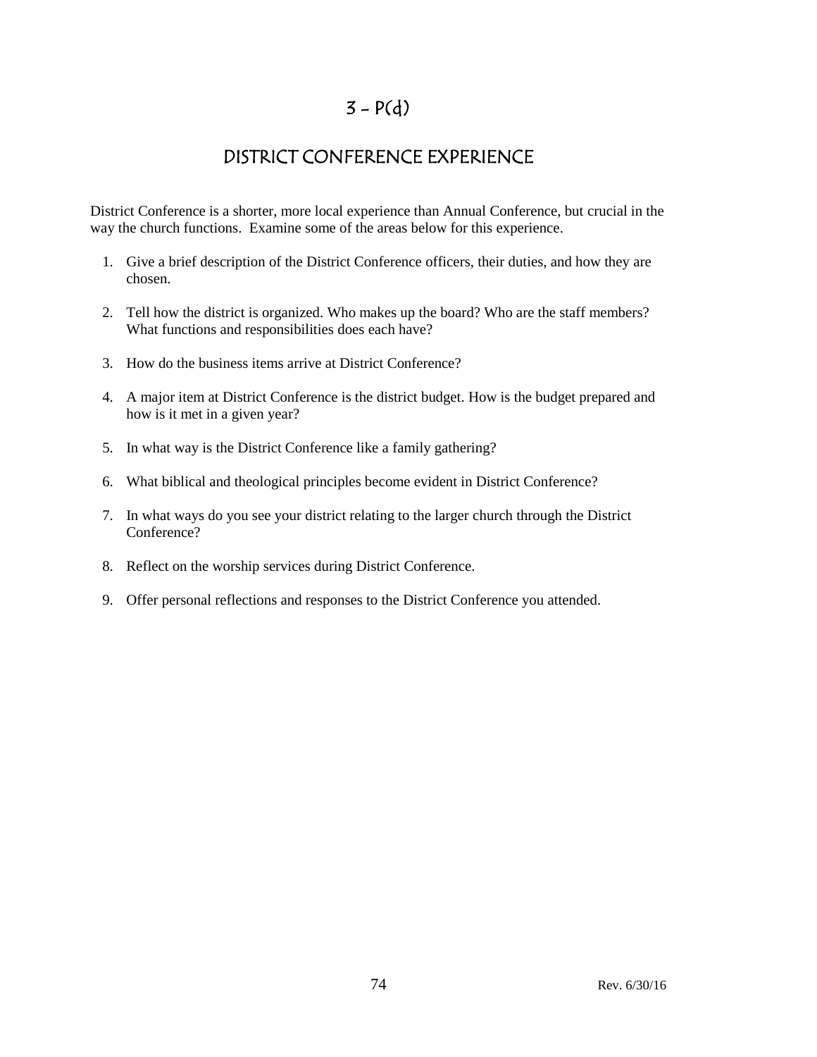# 3 - P(d)

## DISTRICT CONFERENCE EXPERIENCE

District Conference is a shorter, more local experience than Annual Conference, but crucial in the way the church functions. Examine some of the areas below for this experience.

1. Give a brief description of the District Conference officers, their duties, and how they are chosen.
2. Tell how the district is organized. Who makes up the board? Who are the staff members? What functions and responsibilities does each have?
3. How do the business items arrive at District Conference?
4. A major item at District Conference is the district budget. How is the budget prepared and how is it met in a given year?
5. In what way is the District Conference like a family gathering?
6. What biblical and theological principles become evident in District Conference?
7. In what ways do you see your district relating to the larger church through the District Conference?
8. Reflect on the worship services during District Conference.
9. Offer personal reflections and responses to the District Conference you attended.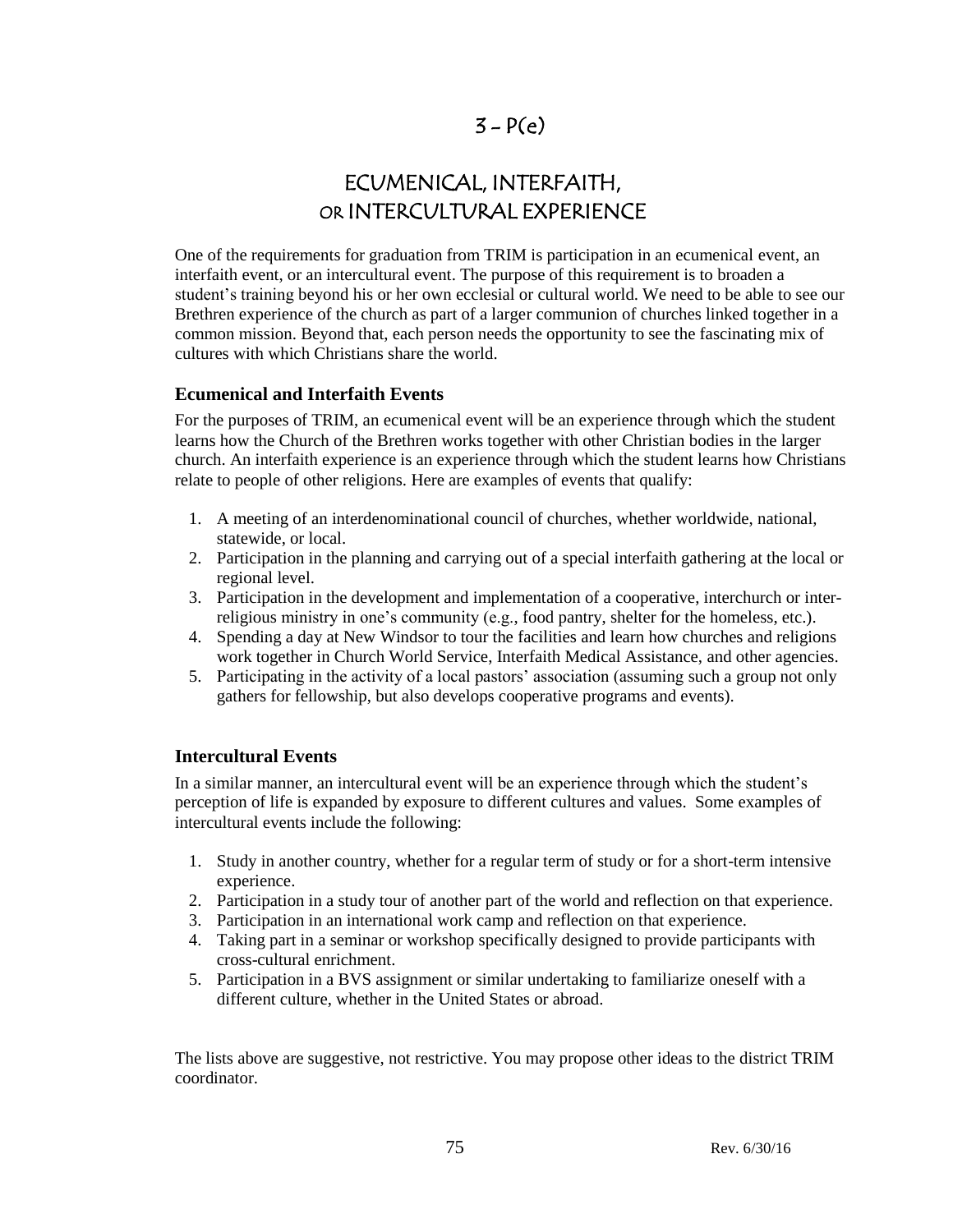# 3 - P(e)

# ECUMENICAL, INTERFAITH, OR INTERCULTURAL EXPERIENCE

One of the requirements for graduation from TRIM is participation in an ecumenical event, an interfaith event, or an intercultural event. The purpose of this requirement is to broaden a student's training beyond his or her own ecclesial or cultural world. We need to be able to see our Brethren experience of the church as part of a larger communion of churches linked together in a common mission. Beyond that, each person needs the opportunity to see the fascinating mix of cultures with which Christians share the world.

## Ecumenical and Interfaith Events

For the purposes of TRIM, an ecumenical event will be an experience through which the student learns how the Church of the Brethren works together with other Christian bodies in the larger church. An interfaith experience is an experience through which the student learns how Christians relate to people of other religions. Here are examples of events that qualify:

1. A meeting of an interdenominational council of churches, whether worldwide, national, statewide, or local.
2. Participation in the planning and carrying out of a special interfaith gathering at the local or regional level.
3. Participation in the development and implementation of a cooperative, interchurch or inter-religious ministry in one's community (e.g., food pantry, shelter for the homeless, etc.).
4. Spending a day at New Windsor to tour the facilities and learn how churches and religions work together in Church World Service, Interfaith Medical Assistance, and other agencies.
5. Participating in the activity of a local pastors' association (assuming such a group not only gathers for fellowship, but also develops cooperative programs and events).

## Intercultural Events

In a similar manner, an intercultural event will be an experience through which the student's perception of life is expanded by exposure to different cultures and values. Some examples of intercultural events include the following:

1. Study in another country, whether for a regular term of study or for a short-term intensive experience.
2. Participation in a study tour of another part of the world and reflection on that experience.
3. Participation in an international work camp and reflection on that experience.
4. Taking part in a seminar or workshop specifically designed to provide participants with cross-cultural enrichment.
5. Participation in a BVS assignment or similar undertaking to familiarize oneself with a different culture, whether in the United States or abroad.

The lists above are suggestive, not restrictive. You may propose other ideas to the district TRIM coordinator.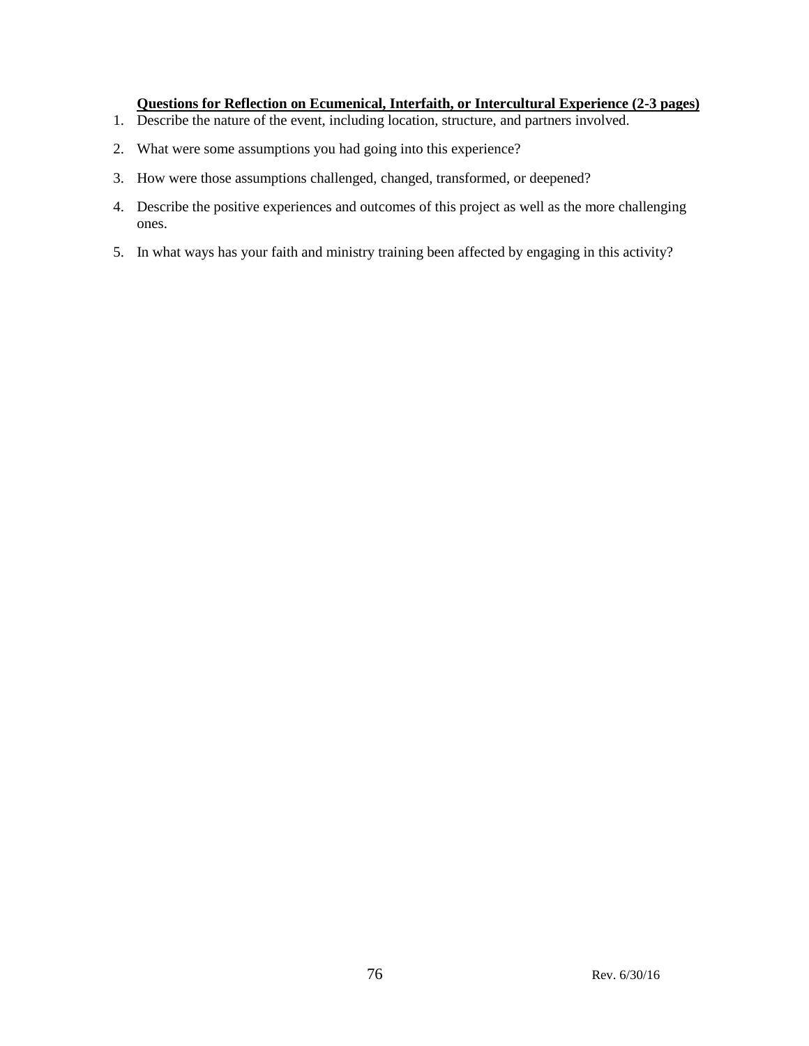**Questions for Reflection on Ecumenical, Interfaith, or Intercultural Experience (2-3 pages)**

1. Describe the nature of the event, including location, structure, and partners involved.
2. What were some assumptions you had going into this experience?
3. How were those assumptions challenged, changed, transformed, or deepened?
4. Describe the positive experiences and outcomes of this project as well as the more challenging ones.
5. In what ways has your faith and ministry training been affected by engaging in this activity?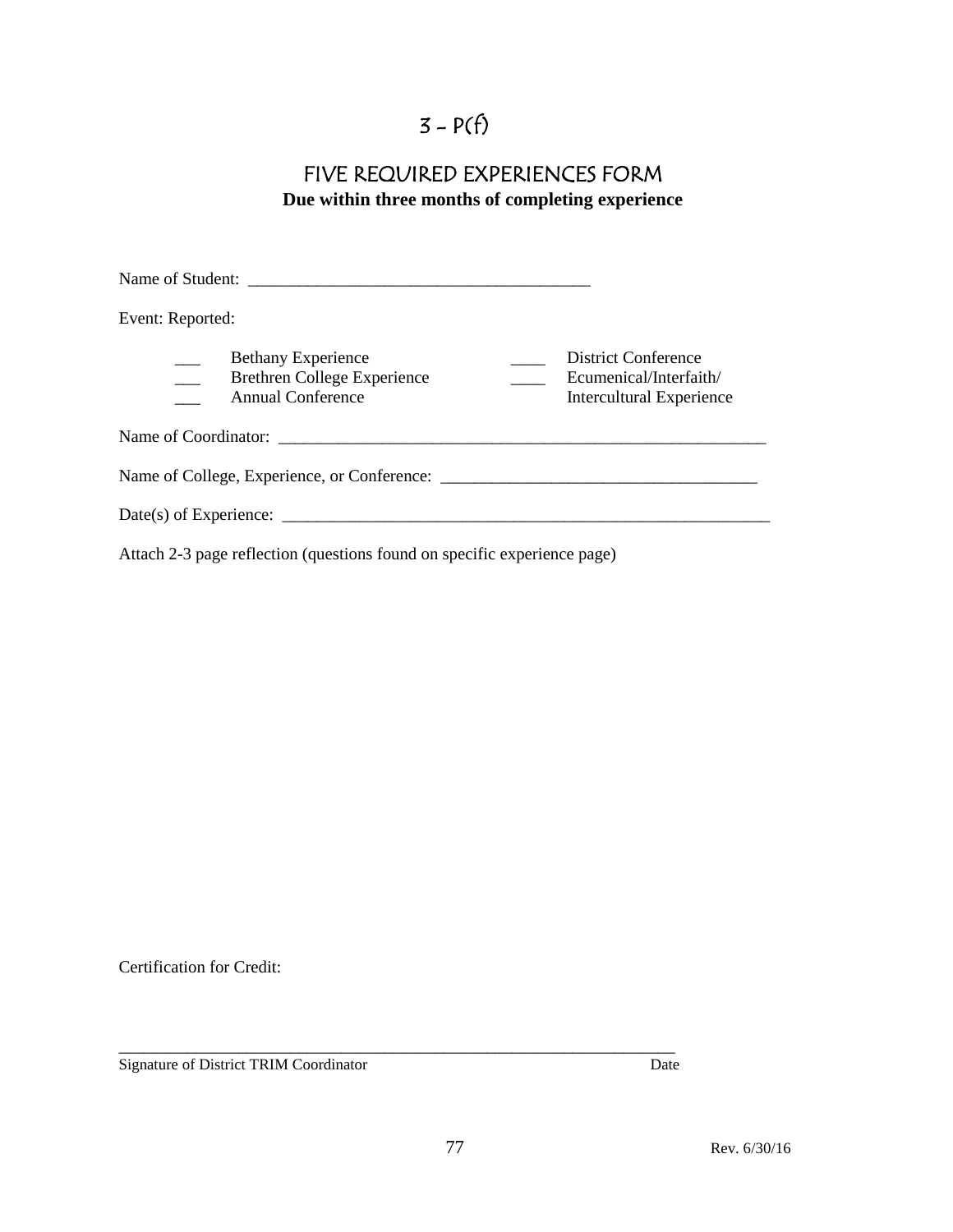# 3 – P(f)

## FIVE REQUIRED EXPERIENCES FORM

**Due within three months of completing experience**

Name of Student: _______________________________________

Event: Reported:

___ Bethany Experience
___ Brethren College Experience
___ Annual Conference
____ District Conference
____ Ecumenical/Interfaith/ Intercultural Experience

Name of Coordinator: ________________________________________________________

Name of College, Experience, or Conference: ____________________________________

Date(s) of Experience: _________________________________________________________

Attach 2-3 page reflection (questions found on specific experience page)

Certification for Credit:

_______________________________________________________________
Signature of District TRIM Coordinator Date

Rev. 6/30/16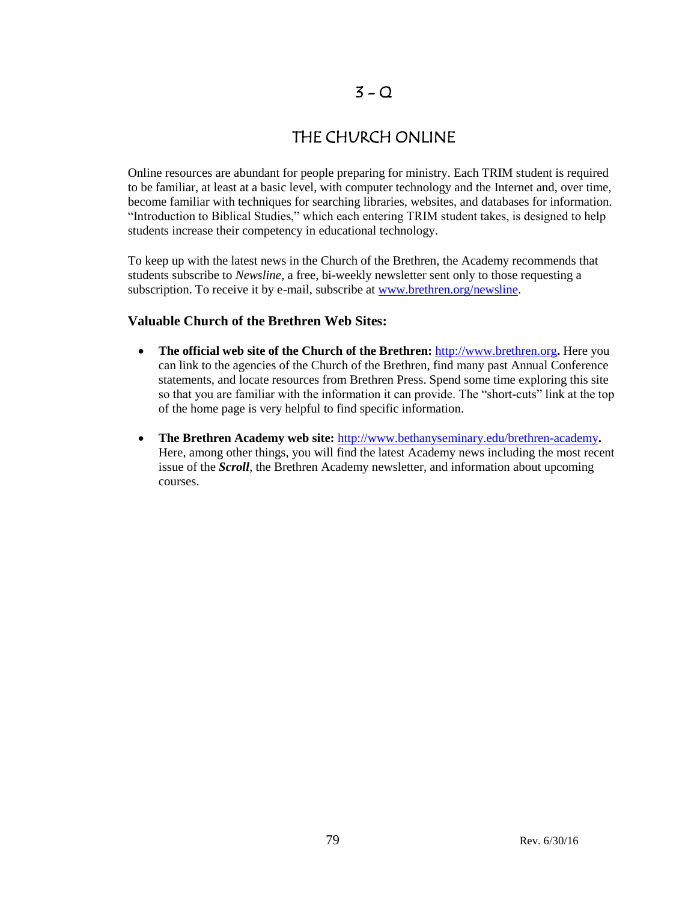# 3 - Q

# THE CHURCH ONLINE

Online resources are abundant for people preparing for ministry. Each TRIM student is required to be familiar, at least at a basic level, with computer technology and the Internet and, over time, become familiar with techniques for searching libraries, websites, and databases for information. "Introduction to Biblical Studies," which each entering TRIM student takes, is designed to help students increase their competency in educational technology.

To keep up with the latest news in the Church of the Brethren, the Academy recommends that students subscribe to *Newsline*, a free, bi-weekly newsletter sent only to those requesting a subscription. To receive it by e-mail, subscribe at www.brethren.org/newsline.

### Valuable Church of the Brethren Web Sites:

- **The official web site of the Church of the Brethren:** http://www.brethren.org**.** Here you can link to the agencies of the Church of the Brethren, find many past Annual Conference statements, and locate resources from Brethren Press. Spend some time exploring this site so that you are familiar with the information it can provide. The "short-cuts" link at the top of the home page is very helpful to find specific information.

- **The Brethren Academy web site:** http://www.bethanyseminary.edu/brethren-academy**.** Here, among other things, you will find the latest Academy news including the most recent issue of the ***Scroll***, the Brethren Academy newsletter, and information about upcoming courses.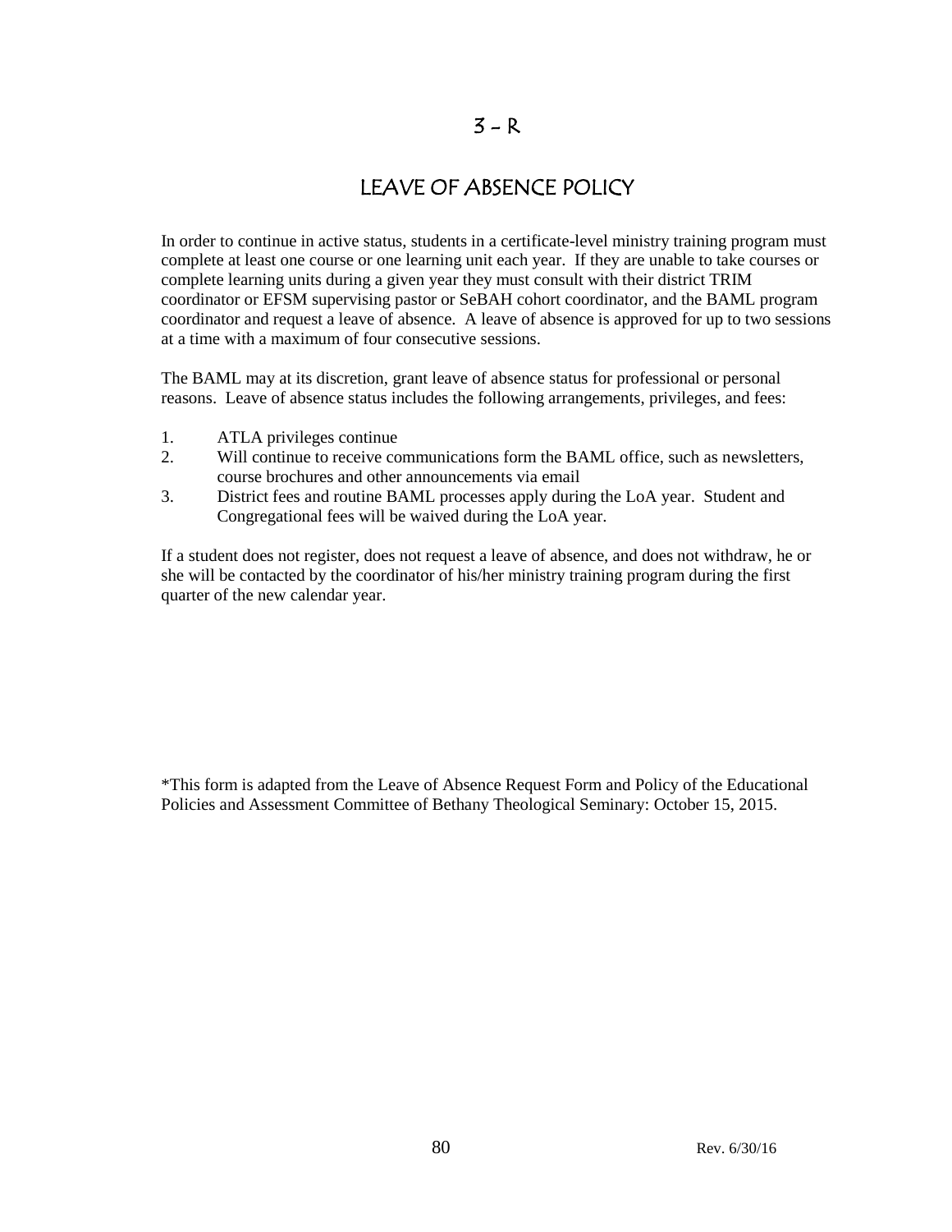# 3 - R

## LEAVE OF ABSENCE POLICY

In order to continue in active status, students in a certificate-level ministry training program must complete at least one course or one learning unit each year. If they are unable to take courses or complete learning units during a given year they must consult with their district TRIM coordinator or EFSM supervising pastor or SeBAH cohort coordinator, and the BAML program coordinator and request a leave of absence. A leave of absence is approved for up to two sessions at a time with a maximum of four consecutive sessions.

The BAML may at its discretion, grant leave of absence status for professional or personal reasons. Leave of absence status includes the following arrangements, privileges, and fees:

1. ATLA privileges continue
2. Will continue to receive communications form the BAML office, such as newsletters, course brochures and other announcements via email
3. District fees and routine BAML processes apply during the LoA year. Student and Congregational fees will be waived during the LoA year.

If a student does not register, does not request a leave of absence, and does not withdraw, he or she will be contacted by the coordinator of his/her ministry training program during the first quarter of the new calendar year.

*This form is adapted from the Leave of Absence Request Form and Policy of the Educational Policies and Assessment Committee of Bethany Theological Seminary: October 15, 2015.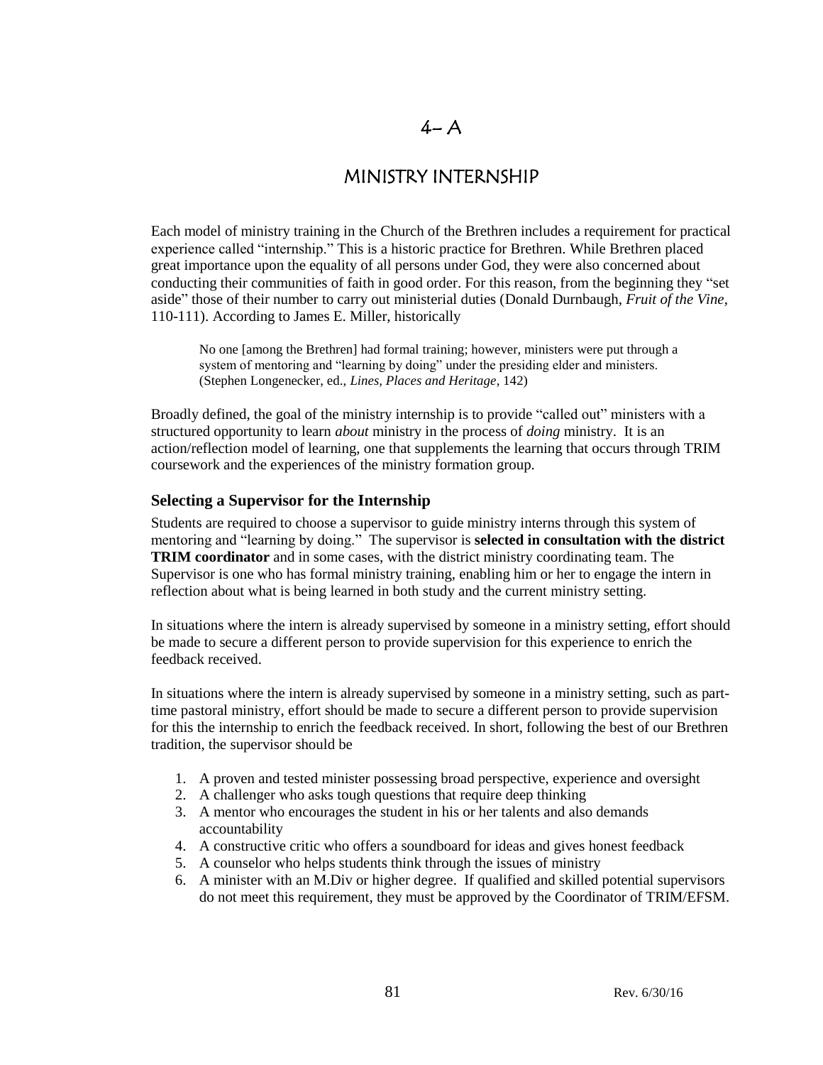# 4- A

# MINISTRY INTERNSHIP

Each model of ministry training in the Church of the Brethren includes a requirement for practical experience called "internship." This is a historic practice for Brethren. While Brethren placed great importance upon the equality of all persons under God, they were also concerned about conducting their communities of faith in good order. For this reason, from the beginning they "set aside" those of their number to carry out ministerial duties (Donald Durnbaugh, *Fruit of the Vine*, 110-111). According to James E. Miller, historically

> No one [among the Brethren] had formal training; however, ministers were put through a system of mentoring and "learning by doing" under the presiding elder and ministers. (Stephen Longenecker, ed., *Lines, Places and Heritage*, 142)

Broadly defined, the goal of the ministry internship is to provide "called out" ministers with a structured opportunity to learn *about* ministry in the process of *doing* ministry. It is an action/reflection model of learning, one that supplements the learning that occurs through TRIM coursework and the experiences of the ministry formation group.

### Selecting a Supervisor for the Internship

Students are required to choose a supervisor to guide ministry interns through this system of mentoring and "learning by doing." The supervisor is **selected in consultation with the district TRIM coordinator** and in some cases, with the district ministry coordinating team. The Supervisor is one who has formal ministry training, enabling him or her to engage the intern in reflection about what is being learned in both study and the current ministry setting.

In situations where the intern is already supervised by someone in a ministry setting, effort should be made to secure a different person to provide supervision for this experience to enrich the feedback received.

In situations where the intern is already supervised by someone in a ministry setting, such as part-time pastoral ministry, effort should be made to secure a different person to provide supervision for this the internship to enrich the feedback received. In short, following the best of our Brethren tradition, the supervisor should be

1. A proven and tested minister possessing broad perspective, experience and oversight
2. A challenger who asks tough questions that require deep thinking
3. A mentor who encourages the student in his or her talents and also demands accountability
4. A constructive critic who offers a soundboard for ideas and gives honest feedback
5. A counselor who helps students think through the issues of ministry
6. A minister with an M.Div or higher degree. If qualified and skilled potential supervisors do not meet this requirement, they must be approved by the Coordinator of TRIM/EFSM.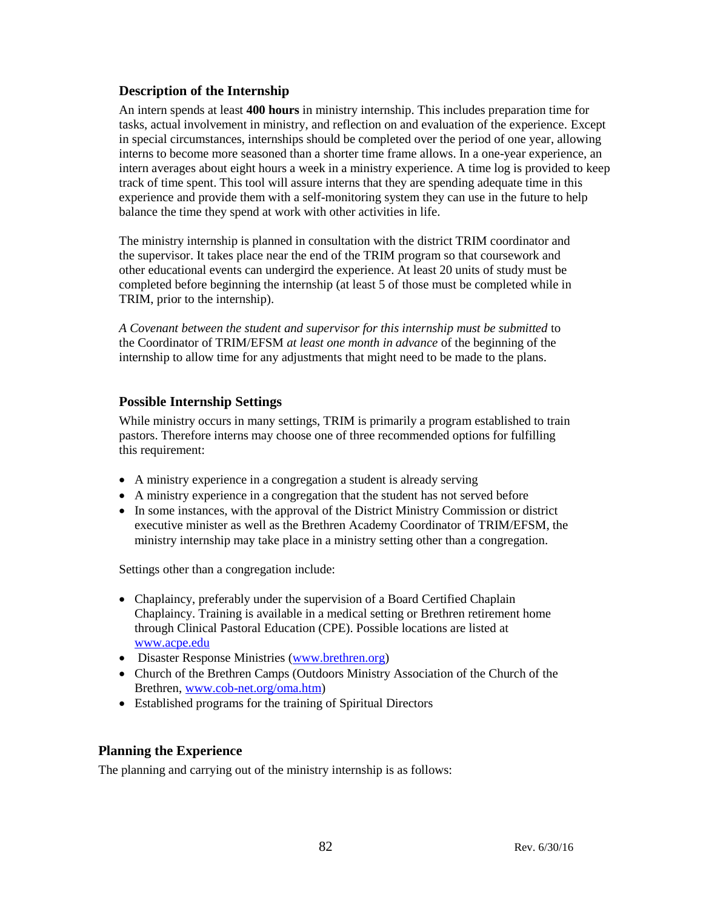### Description of the Internship

An intern spends at least **400 hours** in ministry internship. This includes preparation time for tasks, actual involvement in ministry, and reflection on and evaluation of the experience. Except in special circumstances, internships should be completed over the period of one year, allowing interns to become more seasoned than a shorter time frame allows. In a one-year experience, an intern averages about eight hours a week in a ministry experience. A time log is provided to keep track of time spent. This tool will assure interns that they are spending adequate time in this experience and provide them with a self-monitoring system they can use in the future to help balance the time they spend at work with other activities in life.

The ministry internship is planned in consultation with the district TRIM coordinator and the supervisor. It takes place near the end of the TRIM program so that coursework and other educational events can undergird the experience. At least 20 units of study must be completed before beginning the internship (at least 5 of those must be completed while in TRIM, prior to the internship).

*A Covenant between the student and supervisor for this internship must be submitted* to the Coordinator of TRIM/EFSM *at least one month in advance* of the beginning of the internship to allow time for any adjustments that might need to be made to the plans.

### Possible Internship Settings

While ministry occurs in many settings, TRIM is primarily a program established to train pastors. Therefore interns may choose one of three recommended options for fulfilling this requirement:

- A ministry experience in a congregation a student is already serving
- A ministry experience in a congregation that the student has not served before
- In some instances, with the approval of the District Ministry Commission or district executive minister as well as the Brethren Academy Coordinator of TRIM/EFSM, the ministry internship may take place in a ministry setting other than a congregation.

Settings other than a congregation include:

- Chaplaincy, preferably under the supervision of a Board Certified Chaplain Chaplaincy. Training is available in a medical setting or Brethren retirement home through Clinical Pastoral Education (CPE). Possible locations are listed at www.acpe.edu
- Disaster Response Ministries (www.brethren.org)
- Church of the Brethren Camps (Outdoors Ministry Association of the Church of the Brethren, www.cob-net.org/oma.htm)
- Established programs for the training of Spiritual Directors

### Planning the Experience

The planning and carrying out of the ministry internship is as follows: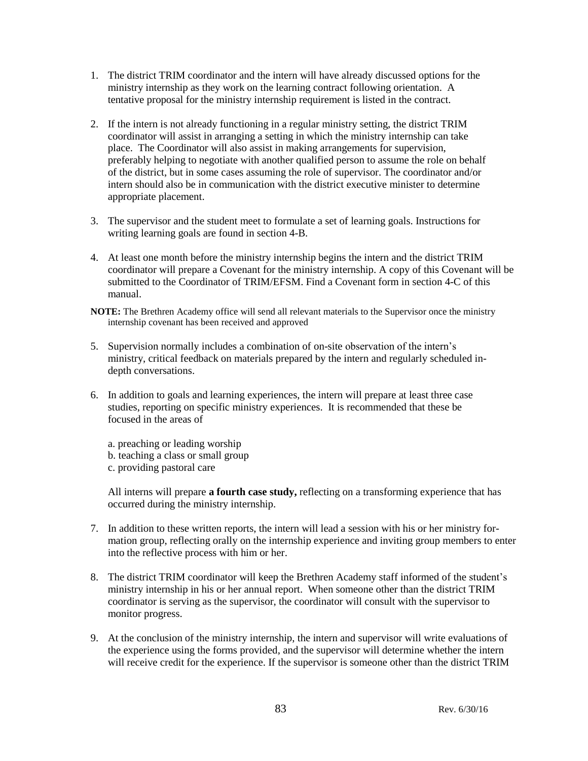1. The district TRIM coordinator and the intern will have already discussed options for the ministry internship as they work on the learning contract following orientation. A tentative proposal for the ministry internship requirement is listed in the contract.

2. If the intern is not already functioning in a regular ministry setting, the district TRIM coordinator will assist in arranging a setting in which the ministry internship can take place. The Coordinator will also assist in making arrangements for supervision, preferably helping to negotiate with another qualified person to assume the role on behalf of the district, but in some cases assuming the role of supervisor. The coordinator and/or intern should also be in communication with the district executive minister to determine appropriate placement.

3. The supervisor and the student meet to formulate a set of learning goals. Instructions for writing learning goals are found in section 4-B.

4. At least one month before the ministry internship begins the intern and the district TRIM coordinator will prepare a Covenant for the ministry internship. A copy of this Covenant will be submitted to the Coordinator of TRIM/EFSM. Find a Covenant form in section 4-C of this manual.

**NOTE:** The Brethren Academy office will send all relevant materials to the Supervisor once the ministry internship covenant has been received and approved

5. Supervision normally includes a combination of on-site observation of the intern's ministry, critical feedback on materials prepared by the intern and regularly scheduled in-depth conversations.

6. In addition to goals and learning experiences, the intern will prepare at least three case studies, reporting on specific ministry experiences. It is recommended that these be focused in the areas of

   a. preaching or leading worship
   b. teaching a class or small group
   c. providing pastoral care

   All interns will prepare **a fourth case study,** reflecting on a transforming experience that has occurred during the ministry internship.

7. In addition to these written reports, the intern will lead a session with his or her ministry formation group, reflecting orally on the internship experience and inviting group members to enter into the reflective process with him or her.

8. The district TRIM coordinator will keep the Brethren Academy staff informed of the student's ministry internship in his or her annual report. When someone other than the district TRIM coordinator is serving as the supervisor, the coordinator will consult with the supervisor to monitor progress.

9. At the conclusion of the ministry internship, the intern and supervisor will write evaluations of the experience using the forms provided, and the supervisor will determine whether the intern will receive credit for the experience. If the supervisor is someone other than the district TRIM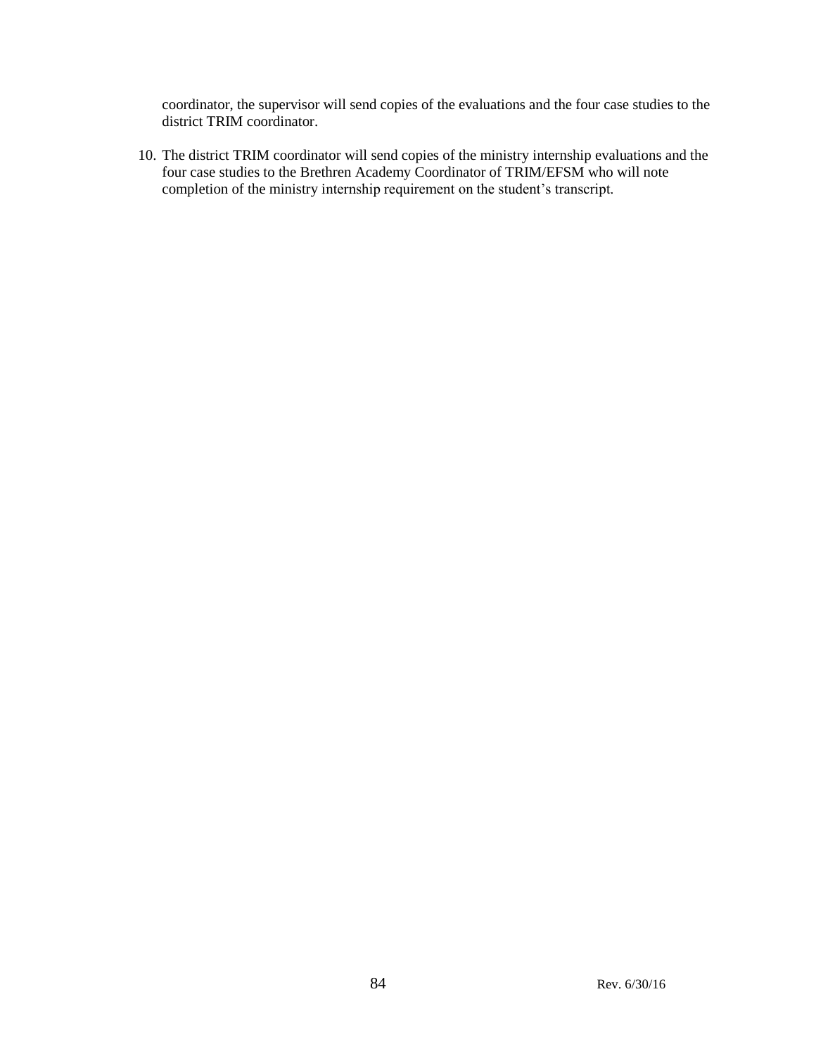coordinator, the supervisor will send copies of the evaluations and the four case studies to the district TRIM coordinator.

10. The district TRIM coordinator will send copies of the ministry internship evaluations and the four case studies to the Brethren Academy Coordinator of TRIM/EFSM who will note completion of the ministry internship requirement on the student's transcript.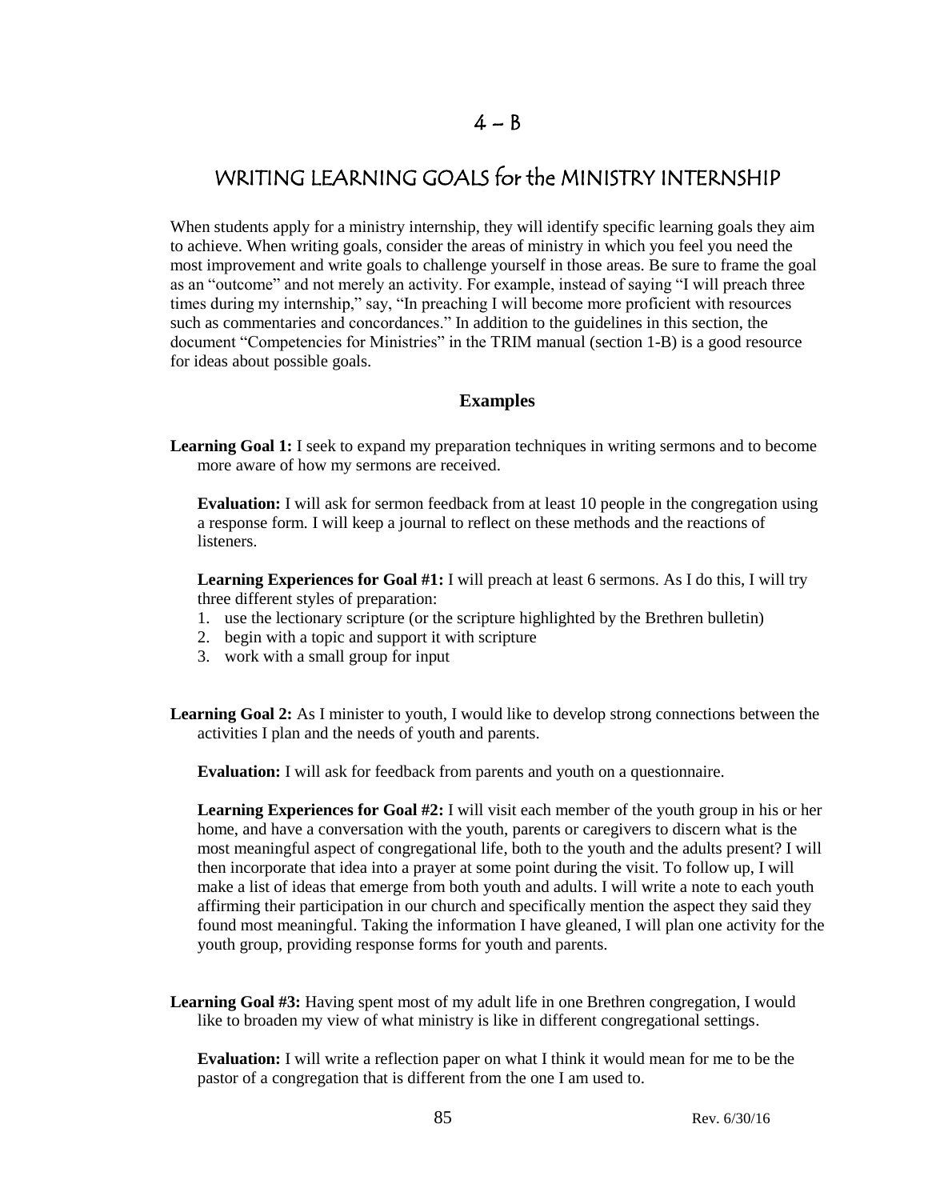# 4 – B

## WRITING LEARNING GOALS for the MINISTRY INTERNSHIP

When students apply for a ministry internship, they will identify specific learning goals they aim to achieve. When writing goals, consider the areas of ministry in which you feel you need the most improvement and write goals to challenge yourself in those areas. Be sure to frame the goal as an "outcome" and not merely an activity. For example, instead of saying "I will preach three times during my internship," say, "In preaching I will become more proficient with resources such as commentaries and concordances." In addition to the guidelines in this section, the document "Competencies for Ministries" in the TRIM manual (section 1-B) is a good resource for ideas about possible goals.

### Examples

**Learning Goal 1:** I seek to expand my preparation techniques in writing sermons and to become more aware of how my sermons are received.

**Evaluation:** I will ask for sermon feedback from at least 10 people in the congregation using a response form. I will keep a journal to reflect on these methods and the reactions of listeners.

**Learning Experiences for Goal #1:** I will preach at least 6 sermons. As I do this, I will try three different styles of preparation:

1. use the lectionary scripture (or the scripture highlighted by the Brethren bulletin)
2. begin with a topic and support it with scripture
3. work with a small group for input

**Learning Goal 2:** As I minister to youth, I would like to develop strong connections between the activities I plan and the needs of youth and parents.

**Evaluation:** I will ask for feedback from parents and youth on a questionnaire.

**Learning Experiences for Goal #2:** I will visit each member of the youth group in his or her home, and have a conversation with the youth, parents or caregivers to discern what is the most meaningful aspect of congregational life, both to the youth and the adults present? I will then incorporate that idea into a prayer at some point during the visit. To follow up, I will make a list of ideas that emerge from both youth and adults. I will write a note to each youth affirming their participation in our church and specifically mention the aspect they said they found most meaningful. Taking the information I have gleaned, I will plan one activity for the youth group, providing response forms for youth and parents.

**Learning Goal #3:** Having spent most of my adult life in one Brethren congregation, I would like to broaden my view of what ministry is like in different congregational settings.

**Evaluation:** I will write a reflection paper on what I think it would mean for me to be the pastor of a congregation that is different from the one I am used to.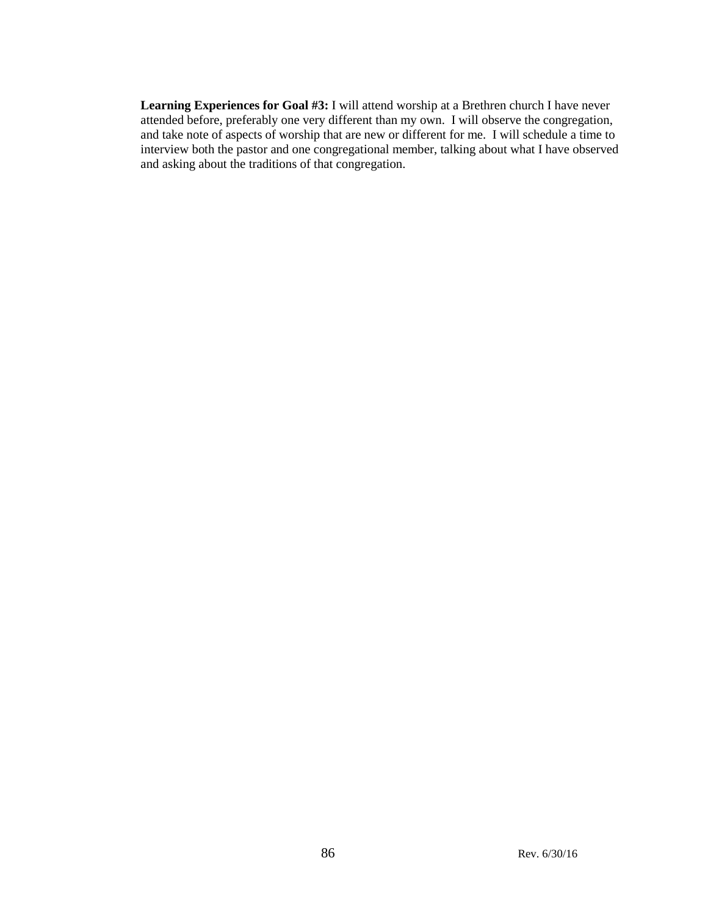**Learning Experiences for Goal #3:** I will attend worship at a Brethren church I have never attended before, preferably one very different than my own. I will observe the congregation, and take note of aspects of worship that are new or different for me. I will schedule a time to interview both the pastor and one congregational member, talking about what I have observed and asking about the traditions of that congregation.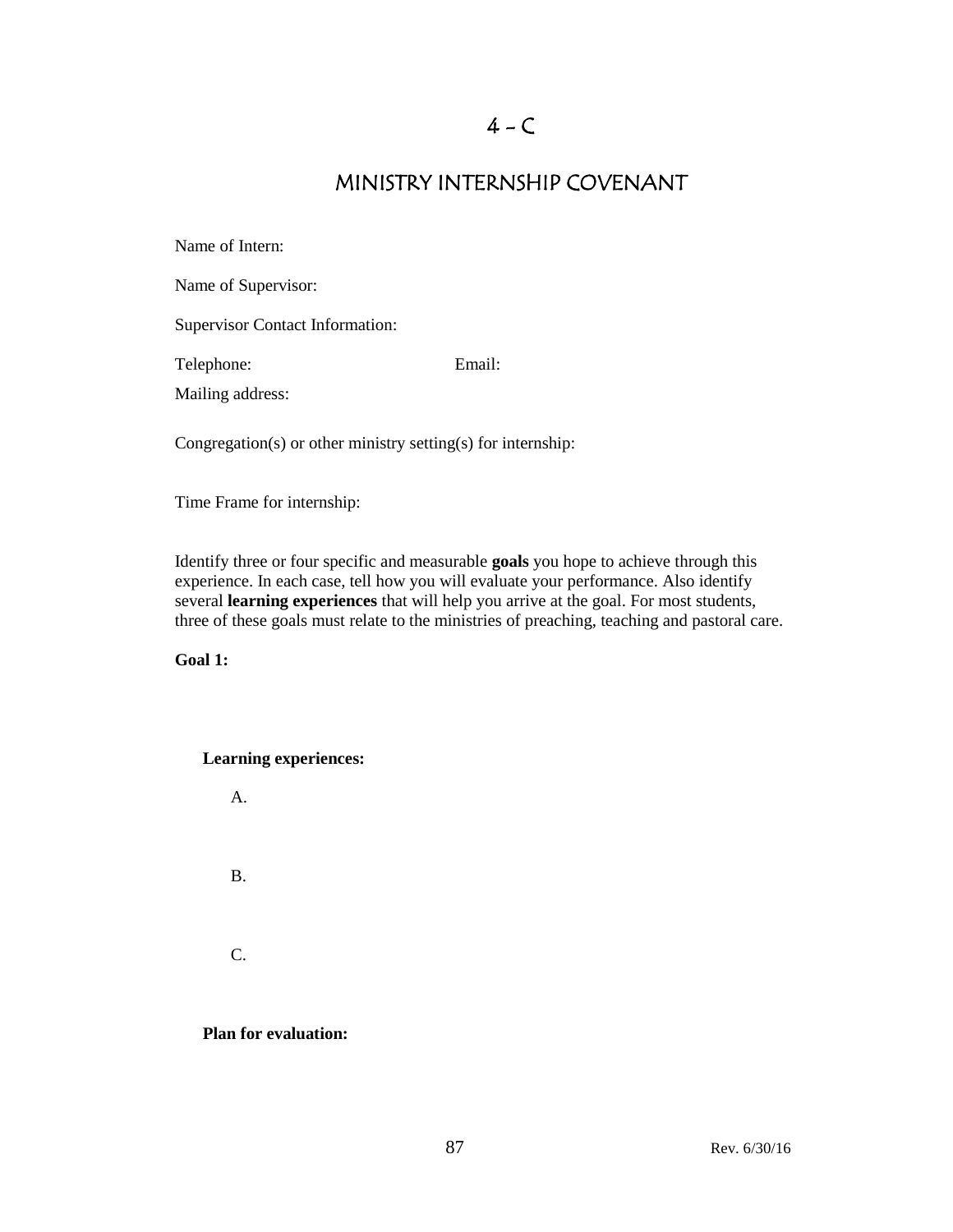# 4 – C

## MINISTRY INTERNSHIP COVENANT

Name of Intern:

Name of Supervisor:

Supervisor Contact Information:

Telephone: Email:

Mailing address:

Congregation(s) or other ministry setting(s) for internship:

Time Frame for internship:

Identify three or four specific and measurable **goals** you hope to achieve through this experience. In each case, tell how you will evaluate your performance. Also identify several **learning experiences** that will help you arrive at the goal. For most students, three of these goals must relate to the ministries of preaching, teaching and pastoral care.

**Goal 1:**

**Learning experiences:**

A.

B.

C.

**Plan for evaluation:**

Rev. 6/30/16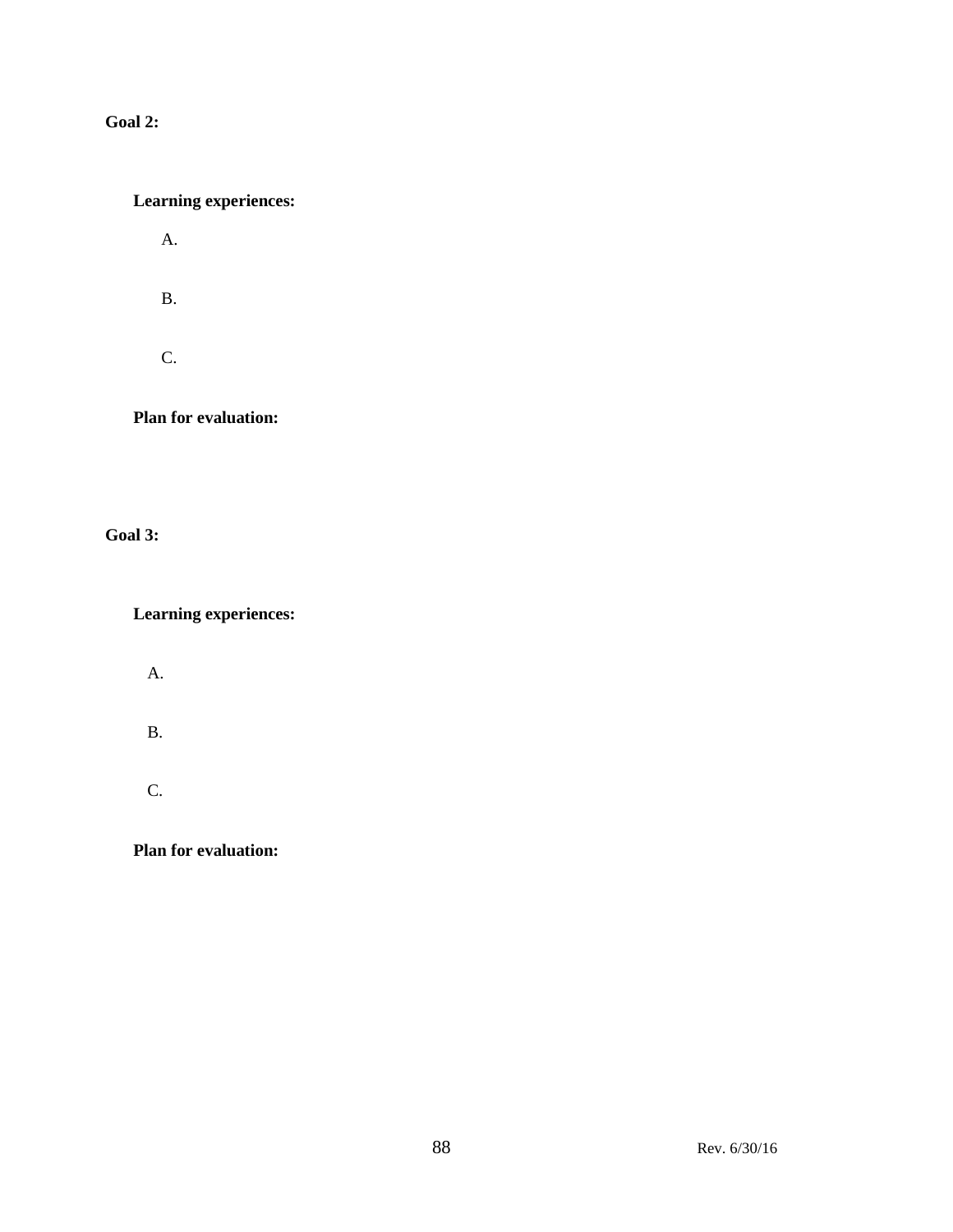**Goal 2:**

**Learning experiences:**

A.

B.

C.

**Plan for evaluation:**

**Goal 3:**

**Learning experiences:**

A.

B.

C.

**Plan for evaluation:**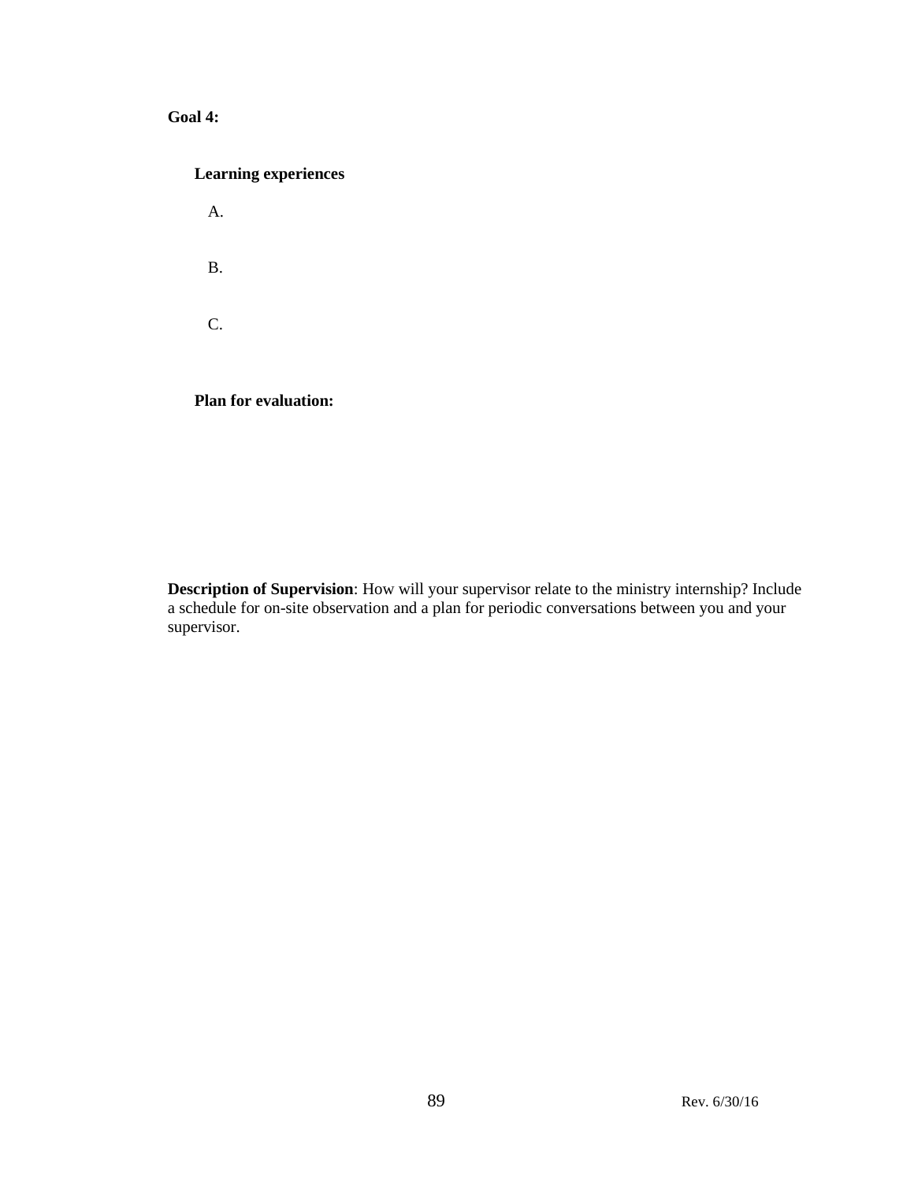**Goal 4:**

**Learning experiences**

A.

B.

C.

**Plan for evaluation:**

**Description of Supervision**: How will your supervisor relate to the ministry internship? Include a schedule for on-site observation and a plan for periodic conversations between you and your supervisor.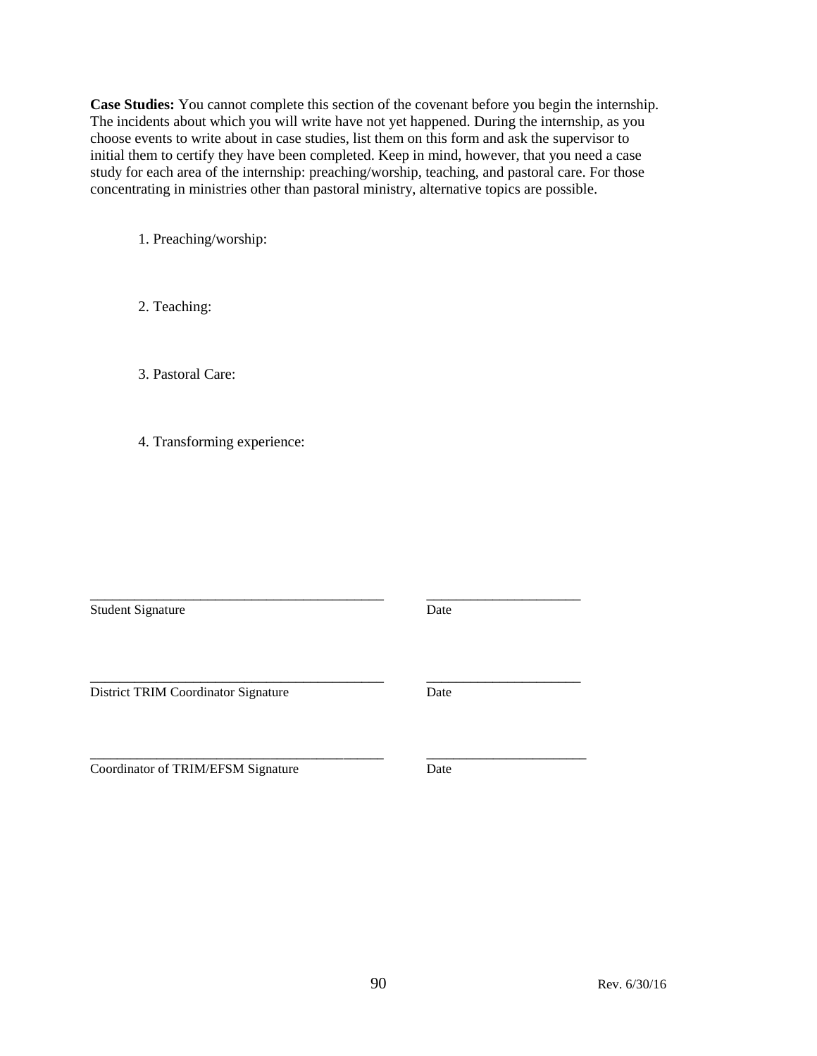**Case Studies:** You cannot complete this section of the covenant before you begin the internship. The incidents about which you will write have not yet happened. During the internship, as you choose events to write about in case studies, list them on this form and ask the supervisor to initial them to certify they have been completed. Keep in mind, however, that you need a case study for each area of the internship: preaching/worship, teaching, and pastoral care. For those concentrating in ministries other than pastoral ministry, alternative topics are possible.

1. Preaching/worship:

2. Teaching:

3. Pastoral Care:

4. Transforming experience:

\_\_\_\_\_\_\_\_\_\_\_\_\_\_\_\_\_\_\_\_\_\_\_\_\_\_\_\_\_\_\_\_\_\_\_\_\_\_\_\_\_\_\_ \_\_\_\_\_\_\_\_\_\_\_\_\_\_\_\_\_\_\_\_\_\_

Student Signature Date

\_\_\_\_\_\_\_\_\_\_\_\_\_\_\_\_\_\_\_\_\_\_\_\_\_\_\_\_\_\_\_\_\_\_\_\_\_\_\_\_\_\_\_ \_\_\_\_\_\_\_\_\_\_\_\_\_\_\_\_\_\_\_\_\_\_

District TRIM Coordinator Signature Date

\_\_\_\_\_\_\_\_\_\_\_\_\_\_\_\_\_\_\_\_\_\_\_\_\_\_\_\_\_\_\_\_\_\_\_\_\_\_\_\_\_\_\_ \_\_\_\_\_\_\_\_\_\_\_\_\_\_\_\_\_\_\_\_\_\_\_

Coordinator of TRIM/EFSM Signature Date

Rev. 6/30/16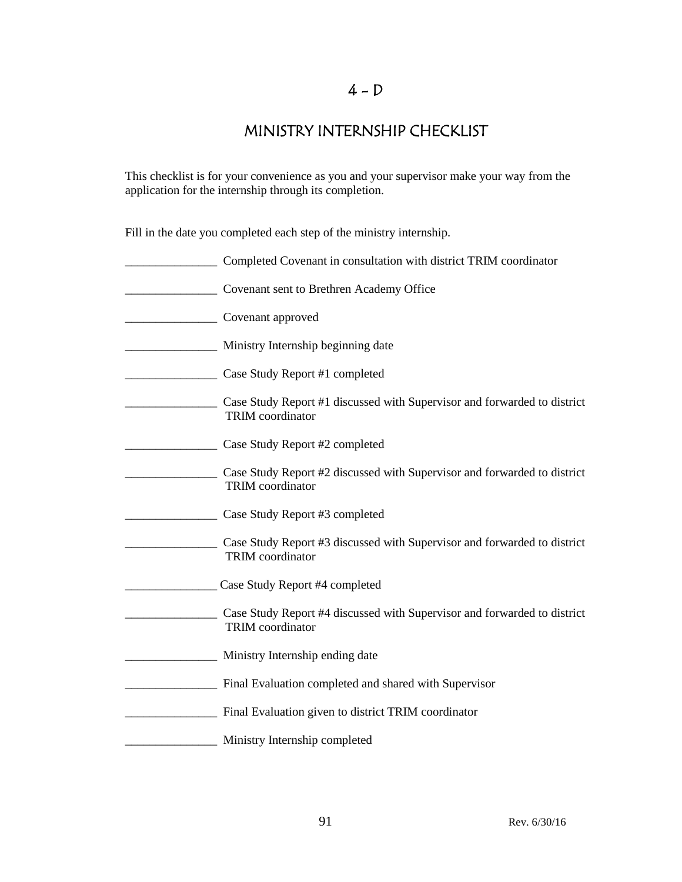# 4 – D

## MINISTRY INTERNSHIP CHECKLIST

This checklist is for your convenience as you and your supervisor make your way from the application for the internship through its completion.

Fill in the date you completed each step of the ministry internship.

_______________ Completed Covenant in consultation with district TRIM coordinator

_______________ Covenant sent to Brethren Academy Office

_______________ Covenant approved

_______________ Ministry Internship beginning date

_______________ Case Study Report #1 completed

_______________ Case Study Report #1 discussed with Supervisor and forwarded to district TRIM coordinator

_______________ Case Study Report #2 completed

_______________ Case Study Report #2 discussed with Supervisor and forwarded to district TRIM coordinator

_______________ Case Study Report #3 completed

_______________ Case Study Report #3 discussed with Supervisor and forwarded to district TRIM coordinator

_______________ Case Study Report #4 completed

_______________ Case Study Report #4 discussed with Supervisor and forwarded to district TRIM coordinator

_______________ Ministry Internship ending date

_______________ Final Evaluation completed and shared with Supervisor

_______________ Final Evaluation given to district TRIM coordinator

_______________ Ministry Internship completed

Rev. 6/30/16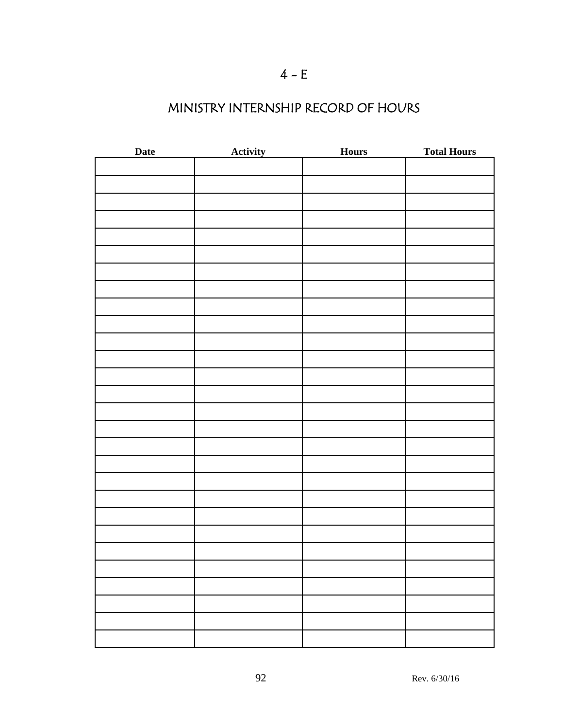# 4 - E

## MINISTRY INTERNSHIP RECORD OF HOURS

| Date | Activity | Hours | Total Hours |
|---|---|---|---|
| | | | |
| | | | |
| | | | |
| | | | |
| | | | |
| | | | |
| | | | |
| | | | |
| | | | |
| | | | |
| | | | |
| | | | |
| | | | |
| | | | |
| | | | |
| | | | |
| | | | |
| | | | |
| | | | |
| | | | |
| | | | |
| | | | |
| | | | |
| | | | |
| | | | |
| | | | |
| | | | |
| | | | |

Rev. 6/30/16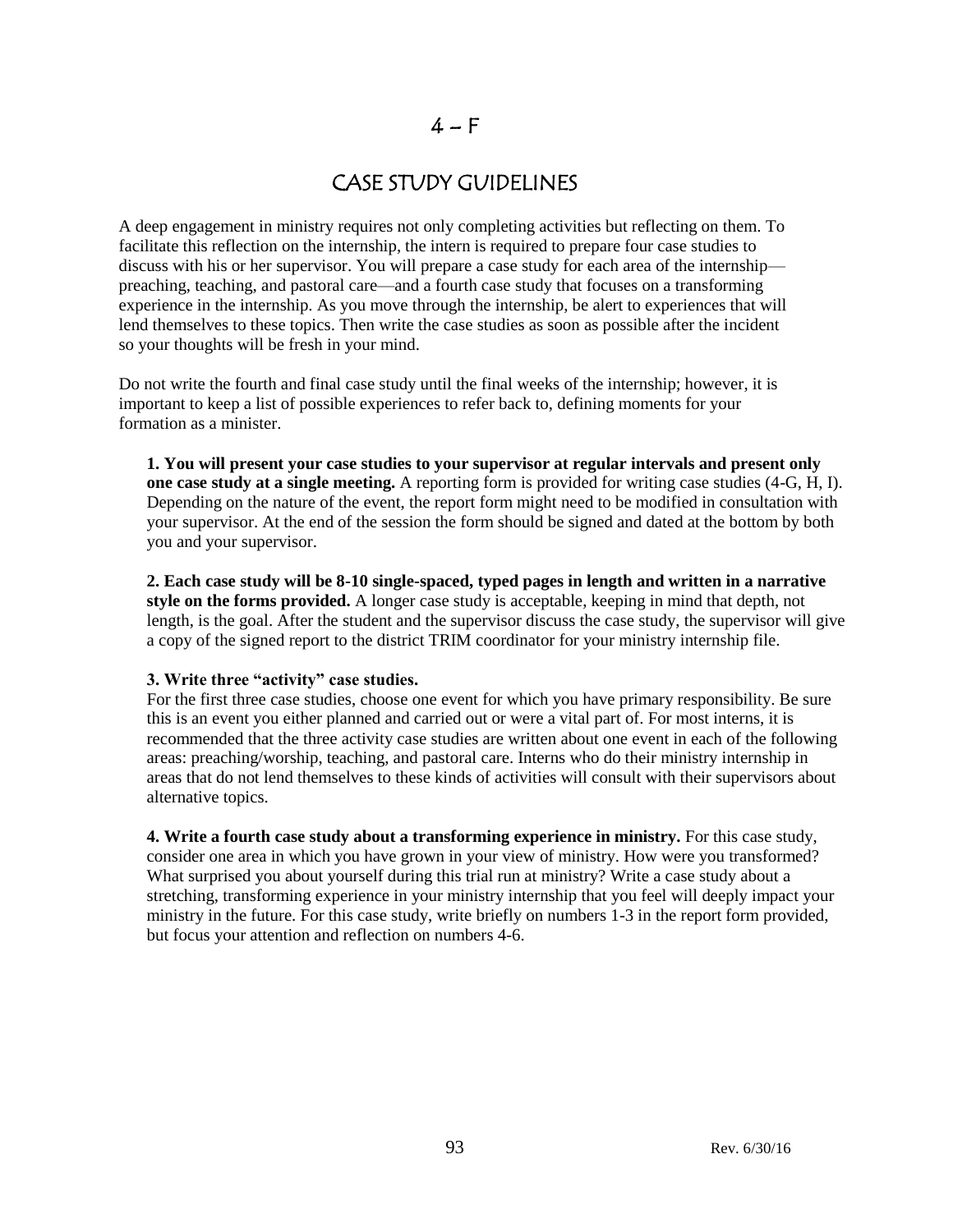# 4 – F

## CASE STUDY GUIDELINES

A deep engagement in ministry requires not only completing activities but reflecting on them. To facilitate this reflection on the internship, the intern is required to prepare four case studies to discuss with his or her supervisor. You will prepare a case study for each area of the internship—preaching, teaching, and pastoral care—and a fourth case study that focuses on a transforming experience in the internship. As you move through the internship, be alert to experiences that will lend themselves to these topics. Then write the case studies as soon as possible after the incident so your thoughts will be fresh in your mind.

Do not write the fourth and final case study until the final weeks of the internship; however, it is important to keep a list of possible experiences to refer back to, defining moments for your formation as a minister.

**1. You will present your case studies to your supervisor at regular intervals and present only one case study at a single meeting.** A reporting form is provided for writing case studies (4-G, H, I). Depending on the nature of the event, the report form might need to be modified in consultation with your supervisor. At the end of the session the form should be signed and dated at the bottom by both you and your supervisor.

**2. Each case study will be 8-10 single-spaced, typed pages in length and written in a narrative style on the forms provided.** A longer case study is acceptable, keeping in mind that depth, not length, is the goal. After the student and the supervisor discuss the case study, the supervisor will give a copy of the signed report to the district TRIM coordinator for your ministry internship file.

**3. Write three "activity" case studies.**
For the first three case studies, choose one event for which you have primary responsibility. Be sure this is an event you either planned and carried out or were a vital part of. For most interns, it is recommended that the three activity case studies are written about one event in each of the following areas: preaching/worship, teaching, and pastoral care. Interns who do their ministry internship in areas that do not lend themselves to these kinds of activities will consult with their supervisors about alternative topics.

**4. Write a fourth case study about a transforming experience in ministry.** For this case study, consider one area in which you have grown in your view of ministry. How were you transformed? What surprised you about yourself during this trial run at ministry? Write a case study about a stretching, transforming experience in your ministry internship that you feel will deeply impact your ministry in the future. For this case study, write briefly on numbers 1-3 in the report form provided, but focus your attention and reflection on numbers 4-6.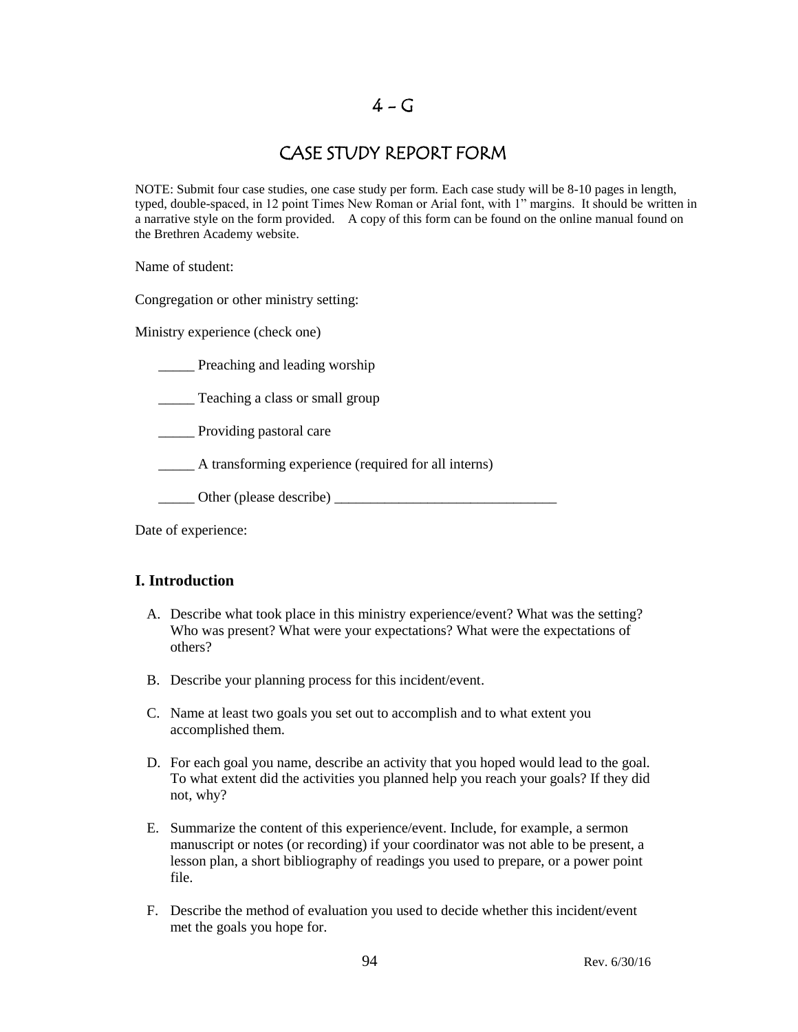# 4 – G

## CASE STUDY REPORT FORM

NOTE: Submit four case studies, one case study per form. Each case study will be 8-10 pages in length, typed, double-spaced, in 12 point Times New Roman or Arial font, with 1" margins. It should be written in a narrative style on the form provided. A copy of this form can be found on the online manual found on the Brethren Academy website.

Name of student:

Congregation or other ministry setting:

Ministry experience (check one)

_____ Preaching and leading worship

_____ Teaching a class or small group

_____ Providing pastoral care

_____ A transforming experience (required for all interns)

_____ Other (please describe) _______________________________

Date of experience:

### I. Introduction

A. Describe what took place in this ministry experience/event? What was the setting? Who was present? What were your expectations? What were the expectations of others?

B. Describe your planning process for this incident/event.

C. Name at least two goals you set out to accomplish and to what extent you accomplished them.

D. For each goal you name, describe an activity that you hoped would lead to the goal. To what extent did the activities you planned help you reach your goals? If they did not, why?

E. Summarize the content of this experience/event. Include, for example, a sermon manuscript or notes (or recording) if your coordinator was not able to be present, a lesson plan, a short bibliography of readings you used to prepare, or a power point file.

F. Describe the method of evaluation you used to decide whether this incident/event met the goals you hope for.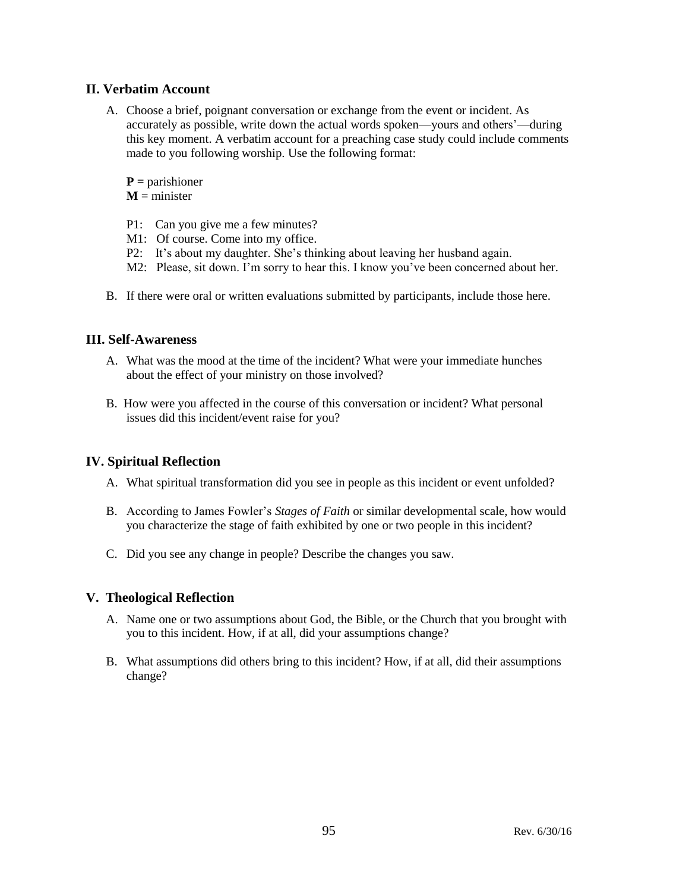## II. Verbatim Account

A. Choose a brief, poignant conversation or exchange from the event or incident. As accurately as possible, write down the actual words spoken—yours and others'—during this key moment. A verbatim account for a preaching case study could include comments made to you following worship. Use the following format:

**P =** parishioner
**M** = minister

P1: Can you give me a few minutes?
M1: Of course. Come into my office.
P2: It's about my daughter. She's thinking about leaving her husband again.
M2: Please, sit down. I'm sorry to hear this. I know you've been concerned about her.

B. If there were oral or written evaluations submitted by participants, include those here.

## III. Self-Awareness

A. What was the mood at the time of the incident? What were your immediate hunches about the effect of your ministry on those involved?

B. How were you affected in the course of this conversation or incident? What personal issues did this incident/event raise for you?

## IV. Spiritual Reflection

A. What spiritual transformation did you see in people as this incident or event unfolded?

B. According to James Fowler's *Stages of Faith* or similar developmental scale, how would you characterize the stage of faith exhibited by one or two people in this incident?

C. Did you see any change in people? Describe the changes you saw.

## V. Theological Reflection

A. Name one or two assumptions about God, the Bible, or the Church that you brought with you to this incident. How, if at all, did your assumptions change?

B. What assumptions did others bring to this incident? How, if at all, did their assumptions change?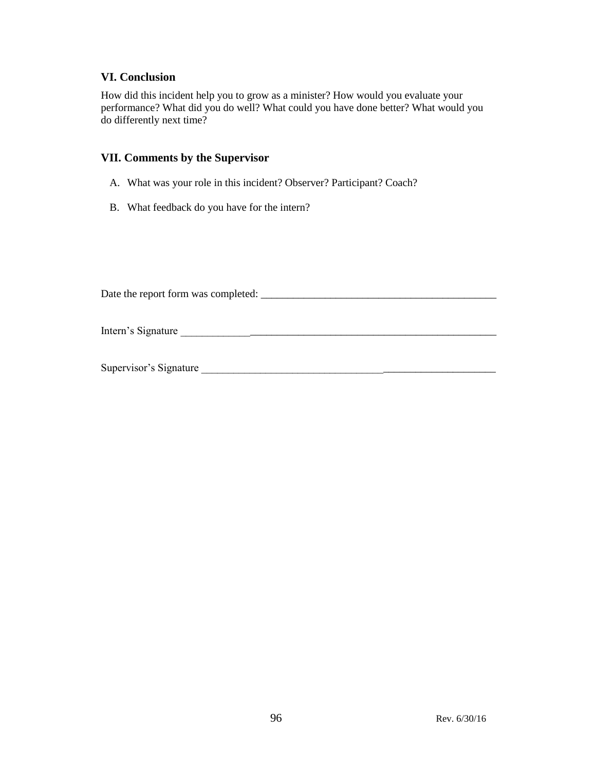## VI. Conclusion

How did this incident help you to grow as a minister? How would you evaluate your performance? What did you do well? What could you have done better? What would you do differently next time?

## VII. Comments by the Supervisor

A. What was your role in this incident? Observer? Participant? Coach?

B. What feedback do you have for the intern?

Date the report form was completed: ____________________________________________

Intern's Signature ___________________________________________________________

Supervisor's Signature _______________________________________________________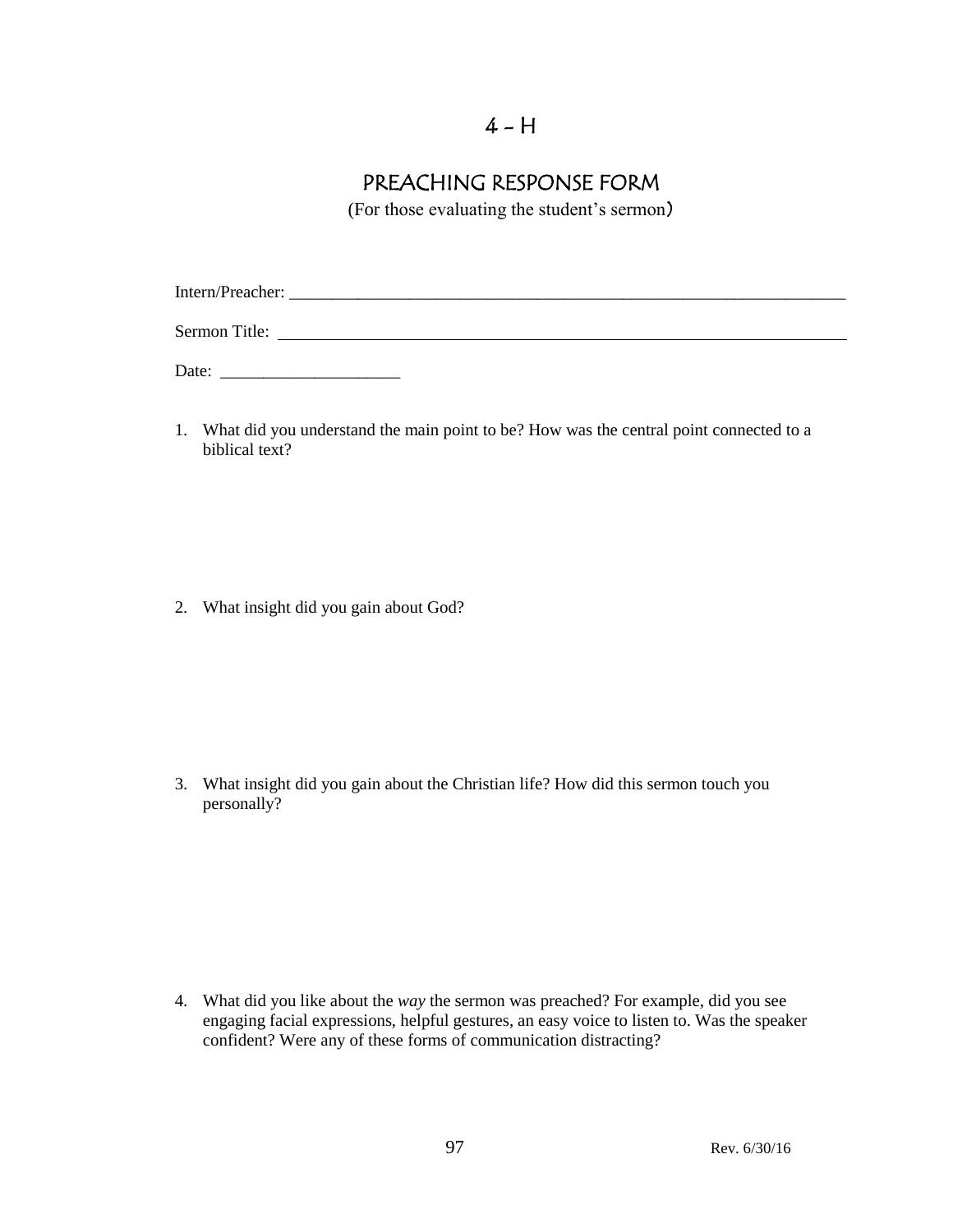# 4 - H

## PREACHING RESPONSE FORM

(For those evaluating the student's sermon)

Intern/Preacher: ____________________________________________________________________

Sermon Title: ______________________________________________________________________

Date: _____________________

1. What did you understand the main point to be? How was the central point connected to a biblical text?

2. What insight did you gain about God?

3. What insight did you gain about the Christian life? How did this sermon touch you personally?

4. What did you like about the *way* the sermon was preached? For example, did you see engaging facial expressions, helpful gestures, an easy voice to listen to. Was the speaker confident? Were any of these forms of communication distracting?

Rev. 6/30/16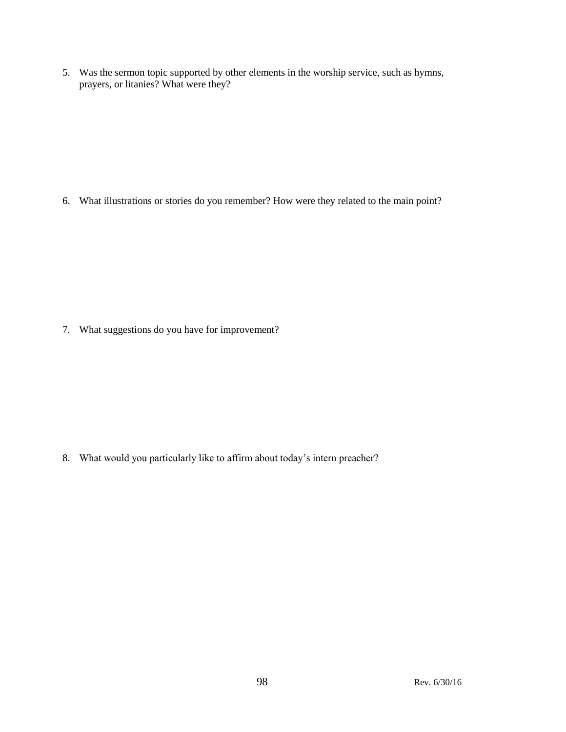5. Was the sermon topic supported by other elements in the worship service, such as hymns, prayers, or litanies? What were they?

6. What illustrations or stories do you remember? How were they related to the main point?

7. What suggestions do you have for improvement?

8. What would you particularly like to affirm about today's intern preacher?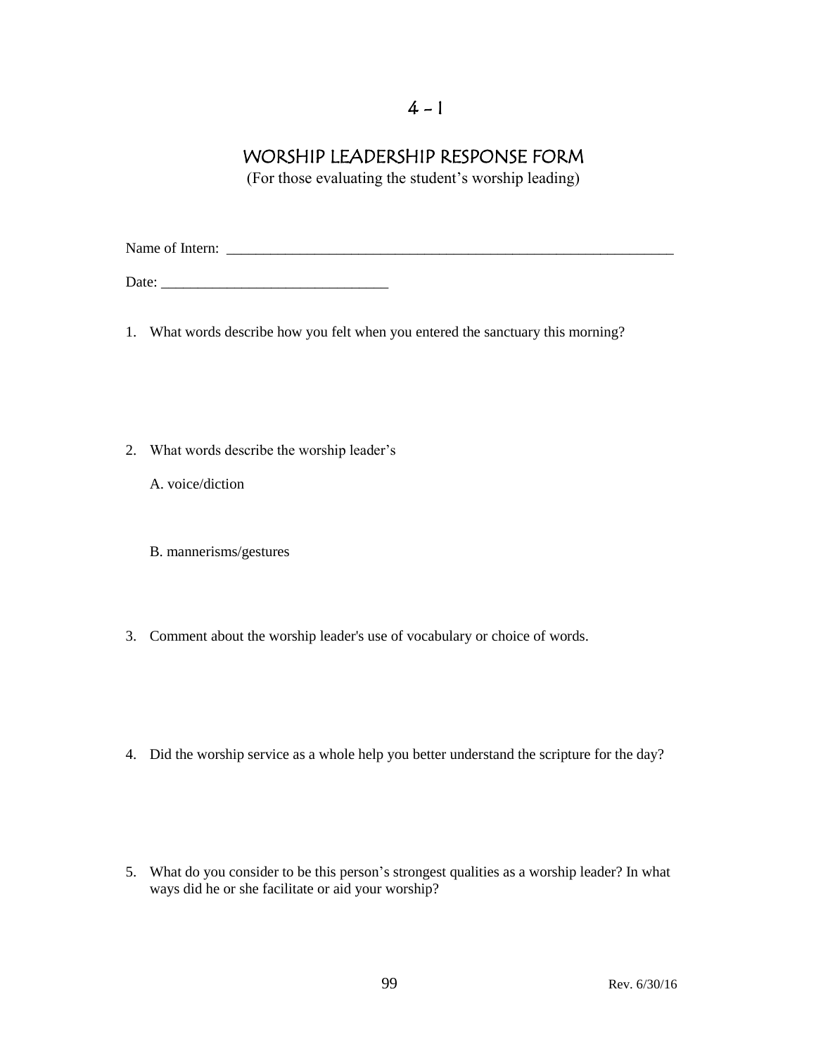# 4 – 1

## WORSHIP LEADERSHIP RESPONSE FORM

(For those evaluating the student's worship leading)

Name of Intern: _______________________________________________________________

Date: ______________________________

1. What words describe how you felt when you entered the sanctuary this morning?

2. What words describe the worship leader's

   A. voice/diction

   B. mannerisms/gestures

3. Comment about the worship leader's use of vocabulary or choice of words.

4. Did the worship service as a whole help you better understand the scripture for the day?

5. What do you consider to be this person's strongest qualities as a worship leader? In what ways did he or she facilitate or aid your worship?

Rev. 6/30/16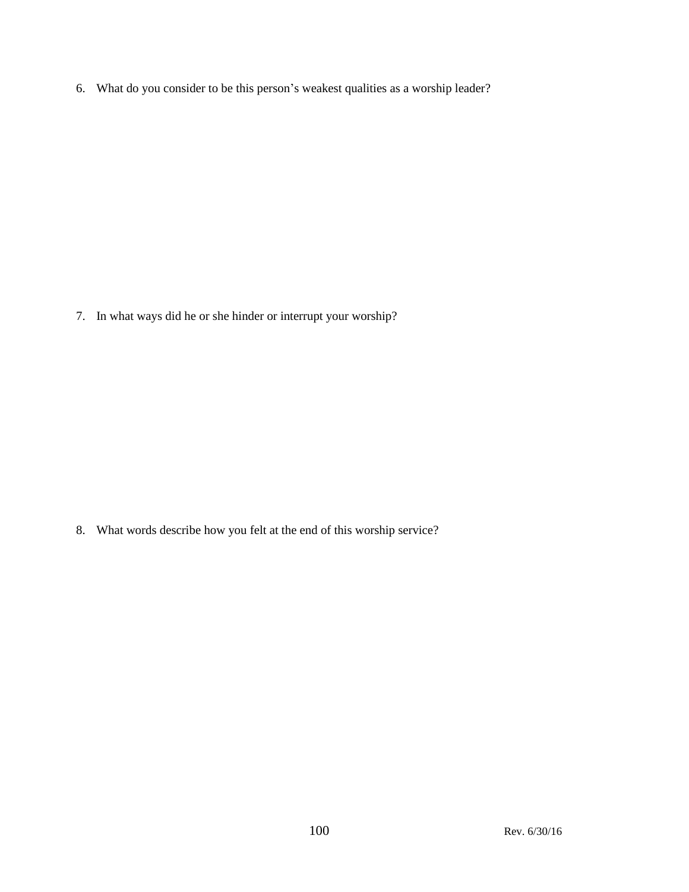6. What do you consider to be this person’s weakest qualities as a worship leader?

7. In what ways did he or she hinder or interrupt your worship?

8. What words describe how you felt at the end of this worship service?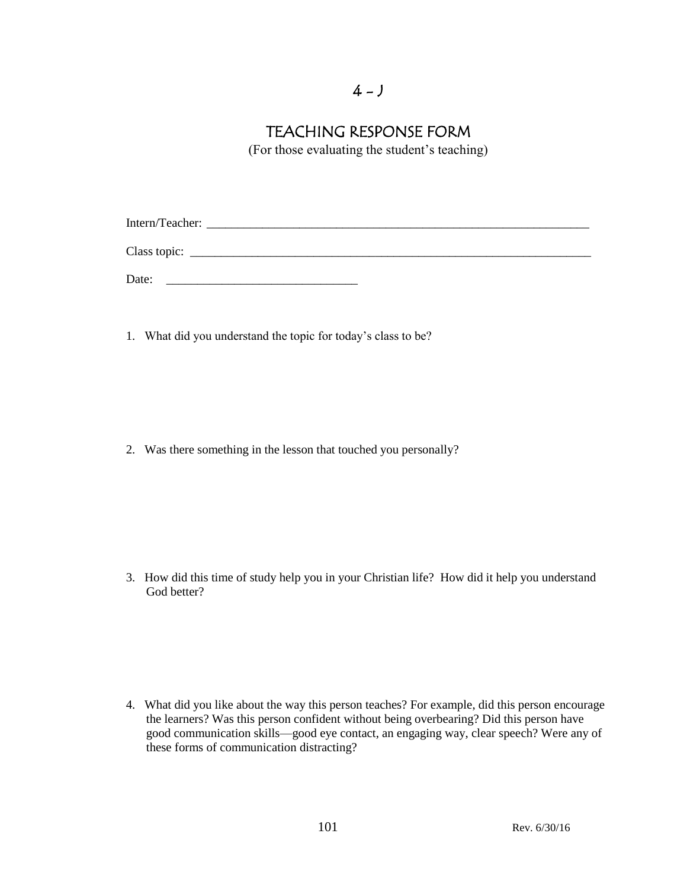# 4 – J

## TEACHING RESPONSE FORM

(For those evaluating the student's teaching)

Intern/Teacher: ________________________________________________________________

Class topic: ___________________________________________________________________

Date: ______________________________

1. What did you understand the topic for today's class to be?

2. Was there something in the lesson that touched you personally?

3. How did this time of study help you in your Christian life? How did it help you understand God better?

4. What did you like about the way this person teaches? For example, did this person encourage the learners? Was this person confident without being overbearing? Did this person have good communication skills—good eye contact, an engaging way, clear speech? Were any of these forms of communication distracting?

Rev. 6/30/16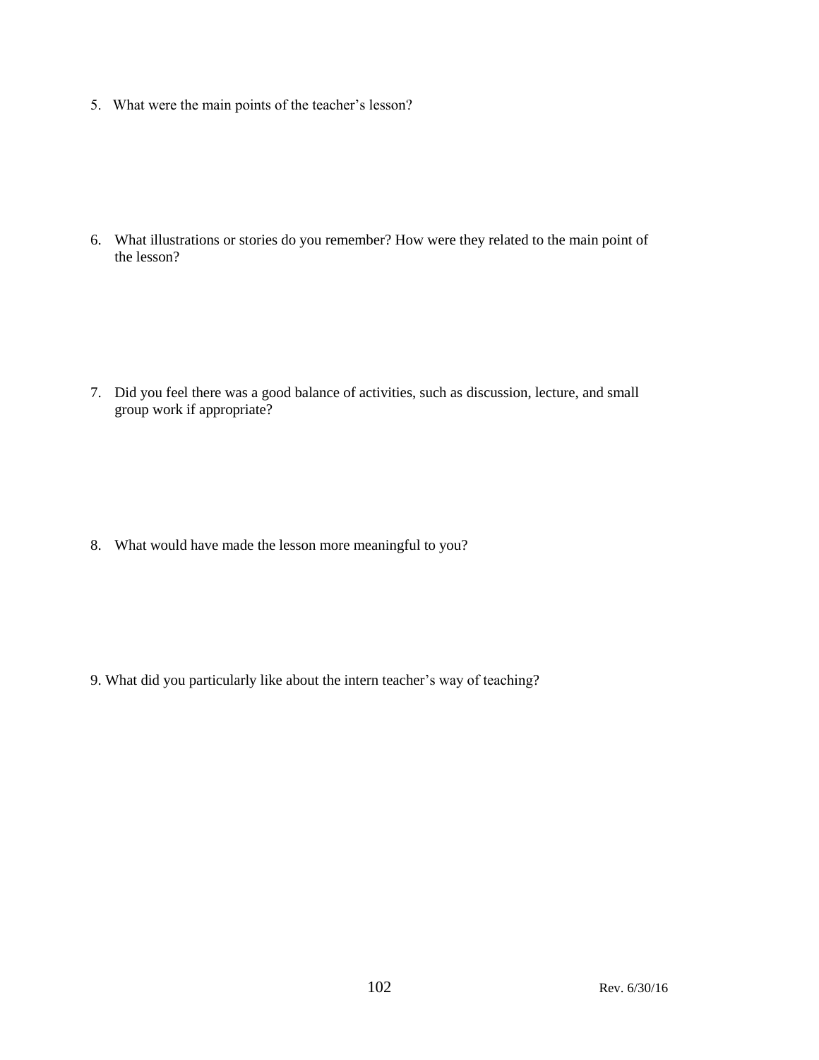5. What were the main points of the teacher's lesson?

6. What illustrations or stories do you remember? How were they related to the main point of the lesson?

7. Did you feel there was a good balance of activities, such as discussion, lecture, and small group work if appropriate?

8. What would have made the lesson more meaningful to you?

9. What did you particularly like about the intern teacher's way of teaching?

Rev. 6/30/16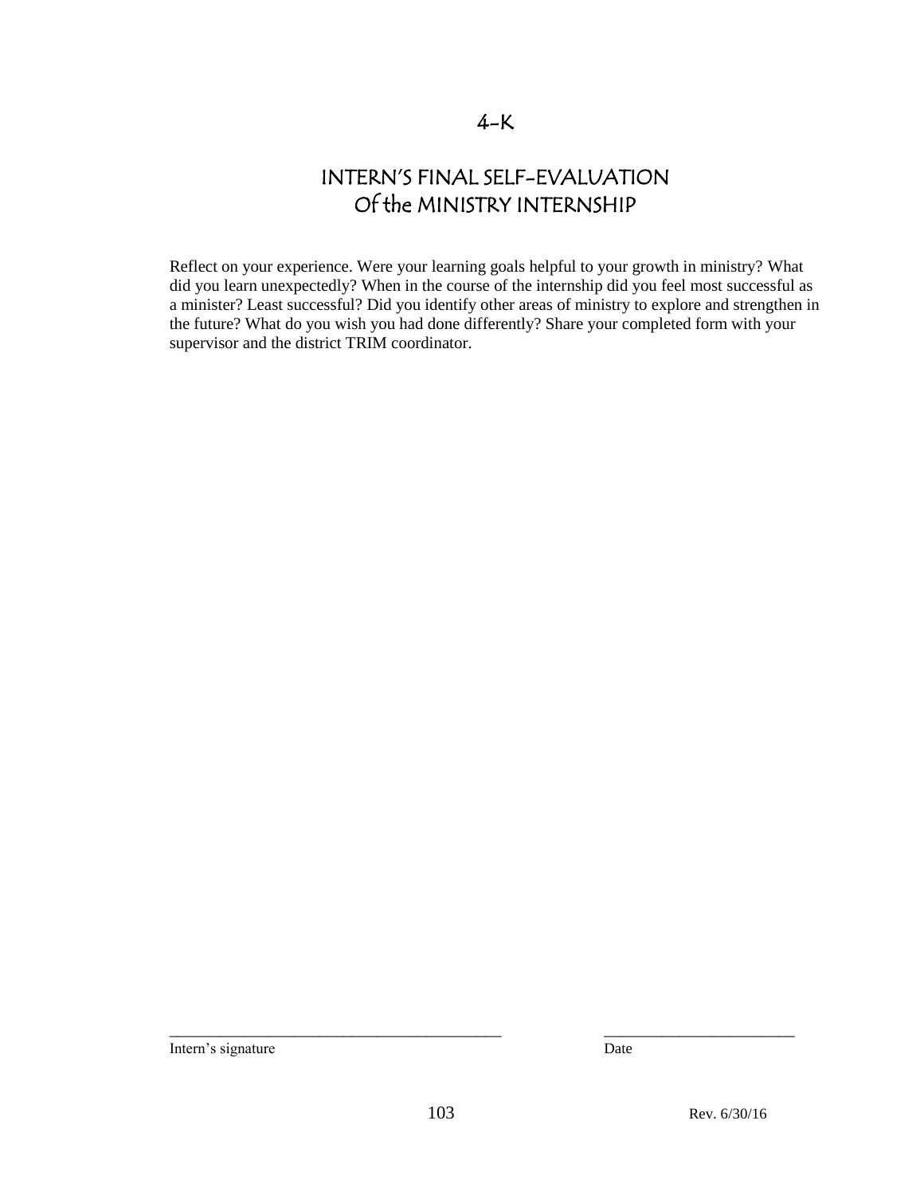# 4-K

# INTERN'S FINAL SELF-EVALUATION
## Of the MINISTRY INTERNSHIP

Reflect on your experience. Were your learning goals helpful to your growth in ministry? What did you learn unexpectedly? When in the course of the internship did you feel most successful as a minister? Least successful? Did you identify other areas of ministry to explore and strengthen in the future? What do you wish you had done differently? Share your completed form with your supervisor and the district TRIM coordinator.

___________________________________________ ________________________

Intern's signature Date

Rev. 6/30/16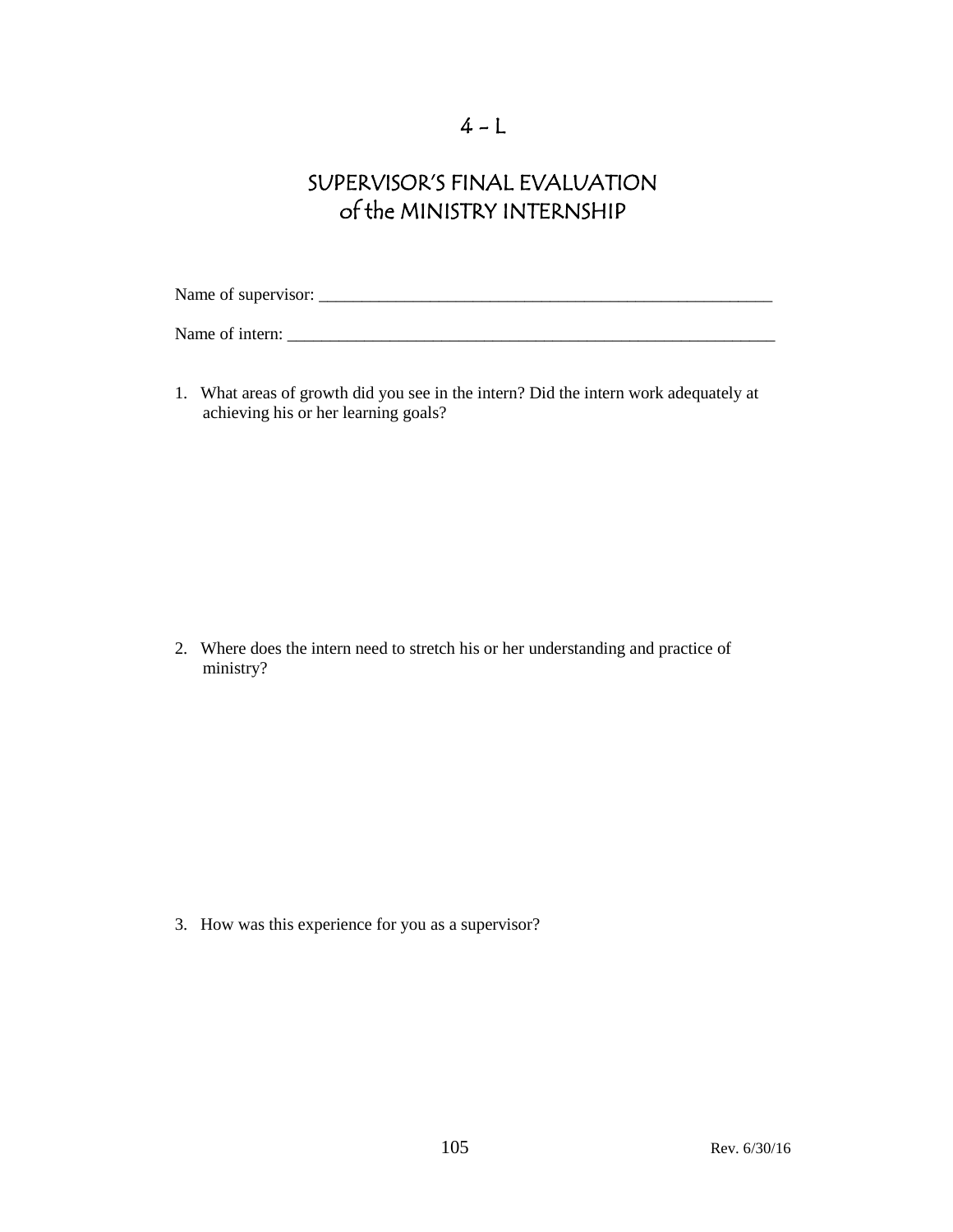# 4 - L

## SUPERVISOR'S FINAL EVALUATION of the MINISTRY INTERNSHIP

Name of supervisor: _______________________________________________________

Name of intern: ___________________________________________________________

1. What areas of growth did you see in the intern? Did the intern work adequately at achieving his or her learning goals?

2. Where does the intern need to stretch his or her understanding and practice of ministry?

3. How was this experience for you as a supervisor?

Rev. 6/30/16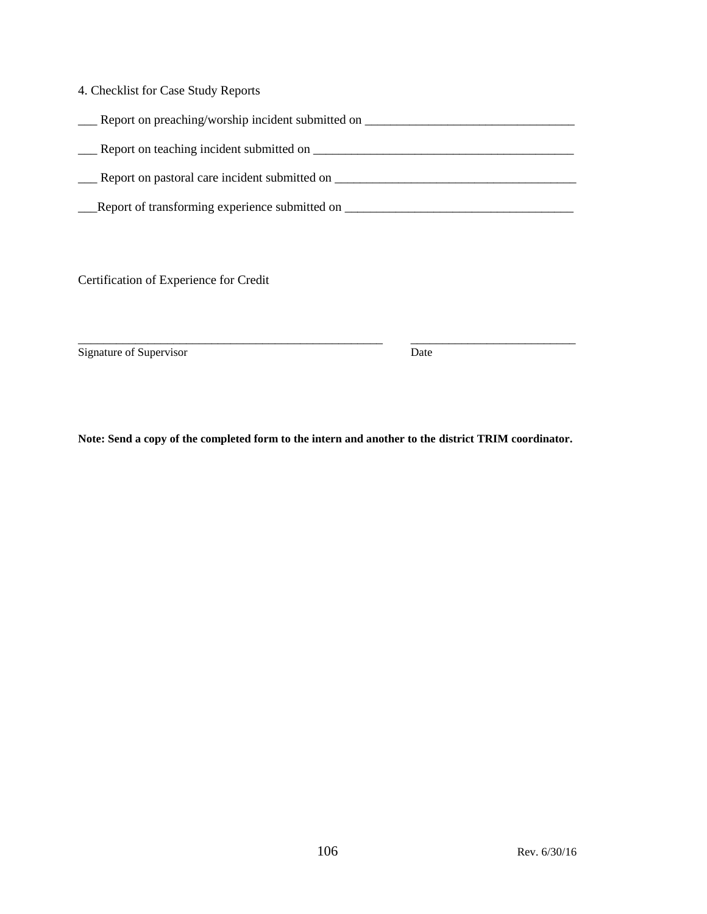4. Checklist for Case Study Reports

___ Report on preaching/worship incident submitted on _________________________________

___ Report on teaching incident submitted on _________________________________________

___ Report on pastoral care incident submitted on ______________________________________

___Report of transforming experience submitted on ____________________________________

Certification of Experience for Credit

_____________________________________________________ ___________________________
Signature of Supervisor Date

**Note: Send a copy of the completed form to the intern and another to the district TRIM coordinator.**

Rev. 6/30/16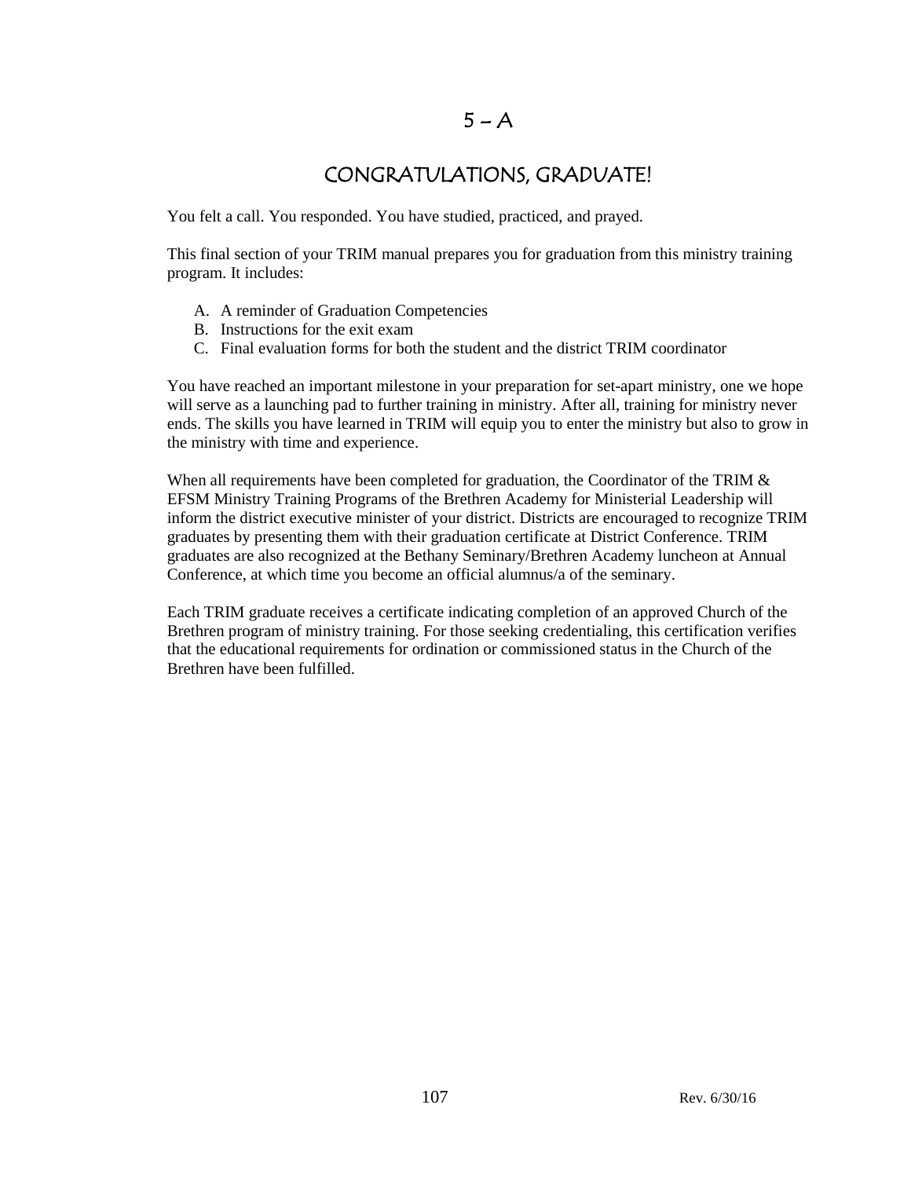# 5 – A

## CONGRATULATIONS, GRADUATE!

You felt a call. You responded. You have studied, practiced, and prayed.

This final section of your TRIM manual prepares you for graduation from this ministry training program. It includes:

A. A reminder of Graduation Competencies
B. Instructions for the exit exam
C. Final evaluation forms for both the student and the district TRIM coordinator

You have reached an important milestone in your preparation for set-apart ministry, one we hope will serve as a launching pad to further training in ministry. After all, training for ministry never ends. The skills you have learned in TRIM will equip you to enter the ministry but also to grow in the ministry with time and experience.

When all requirements have been completed for graduation, the Coordinator of the TRIM & EFSM Ministry Training Programs of the Brethren Academy for Ministerial Leadership will inform the district executive minister of your district. Districts are encouraged to recognize TRIM graduates by presenting them with their graduation certificate at District Conference. TRIM graduates are also recognized at the Bethany Seminary/Brethren Academy luncheon at Annual Conference, at which time you become an official alumnus/a of the seminary.

Each TRIM graduate receives a certificate indicating completion of an approved Church of the Brethren program of ministry training. For those seeking credentialing, this certification verifies that the educational requirements for ordination or commissioned status in the Church of the Brethren have been fulfilled.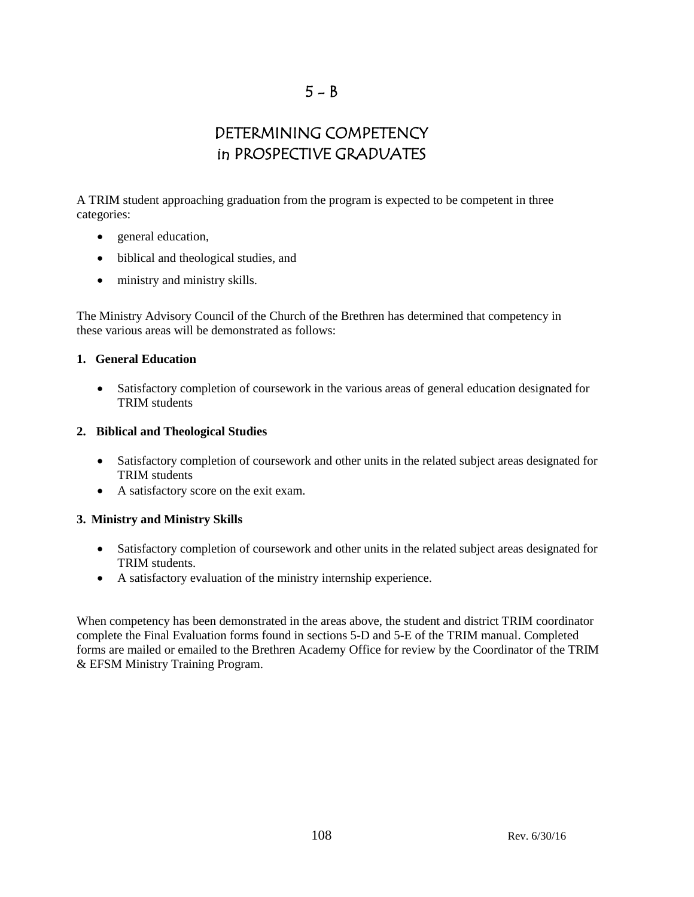# 5 – B

# DETERMINING COMPETENCY in PROSPECTIVE GRADUATES

A TRIM student approaching graduation from the program is expected to be competent in three categories:

- general education,
- biblical and theological studies, and
- ministry and ministry skills.

The Ministry Advisory Council of the Church of the Brethren has determined that competency in these various areas will be demonstrated as follows:

**1. General Education**

- Satisfactory completion of coursework in the various areas of general education designated for TRIM students

**2. Biblical and Theological Studies**

- Satisfactory completion of coursework and other units in the related subject areas designated for TRIM students
- A satisfactory score on the exit exam.

**3. Ministry and Ministry Skills**

- Satisfactory completion of coursework and other units in the related subject areas designated for TRIM students.
- A satisfactory evaluation of the ministry internship experience.

When competency has been demonstrated in the areas above, the student and district TRIM coordinator complete the Final Evaluation forms found in sections 5-D and 5-E of the TRIM manual. Completed forms are mailed or emailed to the Brethren Academy Office for review by the Coordinator of the TRIM & EFSM Ministry Training Program.

Rev. 6/30/16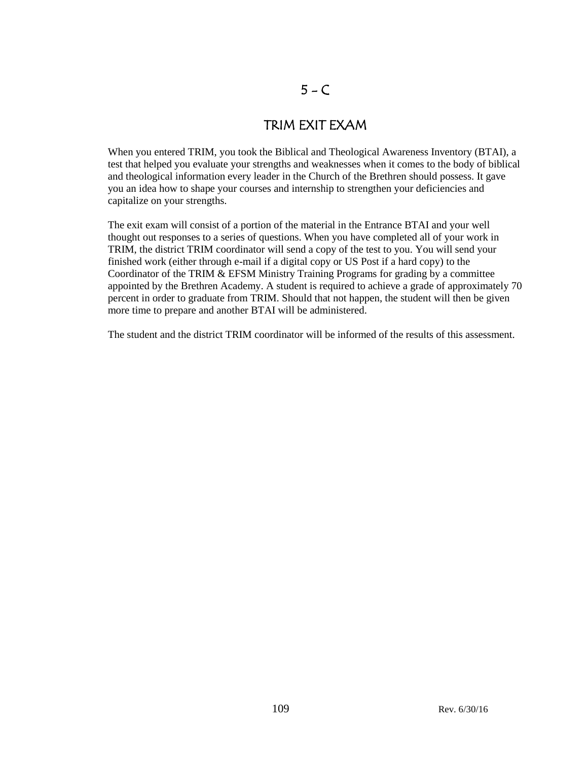# 5 – C

## TRIM EXIT EXAM

When you entered TRIM, you took the Biblical and Theological Awareness Inventory (BTAI), a test that helped you evaluate your strengths and weaknesses when it comes to the body of biblical and theological information every leader in the Church of the Brethren should possess. It gave you an idea how to shape your courses and internship to strengthen your deficiencies and capitalize on your strengths.

The exit exam will consist of a portion of the material in the Entrance BTAI and your well thought out responses to a series of questions. When you have completed all of your work in TRIM, the district TRIM coordinator will send a copy of the test to you. You will send your finished work (either through e-mail if a digital copy or US Post if a hard copy) to the Coordinator of the TRIM & EFSM Ministry Training Programs for grading by a committee appointed by the Brethren Academy. A student is required to achieve a grade of approximately 70 percent in order to graduate from TRIM. Should that not happen, the student will then be given more time to prepare and another BTAI will be administered.

The student and the district TRIM coordinator will be informed of the results of this assessment.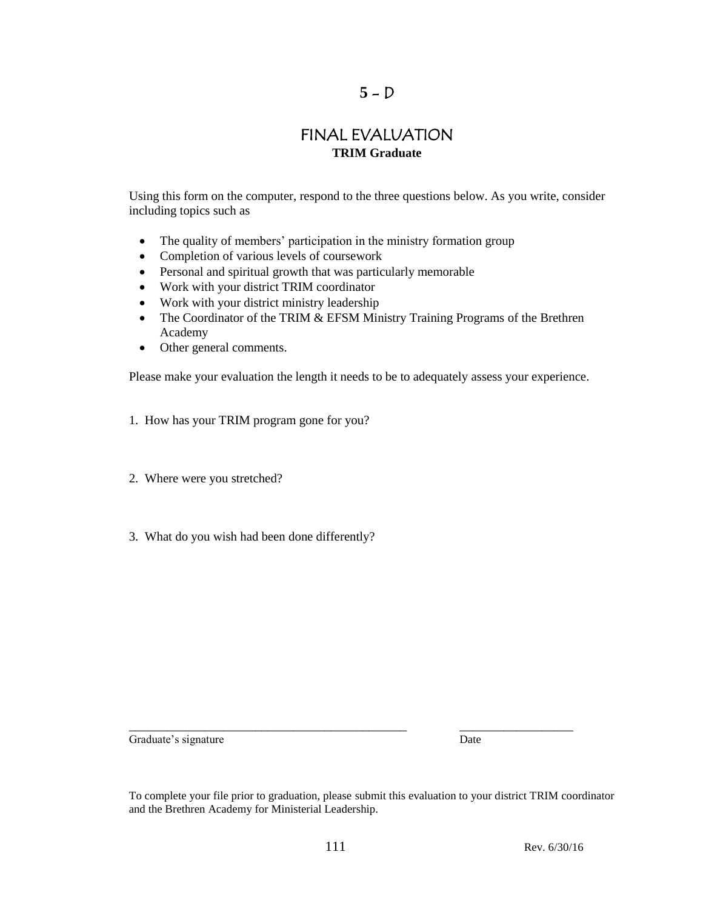# 5 – D

## FINAL EVALUATION

**TRIM Graduate**

Using this form on the computer, respond to the three questions below. As you write, consider including topics such as

- The quality of members' participation in the ministry formation group
- Completion of various levels of coursework
- Personal and spiritual growth that was particularly memorable
- Work with your district TRIM coordinator
- Work with your district ministry leadership
- The Coordinator of the TRIM & EFSM Ministry Training Programs of the Brethren Academy
- Other general comments.

Please make your evaluation the length it needs to be to adequately assess your experience.

1. How has your TRIM program gone for you?

2. Where were you stretched?

3. What do you wish had been done differently?

_______________________________________________ ___________________

Graduate's signature Date

To complete your file prior to graduation, please submit this evaluation to your district TRIM coordinator and the Brethren Academy for Ministerial Leadership.

Rev. 6/30/16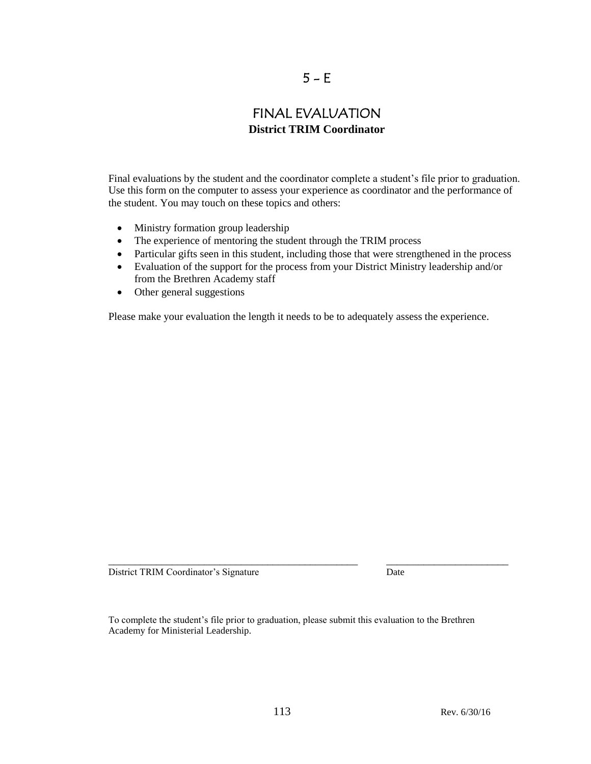# 5 – E

## FINAL EVALUATION
**District TRIM Coordinator**

Final evaluations by the student and the coordinator complete a student's file prior to graduation. Use this form on the computer to assess your experience as coordinator and the performance of the student. You may touch on these topics and others:

- Ministry formation group leadership
- The experience of mentoring the student through the TRIM process
- Particular gifts seen in this student, including those that were strengthened in the process
- Evaluation of the support for the process from your District Ministry leadership and/or from the Brethren Academy staff
- Other general suggestions

Please make your evaluation the length it needs to be to adequately assess the experience.

\_\_\_\_\_\_\_\_\_\_\_\_\_\_\_\_\_\_\_\_\_\_\_\_\_\_\_\_\_\_\_\_\_\_\_\_\_\_\_\_\_\_\_\_\_\_\_\_\_\_\_ \_\_\_\_\_\_\_\_\_\_\_\_\_\_\_\_\_\_\_\_\_\_\_\_\_\_

District TRIM Coordinator's Signature Date

To complete the student's file prior to graduation, please submit this evaluation to the Brethren Academy for Ministerial Leadership.

Rev. 6/30/16